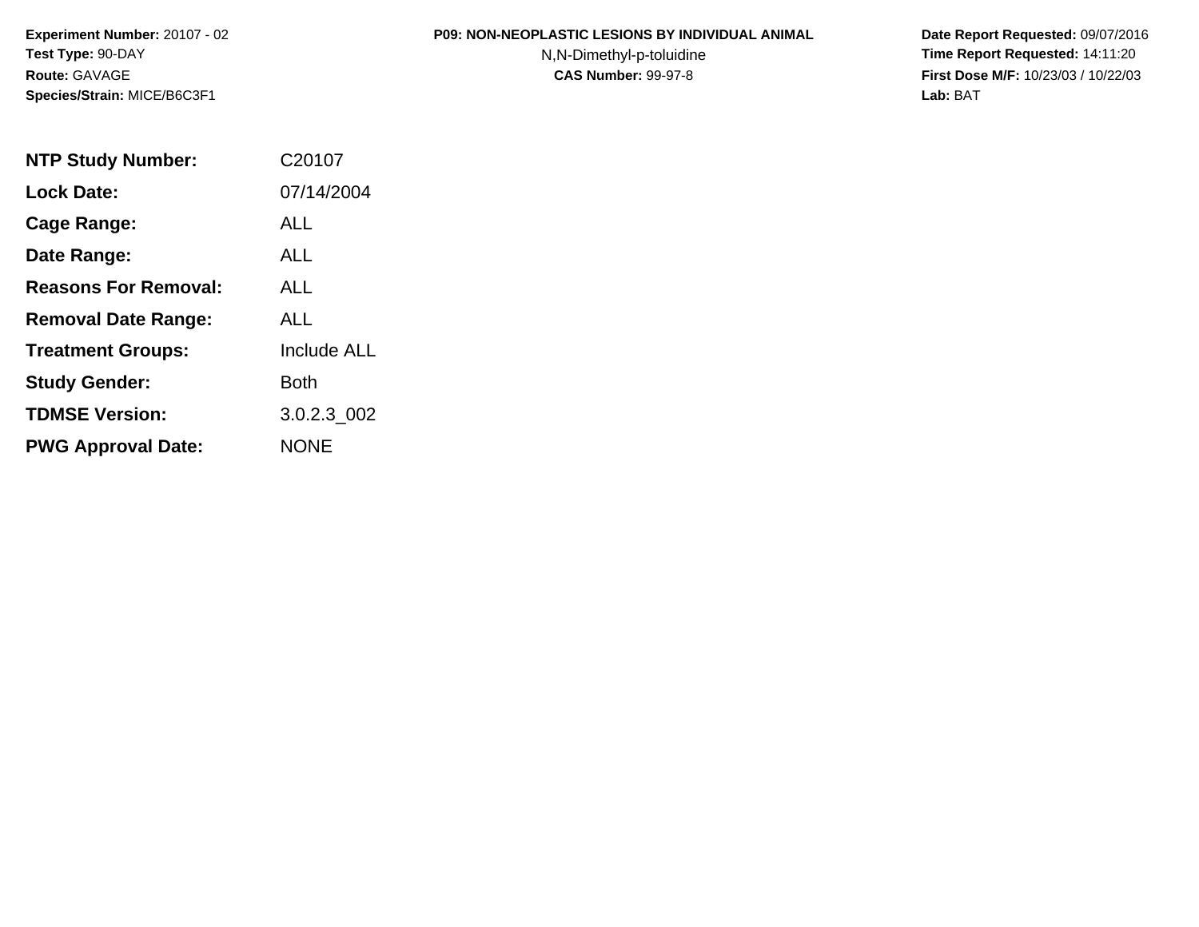**Experiment Number:** 20107 - 02
**Test Type:** 90-DAY
**Route:** GAVAGE
**Species/Strain:** MICE/B6C3F1

**P09: NON-NEOPLASTIC LESIONS BY INDIVIDUAL ANIMAL**
N,N-Dimethyl-p-toluidine
**CAS Number:** 99-97-8

**Date Report Requested:** 09/07/2016
**Time Report Requested:** 14:11:20
**First Dose M/F:** 10/23/03 / 10/22/03
**Lab:** BAT

| | |
|---|---|
| **NTP Study Number:** | C20107 |
| **Lock Date:** | 07/14/2004 |
| **Cage Range:** | ALL |
| **Date Range:** | ALL |
| **Reasons For Removal:** | ALL |
| **Removal Date Range:** | ALL |
| **Treatment Groups:** | Include ALL |
| **Study Gender:** | Both |
| **TDMSE Version:** | 3.0.2.3_002 |
| **PWG Approval Date:** | NONE |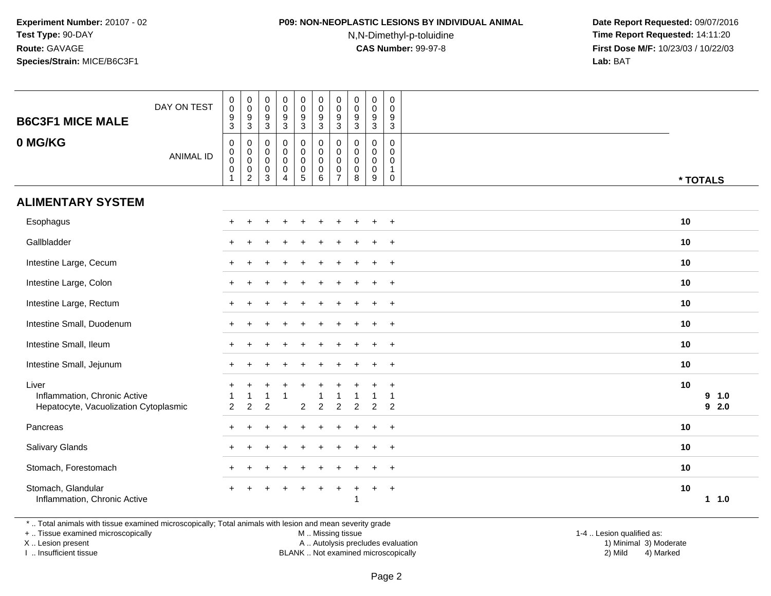**Experiment Number:** 20107 - 02
**Test Type:** 90-DAY
**Route:** GAVAGE
**Species/Strain:** MICE/B6C3F1

**P09: NON-NEOPLASTIC LESIONS BY INDIVIDUAL ANIMAL**
N,N-Dimethyl-p-toluidine
**CAS Number:** 99-97-8

**Date Report Requested:** 09/07/2016
**Time Report Requested:** 14:11:20
**First Dose M/F:** 10/23/03 / 10/22/03
**Lab:** BAT

## B6C3F1 MICE MALE — 0 MG/KG

| DAY ON TEST | 0093 | 0093 | 0093 | 0093 | 0093 | 0093 | 0093 | 0093 | 0093 | 0093 | |
|---|---|---|---|---|---|---|---|---|---|---|---|
| **ANIMAL ID** | 0001 | 0002 | 0003 | 0004 | 0005 | 0006 | 0007 | 0008 | 0009 | 0010 | *** TOTALS** |
| **ALIMENTARY SYSTEM** | | | | | | | | | | | |
| Esophagus | + | + | + | + | + | + | + | + | + | + | 10 |
| Gallbladder | + | + | + | + | + | + | + | + | + | + | 10 |
| Intestine Large, Cecum | + | + | + | + | + | + | + | + | + | + | 10 |
| Intestine Large, Colon | + | + | + | + | + | + | + | + | + | + | 10 |
| Intestine Large, Rectum | + | + | + | + | + | + | + | + | + | + | 10 |
| Intestine Small, Duodenum | + | + | + | + | + | + | + | + | + | + | 10 |
| Intestine Small, Ileum | + | + | + | + | + | + | + | + | + | + | 10 |
| Intestine Small, Jejunum | + | + | + | + | + | + | + | + | + | + | 10 |
| Liver | + | + | + | + | + | + | + | + | + | + | 10 |
| Inflammation, Chronic Active | 1 | 1 | 1 | 1 | | 1 | 1 | 1 | 1 | 1 | 9 1.0 |
| Hepatocyte, Vacuolization Cytoplasmic | 2 | 2 | 2 | | 2 | 2 | 2 | 2 | 2 | 2 | 9 2.0 |
| Pancreas | + | + | + | + | + | + | + | + | + | + | 10 |
| Salivary Glands | + | + | + | + | + | + | + | + | + | + | 10 |
| Stomach, Forestomach | + | + | + | + | + | + | + | + | + | + | 10 |
| Stomach, Glandular | + | + | + | + | + | + | + | + | + | + | 10 |
| Inflammation, Chronic Active | | | | | | | | 1 | | | 1 1.0 |

* .. Total animals with tissue examined microscopically; Total animals with lesion and mean severity grade
+ .. Tissue examined microscopically
X .. Lesion present
I .. Insufficient tissue
M .. Missing tissue
A .. Autolysis precludes evaluation
BLANK .. Not examined microscopically
1-4 .. Lesion qualified as: 1) Minimal 2) Mild 3) Moderate 4) Marked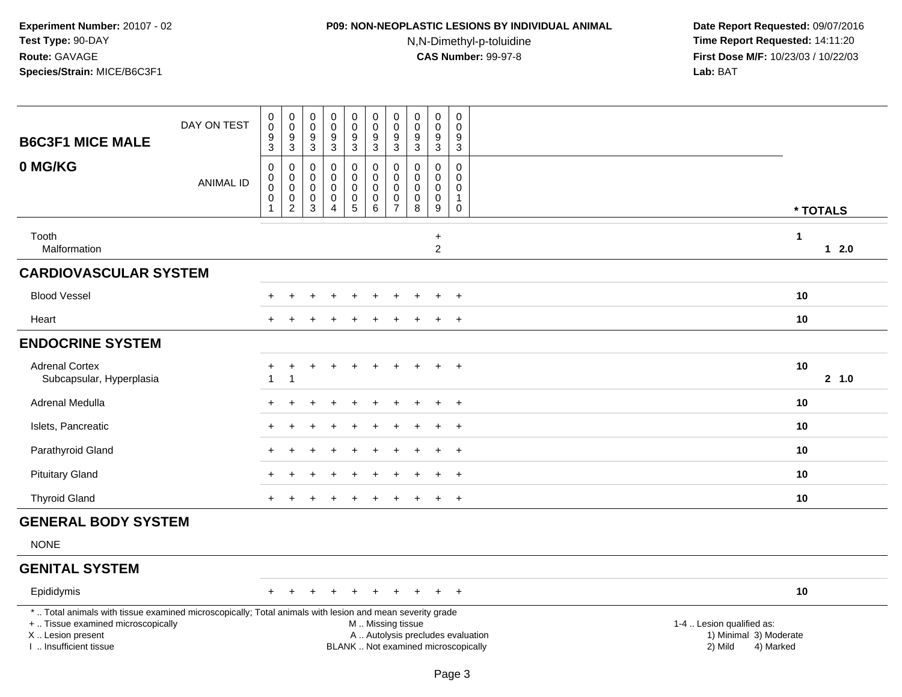**Experiment Number:** 20107 - 02
**Test Type:** 90-DAY
**Route:** GAVAGE
**Species/Strain:** MICE/B6C3F1

**P09: NON-NEOPLASTIC LESIONS BY INDIVIDUAL ANIMAL**
N,N-Dimethyl-p-toluidine
**CAS Number:** 99-97-8

**Date Report Requested:** 09/07/2016
**Time Report Requested:** 14:11:20
**First Dose M/F:** 10/23/03 / 10/22/03
**Lab:** BAT

| B6C3F1 MICE MALE 0 MG/KG | 0093 | 0093 | 0093 | 0093 | 0093 | 0093 | 0093 | 0093 | 0093 | 0093 | * TOTALS | |
|---|---|---|---|---|---|---|---|---|---|---|---|---|
| DAY ON TEST / ANIMAL ID | 00001 | 00002 | 00003 | 00004 | 00005 | 00006 | 00007 | 00008 | 00009 | 00010 | | |
| Tooth | | | | | | | | | + | | 1 | |
| Malformation | | | | | | | | | 2 | | | 1 2.0 |
| **CARDIOVASCULAR SYSTEM** | | | | | | | | | | | | |
| Blood Vessel | + | + | + | + | + | + | + | + | + | + | 10 | |
| Heart | + | + | + | + | + | + | + | + | + | + | 10 | |
| **ENDOCRINE SYSTEM** | | | | | | | | | | | | |
| Adrenal Cortex | + | + | + | + | + | + | + | + | + | + | 10 | |
| Subcapsular, Hyperplasia | 1 | 1 | | | | | | | | | | 2 1.0 |
| Adrenal Medulla | + | + | + | + | + | + | + | + | + | + | 10 | |
| Islets, Pancreatic | + | + | + | + | + | + | + | + | + | + | 10 | |
| Parathyroid Gland | + | + | + | + | + | + | + | + | + | + | 10 | |
| Pituitary Gland | + | + | + | + | + | + | + | + | + | + | 10 | |
| Thyroid Gland | + | + | + | + | + | + | + | + | + | + | 10 | |
| **GENERAL BODY SYSTEM** | | | | | | | | | | | | |
| NONE | | | | | | | | | | | | |
| **GENITAL SYSTEM** | | | | | | | | | | | | |
| Epididymis | + | + | + | + | + | + | + | + | + | + | 10 | |

\* .. Total animals with tissue examined microscopically; Total animals with lesion and mean severity grade
\+ .. Tissue examined microscopically
X .. Lesion present
I .. Insufficient tissue

M .. Missing tissue
A .. Autolysis precludes evaluation
BLANK .. Not examined microscopically

1-4 .. Lesion qualified as:
1) Minimal 3) Moderate
2) Mild 4) Marked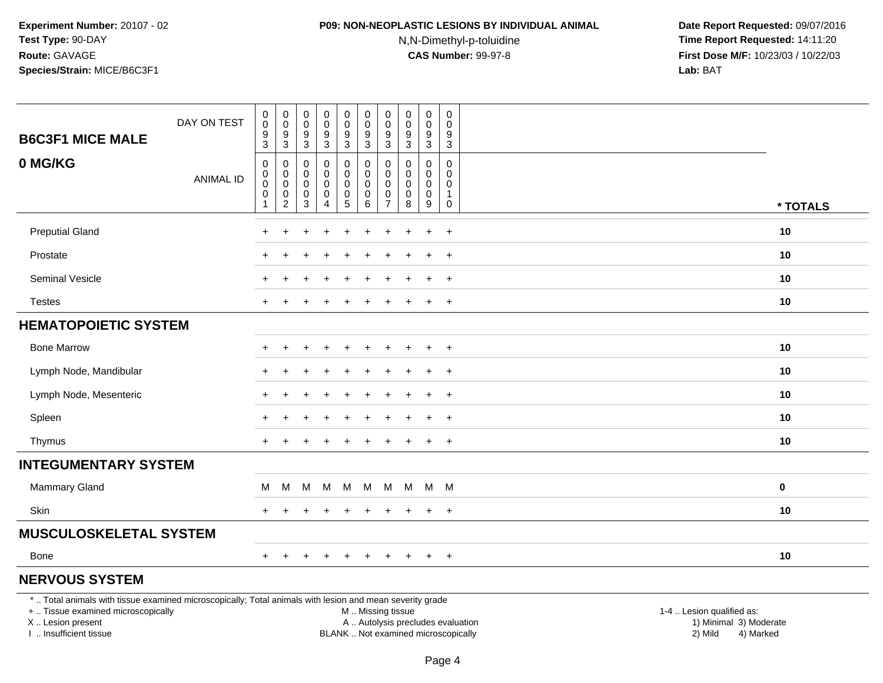**Experiment Number:** 20107 - 02
**Test Type:** 90-DAY
**Route:** GAVAGE
**Species/Strain:** MICE/B6C3F1

**P09: NON-NEOPLASTIC LESIONS BY INDIVIDUAL ANIMAL**
N,N-Dimethyl-p-toluidine
**CAS Number:** 99-97-8

**Date Report Requested:** 09/07/2016
**Time Report Requested:** 14:11:20
**First Dose M/F:** 10/23/03 / 10/22/03
**Lab:** BAT

| B6C3F1 MICE MALE 0 MG/KG | | | | | | | | | | | |
|---|---|---|---|---|---|---|---|---|---|---|---|
| DAY ON TEST | 0093 | 0093 | 0093 | 0093 | 0093 | 0093 | 0093 | 0093 | 0093 | 0093 | |
| ANIMAL ID | 00001 | 00002 | 00003 | 00004 | 00005 | 00006 | 00007 | 00008 | 00009 | 00010 | * TOTALS |
| Preputial Gland | + | + | + | + | + | + | + | + | + | + | 10 |
| Prostate | + | + | + | + | + | + | + | + | + | + | 10 |
| Seminal Vesicle | + | + | + | + | + | + | + | + | + | + | 10 |
| Testes | + | + | + | + | + | + | + | + | + | + | 10 |
| **HEMATOPOIETIC SYSTEM** | | | | | | | | | | | |
| Bone Marrow | + | + | + | + | + | + | + | + | + | + | 10 |
| Lymph Node, Mandibular | + | + | + | + | + | + | + | + | + | + | 10 |
| Lymph Node, Mesenteric | + | + | + | + | + | + | + | + | + | + | 10 |
| Spleen | + | + | + | + | + | + | + | + | + | + | 10 |
| Thymus | + | + | + | + | + | + | + | + | + | + | 10 |
| **INTEGUMENTARY SYSTEM** | | | | | | | | | | | |
| Mammary Gland | M | M | M | M | M | M | M | M | M | M | 0 |
| Skin | + | + | + | + | + | + | + | + | + | + | 10 |
| **MUSCULOSKELETAL SYSTEM** | | | | | | | | | | | |
| Bone | + | + | + | + | + | + | + | + | + | + | 10 |
| **NERVOUS SYSTEM** | | | | | | | | | | | |

* .. Total animals with tissue examined microscopically; Total animals with lesion and mean severity grade
+ .. Tissue examined microscopically
X .. Lesion present
I .. Insufficient tissue

M .. Missing tissue
A .. Autolysis precludes evaluation
BLANK .. Not examined microscopically

1-4 .. Lesion qualified as:
1) Minimal 3) Moderate
2) Mild 4) Marked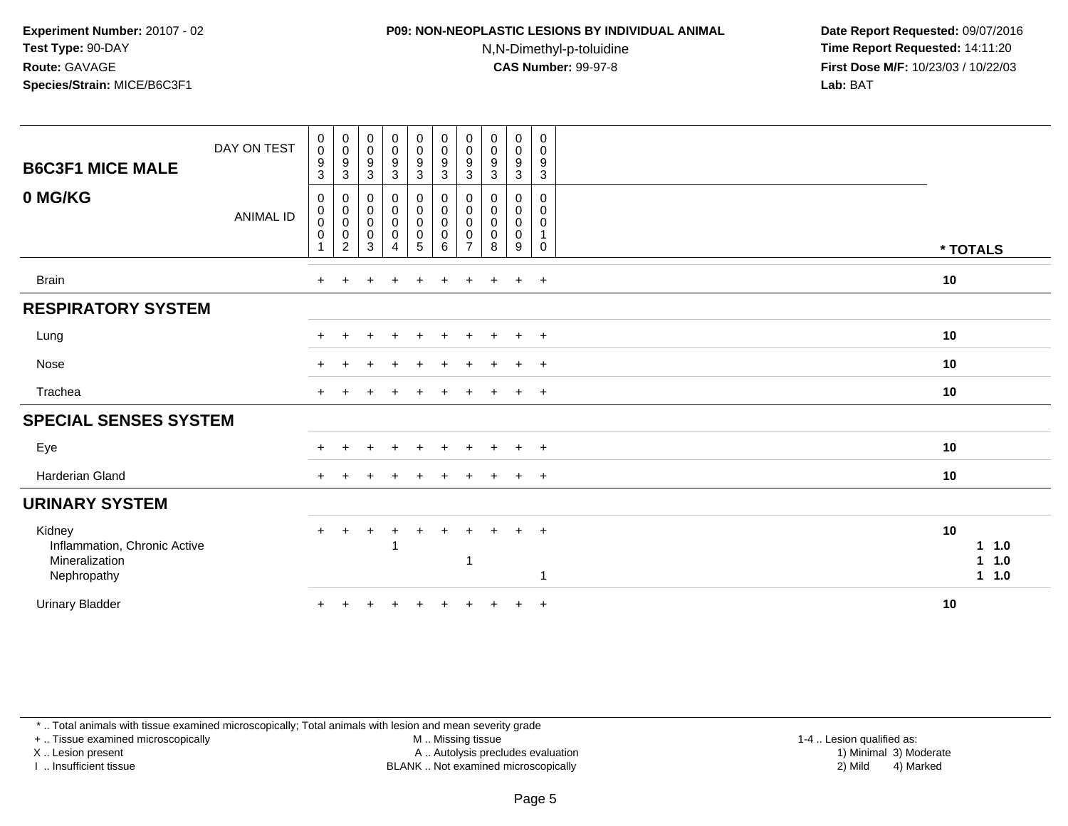Experiment Number: 20107 - 02
Test Type: 90-DAY
Route: GAVAGE
Species/Strain: MICE/B6C3F1

**P09: NON-NEOPLASTIC LESIONS BY INDIVIDUAL ANIMAL**
N,N-Dimethyl-p-toluidine
**CAS Number:** 99-97-8

Date Report Requested: 09/07/2016
Time Report Requested: 14:11:20
First Dose M/F: 10/23/03 / 10/22/03
Lab: BAT

| B6C3F1 MICE MALE — 0 MG/KG | | | | | | | | | | | |
|---|---|---|---|---|---|---|---|---|---|---|---|
| DAY ON TEST | 0093 | 0093 | 0093 | 0093 | 0093 | 0093 | 0093 | 0093 | 0093 | 0093 | |
| ANIMAL ID | 00001 | 00002 | 00003 | 00004 | 00005 | 00006 | 00007 | 00008 | 00009 | 00010 | * TOTALS |
| Brain | + | + | + | + | + | + | + | + | + | + | 10 |
| **RESPIRATORY SYSTEM** | | | | | | | | | | | |
| Lung | + | + | + | + | + | + | + | + | + | + | 10 |
| Nose | + | + | + | + | + | + | + | + | + | + | 10 |
| Trachea | + | + | + | + | + | + | + | + | + | + | 10 |
| **SPECIAL SENSES SYSTEM** | | | | | | | | | | | |
| Eye | + | + | + | + | + | + | + | + | + | + | 10 |
| Harderian Gland | + | + | + | + | + | + | + | + | + | + | 10 |
| **URINARY SYSTEM** | | | | | | | | | | | |
| Kidney | + | + | + | + | + | + | + | + | + | + | 10 |
| Inflammation, Chronic Active | | | | 1 | | | | | | | 1 1.0 |
| Mineralization | | | | | | | 1 | | | | 1 1.0 |
| Nephropathy | | | | | | | | | | 1 | 1 1.0 |
| Urinary Bladder | + | + | + | + | + | + | + | + | + | + | 10 |

* .. Total animals with tissue examined microscopically; Total animals with lesion and mean severity grade
+ .. Tissue examined microscopically
X .. Lesion present
I .. Insufficient tissue

M .. Missing tissue
A .. Autolysis precludes evaluation
BLANK .. Not examined microscopically

1-4 .. Lesion qualified as:
1) Minimal 3) Moderate
2) Mild 4) Marked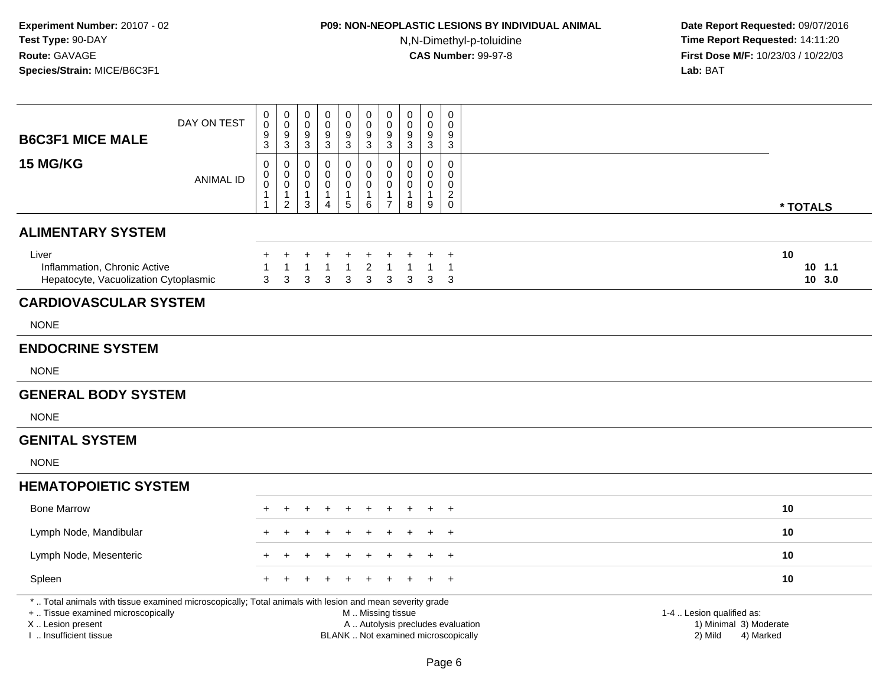**Experiment Number:** 20107 - 02
**Test Type:** 90-DAY
**Route:** GAVAGE
**Species/Strain:** MICE/B6C3F1

**P09: NON-NEOPLASTIC LESIONS BY INDIVIDUAL ANIMAL**
N,N-Dimethyl-p-toluidine
**CAS Number:** 99-97-8

**Date Report Requested:** 09/07/2016
**Time Report Requested:** 14:11:20
**First Dose M/F:** 10/23/03 / 10/22/03
**Lab:** BAT

| B6C3F1 MICE MALE 15 MG/KG | | | | | | | | | | | |
|---|---|---|---|---|---|---|---|---|---|---|---|
| DAY ON TEST | 0093 | 0093 | 0093 | 0093 | 0093 | 0093 | 0093 | 0093 | 0093 | 0093 | |
| ANIMAL ID | 00011 | 00012 | 00013 | 00014 | 00015 | 00016 | 00017 | 00018 | 00019 | 00020 | * TOTALS |
| **ALIMENTARY SYSTEM** | | | | | | | | | | | |
| Liver | + | + | + | + | + | + | + | + | + | + | 10 |
| Inflammation, Chronic Active | 1 | 1 | 1 | 1 | 1 | 2 | 1 | 1 | 1 | 1 | 10 1.1 |
| Hepatocyte, Vacuolization Cytoplasmic | 3 | 3 | 3 | 3 | 3 | 3 | 3 | 3 | 3 | 3 | 10 3.0 |
| **CARDIOVASCULAR SYSTEM** | | | | | | | | | | | |
| NONE | | | | | | | | | | | |
| **ENDOCRINE SYSTEM** | | | | | | | | | | | |
| NONE | | | | | | | | | | | |
| **GENERAL BODY SYSTEM** | | | | | | | | | | | |
| NONE | | | | | | | | | | | |
| **GENITAL SYSTEM** | | | | | | | | | | | |
| NONE | | | | | | | | | | | |
| **HEMATOPOIETIC SYSTEM** | | | | | | | | | | | |
| Bone Marrow | + | + | + | + | + | + | + | + | + | + | 10 |
| Lymph Node, Mandibular | + | + | + | + | + | + | + | + | + | + | 10 |
| Lymph Node, Mesenteric | + | + | + | + | + | + | + | + | + | + | 10 |
| Spleen | + | + | + | + | + | + | + | + | + | + | 10 |

* .. Total animals with tissue examined microscopically; Total animals with lesion and mean severity grade
+ .. Tissue examined microscopically
X .. Lesion present
I .. Insufficient tissue

M .. Missing tissue
A .. Autolysis precludes evaluation
BLANK .. Not examined microscopically

1-4 .. Lesion qualified as:
1) Minimal 3) Moderate
2) Mild 4) Marked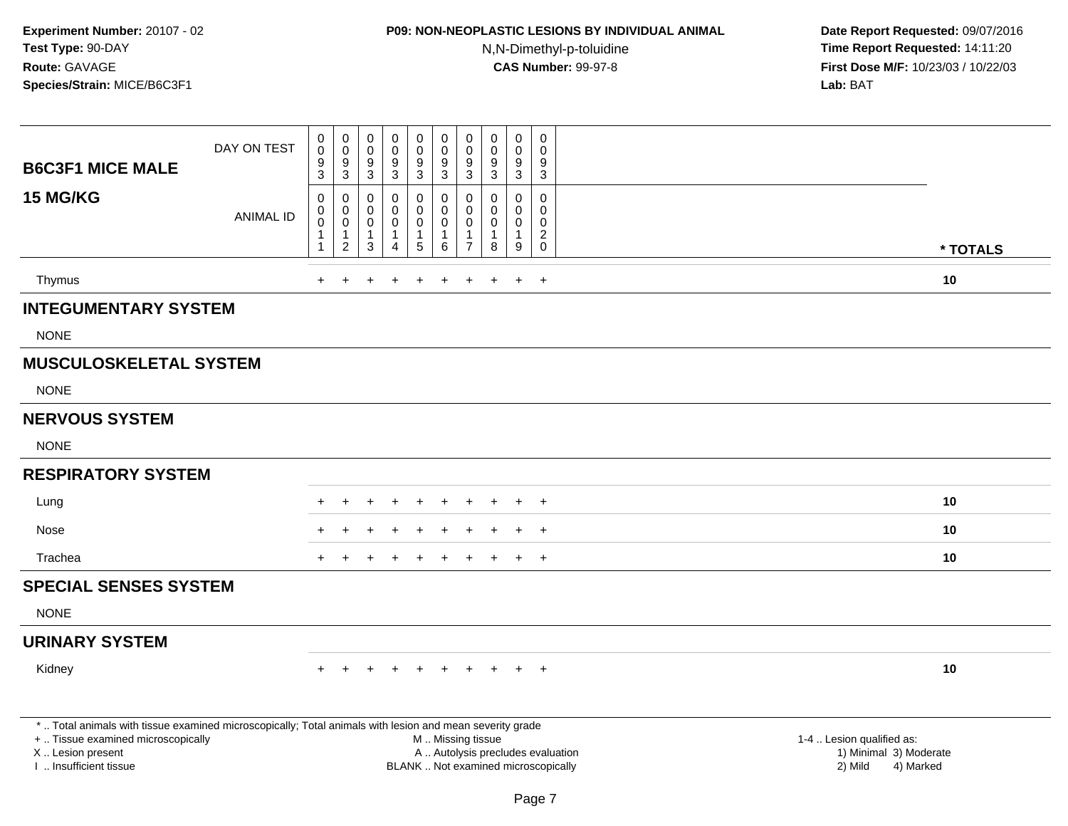**Experiment Number:** 20107 - 02
**Test Type:** 90-DAY
**Route:** GAVAGE
**Species/Strain:** MICE/B6C3F1

**P09: NON-NEOPLASTIC LESIONS BY INDIVIDUAL ANIMAL**
N,N-Dimethyl-p-toluidine
**CAS Number:** 99-97-8

**Date Report Requested:** 09/07/2016
**Time Report Requested:** 14:11:20
**First Dose M/F:** 10/23/03 / 10/22/03
**Lab:** BAT

| B6C3F1 MICE MALE 15 MG/KG | | | | | | | | | | | |
|---|---|---|---|---|---|---|---|---|---|---|---|
| DAY ON TEST | 0093 | 0093 | 0093 | 0093 | 0093 | 0093 | 0093 | 0093 | 0093 | 0093 | |
| ANIMAL ID | 00011 | 00012 | 00013 | 00014 | 00015 | 00016 | 00017 | 00018 | 00019 | 00020 | * TOTALS |
| Thymus | + | + | + | + | + | + | + | + | + | + | 10 |
| **INTEGUMENTARY SYSTEM** | | | | | | | | | | | |
| NONE | | | | | | | | | | | |
| **MUSCULOSKELETAL SYSTEM** | | | | | | | | | | | |
| NONE | | | | | | | | | | | |
| **NERVOUS SYSTEM** | | | | | | | | | | | |
| NONE | | | | | | | | | | | |
| **RESPIRATORY SYSTEM** | | | | | | | | | | | |
| Lung | + | + | + | + | + | + | + | + | + | + | 10 |
| Nose | + | + | + | + | + | + | + | + | + | + | 10 |
| Trachea | + | + | + | + | + | + | + | + | + | + | 10 |
| **SPECIAL SENSES SYSTEM** | | | | | | | | | | | |
| NONE | | | | | | | | | | | |
| **URINARY SYSTEM** | | | | | | | | | | | |
| Kidney | + | + | + | + | + | + | + | + | + | + | 10 |

* .. Total animals with tissue examined microscopically; Total animals with lesion and mean severity grade
+ .. Tissue examined microscopically
X .. Lesion present
I .. Insufficient tissue

M .. Missing tissue
A .. Autolysis precludes evaluation
BLANK .. Not examined microscopically

1-4 .. Lesion qualified as:
1) Minimal 3) Moderate
2) Mild 4) Marked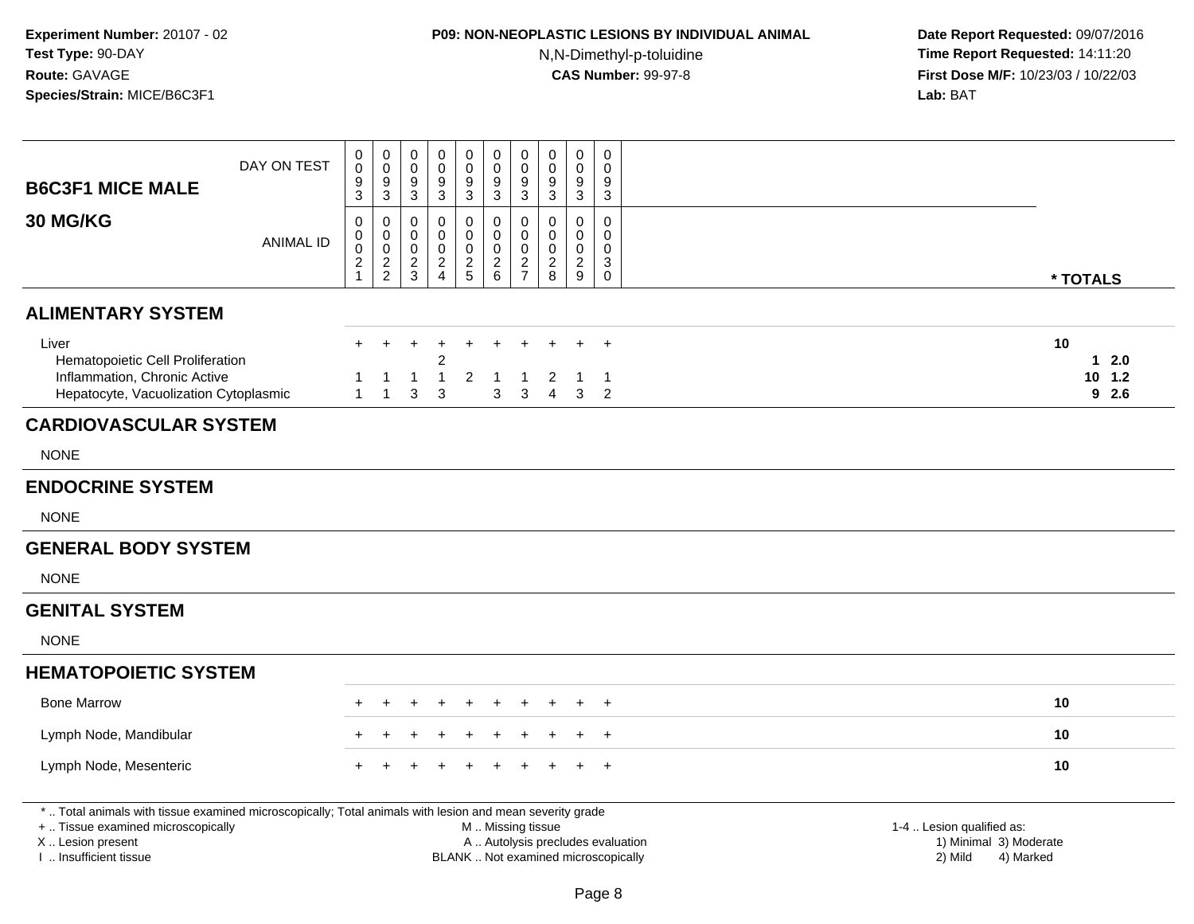**Experiment Number:** 20107 - 02
**Test Type:** 90-DAY
**Route:** GAVAGE
**Species/Strain:** MICE/B6C3F1

**P09: NON-NEOPLASTIC LESIONS BY INDIVIDUAL ANIMAL**
N,N-Dimethyl-p-toluidine
**CAS Number:** 99-97-8

**Date Report Requested:** 09/07/2016
**Time Report Requested:** 14:11:20
**First Dose M/F:** 10/23/03 / 10/22/03
**Lab:** BAT

## B6C3F1 MICE MALE
## 30 MG/KG

| DAY ON TEST | 0093 | 0093 | 0093 | 0093 | 0093 | 0093 | 0093 | 0093 | 0093 | 0093 | |
|---|---|---|---|---|---|---|---|---|---|---|---|
| ANIMAL ID | 00021 | 00022 | 00023 | 00024 | 00025 | 00026 | 00027 | 00028 | 00029 | 00030 | * TOTALS |
| **ALIMENTARY SYSTEM** | | | | | | | | | | | |
| Liver | + | + | + | + | + | + | + | + | + | + | 10 |
| Hematopoietic Cell Proliferation | | | | 2 | | | | | | | 1 2.0 |
| Inflammation, Chronic Active | 1 | 1 | 1 | 1 | 2 | 1 | 1 | 2 | 1 | 1 | 10 1.2 |
| Hepatocyte, Vacuolization Cytoplasmic | 1 | 1 | 3 | 3 | | 3 | 3 | 4 | 3 | 2 | 9 2.6 |
| **CARDIOVASCULAR SYSTEM** | | | | | | | | | | | |
| NONE | | | | | | | | | | | |
| **ENDOCRINE SYSTEM** | | | | | | | | | | | |
| NONE | | | | | | | | | | | |
| **GENERAL BODY SYSTEM** | | | | | | | | | | | |
| NONE | | | | | | | | | | | |
| **GENITAL SYSTEM** | | | | | | | | | | | |
| NONE | | | | | | | | | | | |
| **HEMATOPOIETIC SYSTEM** | | | | | | | | | | | |
| Bone Marrow | + | + | + | + | + | + | + | + | + | + | 10 |
| Lymph Node, Mandibular | + | + | + | + | + | + | + | + | + | + | 10 |
| Lymph Node, Mesenteric | + | + | + | + | + | + | + | + | + | + | 10 |

\* .. Total animals with tissue examined microscopically; Total animals with lesion and mean severity grade
\+ .. Tissue examined microscopically
X .. Lesion present
I .. Insufficient tissue
M .. Missing tissue
A .. Autolysis precludes evaluation
BLANK .. Not examined microscopically
1-4 .. Lesion qualified as: 1) Minimal 2) Mild 3) Moderate 4) Marked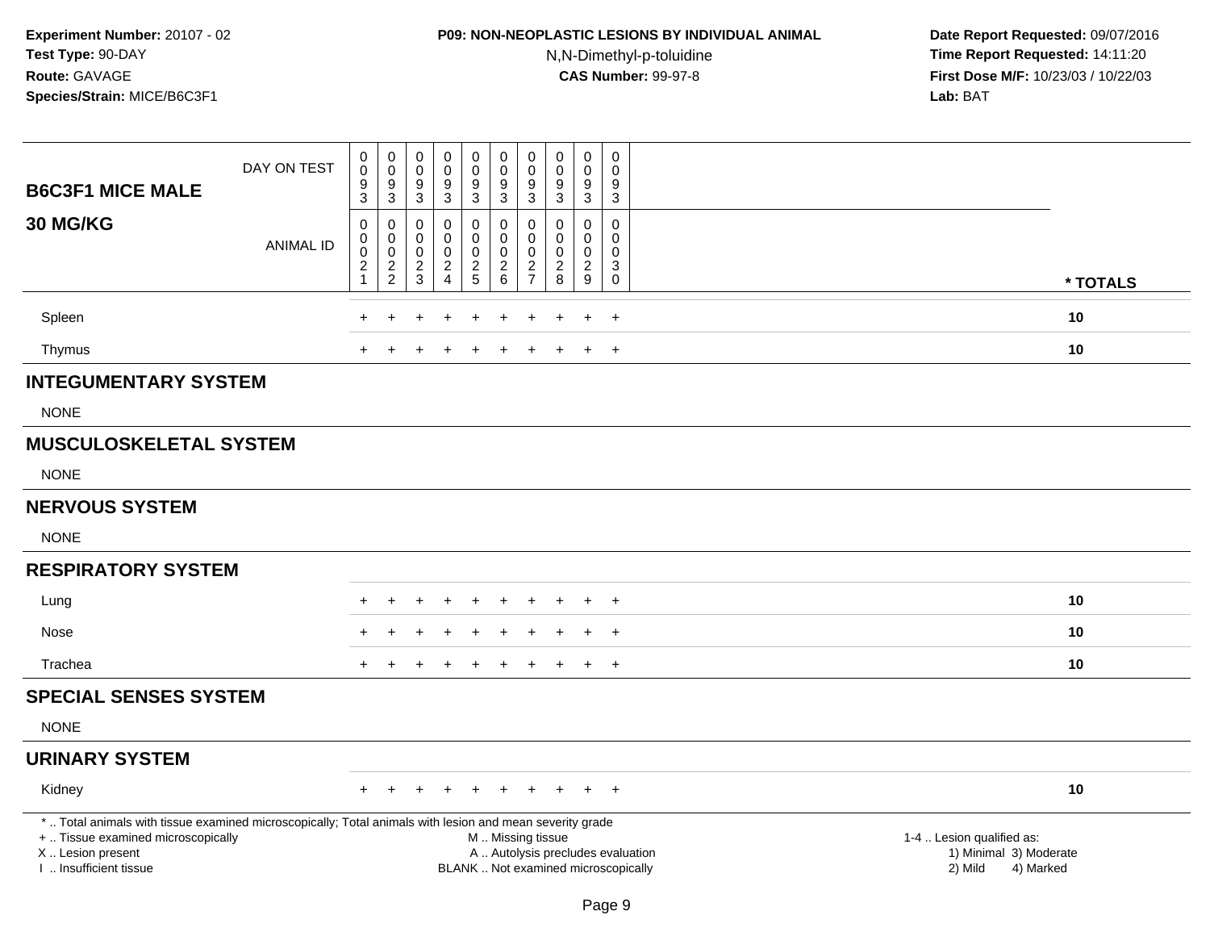**Experiment Number:** 20107 - 02
**Test Type:** 90-DAY
**Route:** GAVAGE
**Species/Strain:** MICE/B6C3F1

**P09: NON-NEOPLASTIC LESIONS BY INDIVIDUAL ANIMAL**
N,N-Dimethyl-p-toluidine
**CAS Number:** 99-97-8

**Date Report Requested:** 09/07/2016
**Time Report Requested:** 14:11:20
**First Dose M/F:** 10/23/03 / 10/22/03
**Lab:** BAT

| B6C3F1 MICE MALE 30 MG/KG | | | | | | | | | | | |
|---|---|---|---|---|---|---|---|---|---|---|---|
| DAY ON TEST | 0093 | 0093 | 0093 | 0093 | 0093 | 0093 | 0093 | 0093 | 0093 | 0093 | |
| ANIMAL ID | 00021 | 00022 | 00023 | 00024 | 00025 | 00026 | 00027 | 00028 | 00029 | 00030 | * TOTALS |
| Spleen | + | + | + | + | + | + | + | + | + | + | 10 |
| Thymus | + | + | + | + | + | + | + | + | + | + | 10 |
| **INTEGUMENTARY SYSTEM** | | | | | | | | | | | |
| NONE | | | | | | | | | | | |
| **MUSCULOSKELETAL SYSTEM** | | | | | | | | | | | |
| NONE | | | | | | | | | | | |
| **NERVOUS SYSTEM** | | | | | | | | | | | |
| NONE | | | | | | | | | | | |
| **RESPIRATORY SYSTEM** | | | | | | | | | | | |
| Lung | + | + | + | + | + | + | + | + | + | + | 10 |
| Nose | + | + | + | + | + | + | + | + | + | + | 10 |
| Trachea | + | + | + | + | + | + | + | + | + | + | 10 |
| **SPECIAL SENSES SYSTEM** | | | | | | | | | | | |
| NONE | | | | | | | | | | | |
| **URINARY SYSTEM** | | | | | | | | | | | |
| Kidney | + | + | + | + | + | + | + | + | + | + | 10 |

* .. Total animals with tissue examined microscopically; Total animals with lesion and mean severity grade
+ .. Tissue examined microscopically
X .. Lesion present
I .. Insufficient tissue

M .. Missing tissue
A .. Autolysis precludes evaluation
BLANK .. Not examined microscopically

1-4 .. Lesion qualified as:
1) Minimal 3) Moderate
2) Mild 4) Marked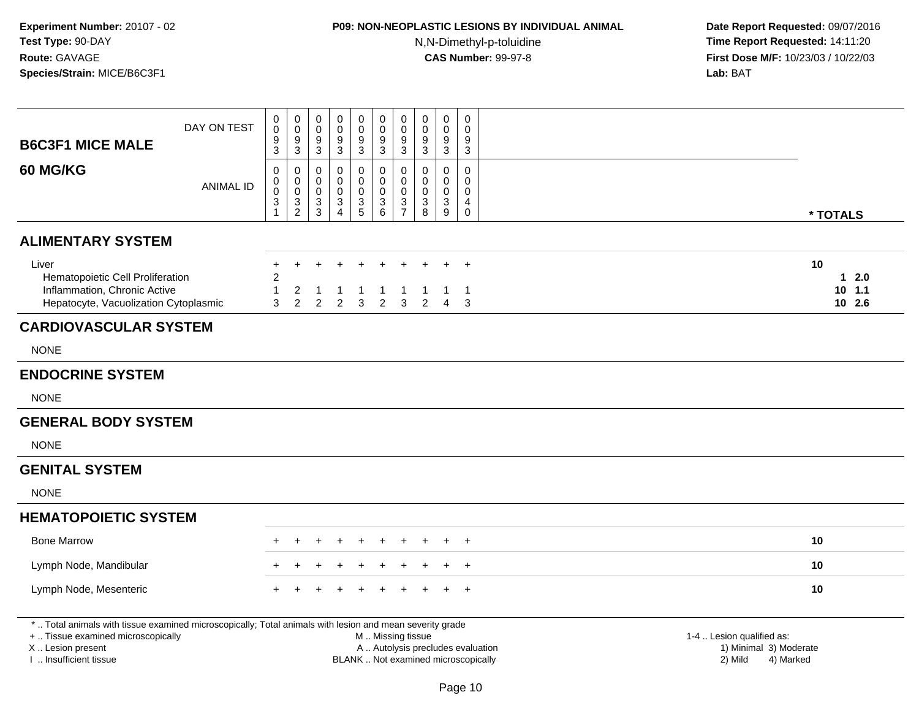**Experiment Number:** 20107 - 02
**Test Type:** 90-DAY
**Route:** GAVAGE
**Species/Strain:** MICE/B6C3F1

**P09: NON-NEOPLASTIC LESIONS BY INDIVIDUAL ANIMAL**
N,N-Dimethyl-p-toluidine
**CAS Number:** 99-97-8

**Date Report Requested:** 09/07/2016
**Time Report Requested:** 14:11:20
**First Dose M/F:** 10/23/03 / 10/22/03
**Lab:** BAT

| B6C3F1 MICE MALE 60 MG/KG | | | | | | | | | | | |
|---|---|---|---|---|---|---|---|---|---|---|---|
| DAY ON TEST | 0093 | 0093 | 0093 | 0093 | 0093 | 0093 | 0093 | 0093 | 0093 | 0093 | |
| ANIMAL ID | 00031 | 00032 | 00033 | 00034 | 00035 | 00036 | 00037 | 00038 | 00039 | 00040 | * TOTALS |
| **ALIMENTARY SYSTEM** | | | | | | | | | | | |
| Liver | + | + | + | + | + | + | + | + | + | + | 10 |
| Hematopoietic Cell Proliferation | 2 | | | | | | | | | | 1 2.0 |
| Inflammation, Chronic Active | 1 | 2 | 1 | 1 | 1 | 1 | 1 | 1 | 1 | 1 | 10 1.1 |
| Hepatocyte, Vacuolization Cytoplasmic | 3 | 2 | 2 | 2 | 3 | 2 | 3 | 2 | 4 | 3 | 10 2.6 |
| **CARDIOVASCULAR SYSTEM** | | | | | | | | | | | |
| NONE | | | | | | | | | | | |
| **ENDOCRINE SYSTEM** | | | | | | | | | | | |
| NONE | | | | | | | | | | | |
| **GENERAL BODY SYSTEM** | | | | | | | | | | | |
| NONE | | | | | | | | | | | |
| **GENITAL SYSTEM** | | | | | | | | | | | |
| NONE | | | | | | | | | | | |
| **HEMATOPOIETIC SYSTEM** | | | | | | | | | | | |
| Bone Marrow | + | + | + | + | + | + | + | + | + | + | 10 |
| Lymph Node, Mandibular | + | + | + | + | + | + | + | + | + | + | 10 |
| Lymph Node, Mesenteric | + | + | + | + | + | + | + | + | + | + | 10 |

* .. Total animals with tissue examined microscopically; Total animals with lesion and mean severity grade
+ .. Tissue examined microscopically
X .. Lesion present
I .. Insufficient tissue

M .. Missing tissue
A .. Autolysis precludes evaluation
BLANK .. Not examined microscopically

1-4 .. Lesion qualified as:
1) Minimal 3) Moderate
2) Mild 4) Marked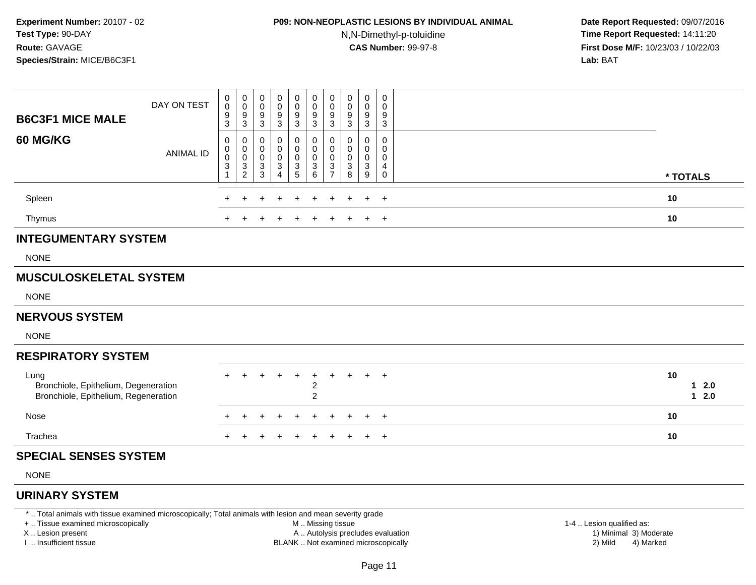**Experiment Number:** 20107 - 02
**Test Type:** 90-DAY
**Route:** GAVAGE
**Species/Strain:** MICE/B6C3F1

**P09: NON-NEOPLASTIC LESIONS BY INDIVIDUAL ANIMAL**
N,N-Dimethyl-p-toluidine
**CAS Number:** 99-97-8

**Date Report Requested:** 09/07/2016
**Time Report Requested:** 14:11:20
**First Dose M/F:** 10/23/03 / 10/22/03
**Lab:** BAT

| B6C3F1 MICE MALE 60 MG/KG | | | | | | | | | | | |
|---|---|---|---|---|---|---|---|---|---|---|---|
| DAY ON TEST | 0093 | 0093 | 0093 | 0093 | 0093 | 0093 | 0093 | 0093 | 0093 | 0093 | |
| ANIMAL ID | 00031 | 00032 | 00033 | 00034 | 00035 | 00036 | 00037 | 00038 | 00039 | 00040 | * TOTALS |
| Spleen | + | + | + | + | + | + | + | + | + | + | 10 |
| Thymus | + | + | + | + | + | + | + | + | + | + | 10 |
| **INTEGUMENTARY SYSTEM** | | | | | | | | | | | |
| NONE | | | | | | | | | | | |
| **MUSCULOSKELETAL SYSTEM** | | | | | | | | | | | |
| NONE | | | | | | | | | | | |
| **NERVOUS SYSTEM** | | | | | | | | | | | |
| NONE | | | | | | | | | | | |
| **RESPIRATORY SYSTEM** | | | | | | | | | | | |
| Lung | + | + | + | + | + | + | + | + | + | + | 10 |
| Bronchiole, Epithelium, Degeneration | | | | | | 2 | | | | | 1 2.0 |
| Bronchiole, Epithelium, Regeneration | | | | | | 2 | | | | | 1 2.0 |
| Nose | + | + | + | + | + | + | + | + | + | + | 10 |
| Trachea | + | + | + | + | + | + | + | + | + | + | 10 |
| **SPECIAL SENSES SYSTEM** | | | | | | | | | | | |
| NONE | | | | | | | | | | | |
| **URINARY SYSTEM** | | | | | | | | | | | |

* .. Total animals with tissue examined microscopically; Total animals with lesion and mean severity grade
+ .. Tissue examined microscopically
X .. Lesion present
I .. Insufficient tissue
M .. Missing tissue
A .. Autolysis precludes evaluation
BLANK .. Not examined microscopically
1-4 .. Lesion qualified as:
1) Minimal 3) Moderate
2) Mild 4) Marked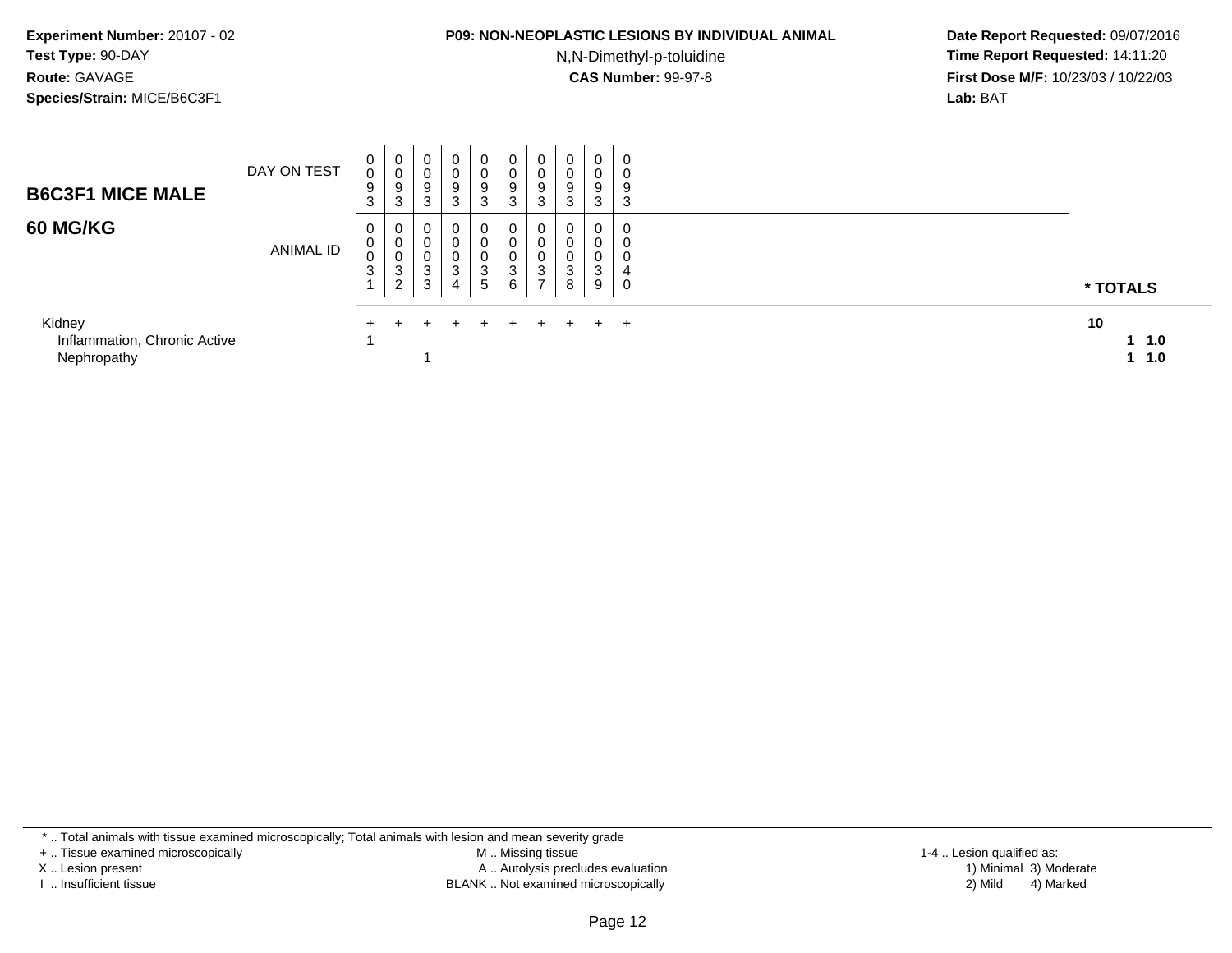**Experiment Number:** 20107 - 02
**Test Type:** 90-DAY
**Route:** GAVAGE
**Species/Strain:** MICE/B6C3F1

**P09: NON-NEOPLASTIC LESIONS BY INDIVIDUAL ANIMAL**
N,N-Dimethyl-p-toluidine
**CAS Number:** 99-97-8

**Date Report Requested:** 09/07/2016
**Time Report Requested:** 14:11:20
**First Dose M/F:** 10/23/03 / 10/22/03
**Lab:** BAT

| B6C3F1 MICE MALE<br>60 MG/KG | | | | | | | | | | | |
|---|---|---|---|---|---|---|---|---|---|---|---|
| DAY ON TEST | 0093 | 0093 | 0093 | 0093 | 0093 | 0093 | 0093 | 0093 | 0093 | 0093 | |
| ANIMAL ID | 00031 | 00032 | 00033 | 00034 | 00035 | 00036 | 00037 | 00038 | 00039 | 00040 | * TOTALS |
| Kidney | + | + | + | + | + | + | + | + | + | + | 10 |
| Inflammation, Chronic Active | 1 | | | | | | | | | | **1 1.0** |
| Nephropathy | | | 1 | | | | | | | | **1 1.0** |

* .. Total animals with tissue examined microscopically; Total animals with lesion and mean severity grade
+ .. Tissue examined microscopically
X .. Lesion present
I .. Insufficient tissue
M .. Missing tissue
A .. Autolysis precludes evaluation
BLANK .. Not examined microscopically
1-4 .. Lesion qualified as:
1) Minimal 3) Moderate
2) Mild 4) Marked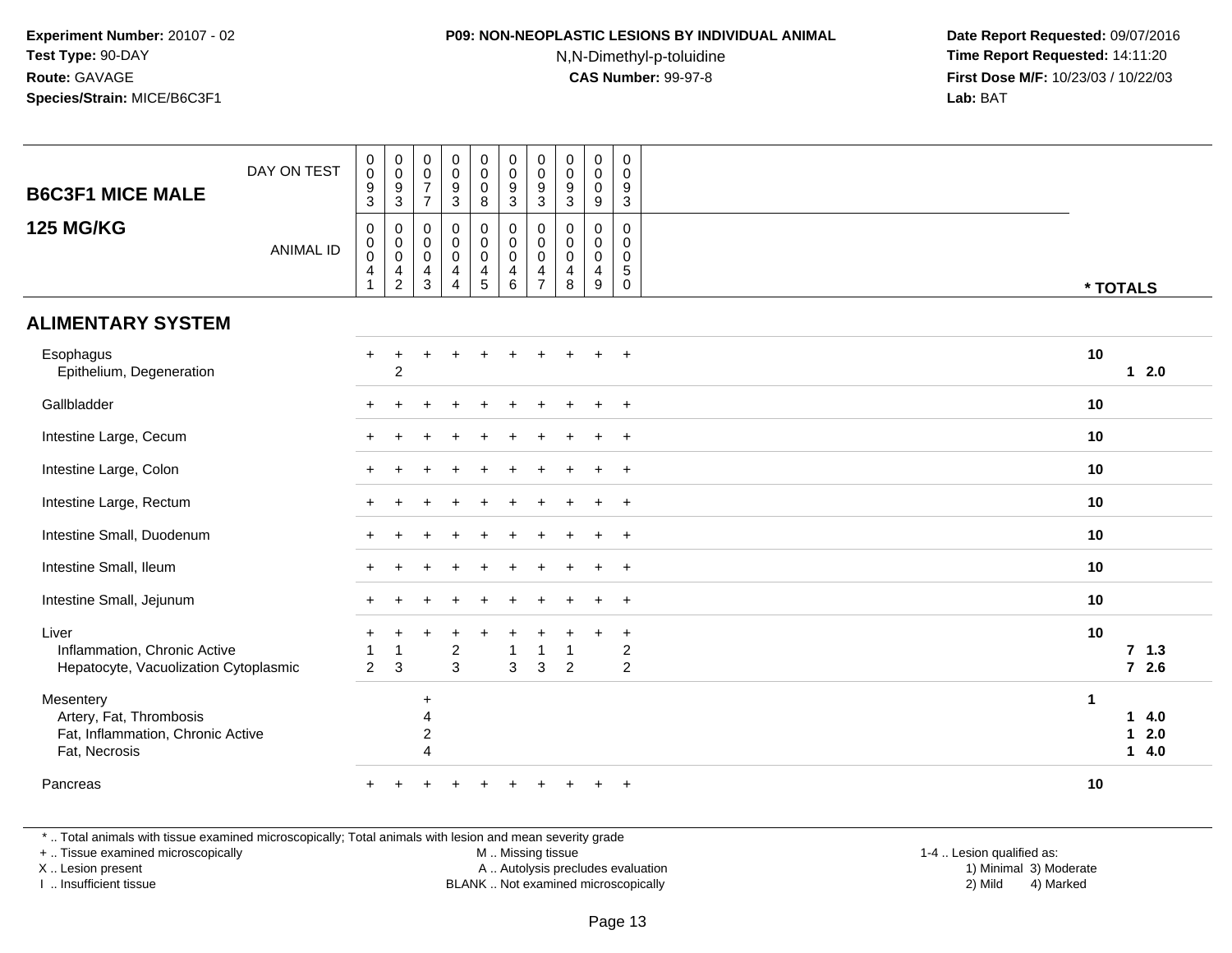**Experiment Number:** 20107 - 02
**Test Type:** 90-DAY
**Route:** GAVAGE
**Species/Strain:** MICE/B6C3F1

**P09: NON-NEOPLASTIC LESIONS BY INDIVIDUAL ANIMAL**
N,N-Dimethyl-p-toluidine
**CAS Number:** 99-97-8

**Date Report Requested:** 09/07/2016
**Time Report Requested:** 14:11:20
**First Dose M/F:** 10/23/03 / 10/22/03
**Lab:** BAT

## B6C3F1 MICE MALE

## 125 MG/KG

| | | | | | | | | | | | |
|---|---|---|---|---|---|---|---|---|---|---|---|
| DAY ON TEST | 0093 | 0093 | 0077 | 0093 | 0008 | 0093 | 0093 | 0093 | 0009 | 0093 | |
| ANIMAL ID | 00041 | 00042 | 00043 | 00044 | 00045 | 00046 | 00047 | 00048 | 00049 | 00050 | * TOTALS |
| **ALIMENTARY SYSTEM** | | | | | | | | | | | |
| Esophagus | + | + | + | + | + | + | + | + | + | + | 10 |
| Epithelium, Degeneration | | 2 | | | | | | | | | 1 2.0 |
| Gallbladder | + | + | + | + | + | + | + | + | + | + | 10 |
| Intestine Large, Cecum | + | + | + | + | + | + | + | + | + | + | 10 |
| Intestine Large, Colon | + | + | + | + | + | + | + | + | + | + | 10 |
| Intestine Large, Rectum | + | + | + | + | + | + | + | + | + | + | 10 |
| Intestine Small, Duodenum | + | + | + | + | + | + | + | + | + | + | 10 |
| Intestine Small, Ileum | + | + | + | + | + | + | + | + | + | + | 10 |
| Intestine Small, Jejunum | + | + | + | + | + | + | + | + | + | + | 10 |
| Liver | + | + | + | + | + | + | + | + | + | + | 10 |
| Inflammation, Chronic Active | 1 | 1 | | 2 | | 1 | 1 | 1 | | 2 | 7 1.3 |
| Hepatocyte, Vacuolization Cytoplasmic | 2 | 3 | | 3 | | 3 | 3 | 2 | | 2 | 7 2.6 |
| Mesentery | | | + | | | | | | | | 1 |
| Artery, Fat, Thrombosis | | | 4 | | | | | | | | 1 4.0 |
| Fat, Inflammation, Chronic Active | | | 2 | | | | | | | | 1 2.0 |
| Fat, Necrosis | | | 4 | | | | | | | | 1 4.0 |
| Pancreas | + | + | + | + | + | + | + | + | + | + | 10 |

* .. Total animals with tissue examined microscopically; Total animals with lesion and mean severity grade
+ .. Tissue examined microscopically
X .. Lesion present
I .. Insufficient tissue
M .. Missing tissue
A .. Autolysis precludes evaluation
BLANK .. Not examined microscopically
1-4 .. Lesion qualified as: 1) Minimal 2) Mild 3) Moderate 4) Marked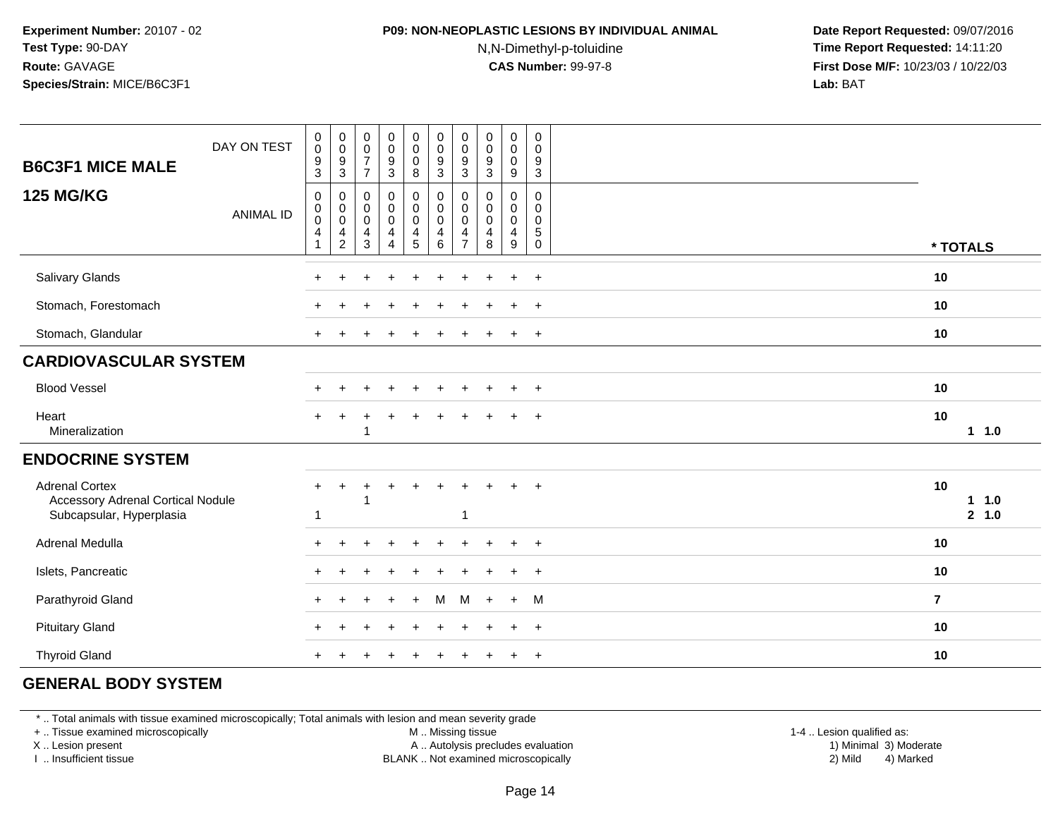**Experiment Number:** 20107 - 02
**Test Type:** 90-DAY
**Route:** GAVAGE
**Species/Strain:** MICE/B6C3F1

**P09: NON-NEOPLASTIC LESIONS BY INDIVIDUAL ANIMAL**
N,N-Dimethyl-p-toluidine
**CAS Number:** 99-97-8

**Date Report Requested:** 09/07/2016
**Time Report Requested:** 14:11:20
**First Dose M/F:** 10/23/03 / 10/22/03
**Lab:** BAT

| B6C3F1 MICE MALE 125 MG/KG | | | | | | | | | | | |
|---|---|---|---|---|---|---|---|---|---|---|---|
| DAY ON TEST | 0093 | 0093 | 0077 | 0093 | 0008 | 0093 | 0093 | 0093 | 0009 | 0093 | |
| ANIMAL ID | 00041 | 00042 | 00043 | 00044 | 00045 | 00046 | 00047 | 00048 | 00049 | 00050 | * TOTALS |
| Salivary Glands | + | + | + | + | + | + | + | + | + | + | 10 |
| Stomach, Forestomach | + | + | + | + | + | + | + | + | + | + | 10 |
| Stomach, Glandular | + | + | + | + | + | + | + | + | + | + | 10 |
| **CARDIOVASCULAR SYSTEM** | | | | | | | | | | | |
| Blood Vessel | + | + | + | + | + | + | + | + | + | + | 10 |
| Heart | + | + | + | + | + | + | + | + | + | + | 10 |
| Mineralization | | | 1 | | | | | | | | 1 1.0 |
| **ENDOCRINE SYSTEM** | | | | | | | | | | | |
| Adrenal Cortex | + | + | + | + | + | + | + | + | + | + | 10 |
| Accessory Adrenal Cortical Nodule | | | 1 | | | | | | | | 1 1.0 |
| Subcapsular, Hyperplasia | 1 | | | | | | 1 | | | | 2 1.0 |
| Adrenal Medulla | + | + | + | + | + | + | + | + | + | + | 10 |
| Islets, Pancreatic | + | + | + | + | + | + | + | + | + | + | 10 |
| Parathyroid Gland | + | + | + | + | + | M | M | + | + | M | 7 |
| Pituitary Gland | + | + | + | + | + | + | + | + | + | + | 10 |
| Thyroid Gland | + | + | + | + | + | + | + | + | + | + | 10 |
| **GENERAL BODY SYSTEM** | | | | | | | | | | | |

* .. Total animals with tissue examined microscopically; Total animals with lesion and mean severity grade
+ .. Tissue examined microscopically
X .. Lesion present
I .. Insufficient tissue
M .. Missing tissue
A .. Autolysis precludes evaluation
BLANK .. Not examined microscopically
1-4 .. Lesion qualified as:
1) Minimal 3) Moderate
2) Mild 4) Marked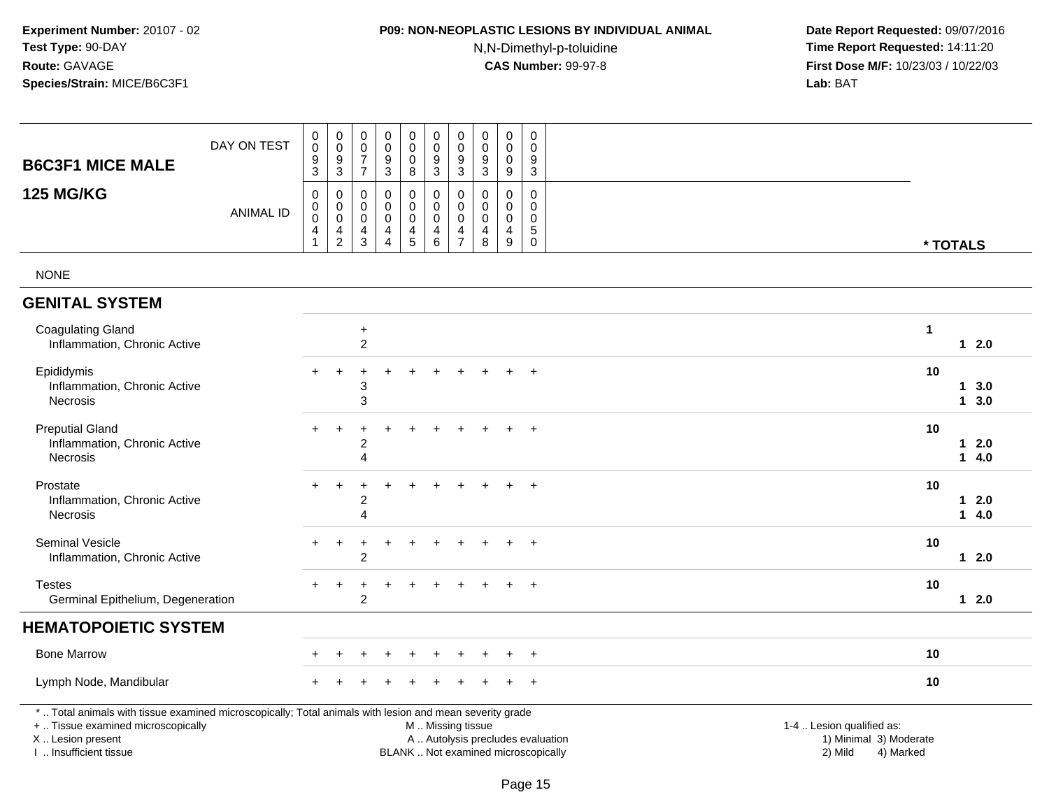**Experiment Number:** 20107 - 02
**Test Type:** 90-DAY
**Route:** GAVAGE
**Species/Strain:** MICE/B6C3F1

**P09: NON-NEOPLASTIC LESIONS BY INDIVIDUAL ANIMAL**
N,N-Dimethyl-p-toluidine
**CAS Number:** 99-97-8

**Date Report Requested:** 09/07/2016
**Time Report Requested:** 14:11:20
**First Dose M/F:** 10/23/03 / 10/22/03
**Lab:** BAT

## B6C3F1 MICE MALE
## 125 MG/KG

| | 0041 | 0042 | 0043 | 0044 | 0045 | 0046 | 0047 | 0048 | 0049 | 0050 | * TOTALS |
|---|---|---|---|---|---|---|---|---|---|---|---|
| DAY ON TEST | 0093 | 0093 | 0077 | 0093 | 0008 | 0093 | 0093 | 0093 | 0009 | 0093 | |
| NONE | | | | | | | | | | | |
| **GENITAL SYSTEM** | | | | | | | | | | | |
| Coagulating Gland | | | + | | | | | | | | 1 |
| Inflammation, Chronic Active | | | 2 | | | | | | | | 1 2.0 |
| Epididymis | + | + | + | + | + | + | + | + | + | + | 10 |
| Inflammation, Chronic Active | | | 3 | | | | | | | | 1 3.0 |
| Necrosis | | | 3 | | | | | | | | 1 3.0 |
| Preputial Gland | + | + | + | + | + | + | + | + | + | + | 10 |
| Inflammation, Chronic Active | | | 2 | | | | | | | | 1 2.0 |
| Necrosis | | | 4 | | | | | | | | 1 4.0 |
| Prostate | + | + | + | + | + | + | + | + | + | + | 10 |
| Inflammation, Chronic Active | | | 2 | | | | | | | | 1 2.0 |
| Necrosis | | | 4 | | | | | | | | 1 4.0 |
| Seminal Vesicle | + | + | + | + | + | + | + | + | + | + | 10 |
| Inflammation, Chronic Active | | | 2 | | | | | | | | 1 2.0 |
| Testes | + | + | + | + | + | + | + | + | + | + | 10 |
| Germinal Epithelium, Degeneration | | | 2 | | | | | | | | 1 2.0 |
| **HEMATOPOIETIC SYSTEM** | | | | | | | | | | | |
| Bone Marrow | + | + | + | + | + | + | + | + | + | + | 10 |
| Lymph Node, Mandibular | + | + | + | + | + | + | + | + | + | + | 10 |

\* .. Total animals with tissue examined microscopically; Total animals with lesion and mean severity grade
\+ .. Tissue examined microscopically
X .. Lesion present
I .. Insufficient tissue

M .. Missing tissue
A .. Autolysis precludes evaluation
BLANK .. Not examined microscopically

1-4 .. Lesion qualified as:
1) Minimal 3) Moderate
2) Mild 4) Marked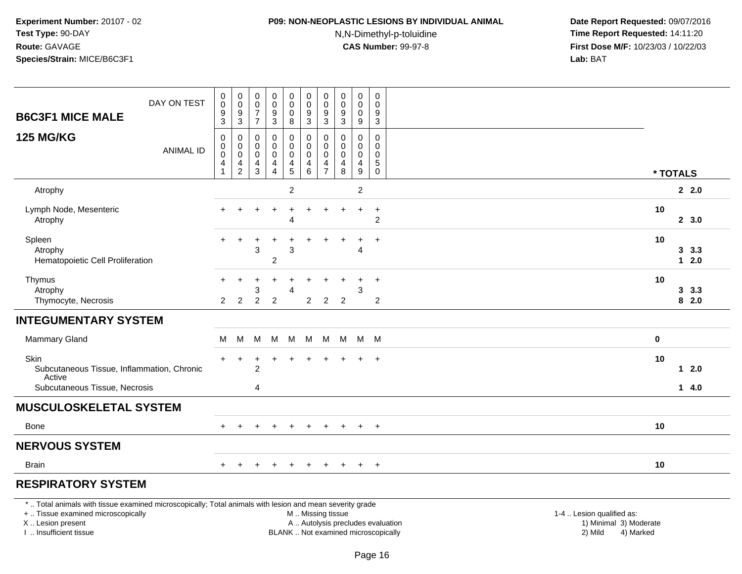**Experiment Number:** 20107 - 02
**Test Type:** 90-DAY
**Route:** GAVAGE
**Species/Strain:** MICE/B6C3F1

**P09: NON-NEOPLASTIC LESIONS BY INDIVIDUAL ANIMAL**
N,N-Dimethyl-p-toluidine
**CAS Number:** 99-97-8

**Date Report Requested:** 09/07/2016
**Time Report Requested:** 14:11:20
**First Dose M/F:** 10/23/03 / 10/22/03
**Lab:** BAT

| B6C3F1 MICE MALE / 125 MG/KG | | | | | | | | | | | | |
|---|---|---|---|---|---|---|---|---|---|---|---|---|
| DAY ON TEST | 0093 | 0093 | 0077 | 0093 | 0008 | 0093 | 0093 | 0093 | 0009 | 0093 | | |
| ANIMAL ID | 00041 | 00042 | 00043 | 00044 | 00045 | 00046 | 00047 | 00048 | 00049 | 00050 | * TOTALS | |
| Atrophy | | | | | 2 | | | | 2 | | | 2 2.0 |
| Lymph Node, Mesenteric | + | + | + | + | + | + | + | + | + | + | 10 | |
| Atrophy | | | | | 4 | | | | | 2 | | 2 3.0 |
| Spleen | + | + | + | + | + | + | + | + | + | + | 10 | |
| Atrophy | | | 3 | | 3 | | | | 4 | | | 3 3.3 |
| Hematopoietic Cell Proliferation | | | | 2 | | | | | | | | 1 2.0 |
| Thymus | + | + | + | + | + | + | + | + | + | + | 10 | |
| Atrophy | | | 3 | | 4 | | | | 3 | | | 3 3.3 |
| Thymocyte, Necrosis | 2 | 2 | 2 | 2 | | 2 | 2 | 2 | | 2 | | 8 2.0 |
| **INTEGUMENTARY SYSTEM** | | | | | | | | | | | | |
| Mammary Gland | M | M | M | M | M | M | M | M | M | M | 0 | |
| Skin | + | + | + | + | + | + | + | + | + | + | 10 | |
| Subcutaneous Tissue, Inflammation, Chronic Active | | | 2 | | | | | | | | | 1 2.0 |
| Subcutaneous Tissue, Necrosis | | | 4 | | | | | | | | | 1 4.0 |
| **MUSCULOSKELETAL SYSTEM** | | | | | | | | | | | | |
| Bone | + | + | + | + | + | + | + | + | + | + | 10 | |
| **NERVOUS SYSTEM** | | | | | | | | | | | | |
| Brain | + | + | + | + | + | + | + | + | + | + | 10 | |
| **RESPIRATORY SYSTEM** | | | | | | | | | | | | |

* .. Total animals with tissue examined microscopically; Total animals with lesion and mean severity grade
+ .. Tissue examined microscopically
X .. Lesion present
I .. Insufficient tissue

M .. Missing tissue
A .. Autolysis precludes evaluation
BLANK .. Not examined microscopically

1-4 .. Lesion qualified as:
1) Minimal 3) Moderate
2) Mild 4) Marked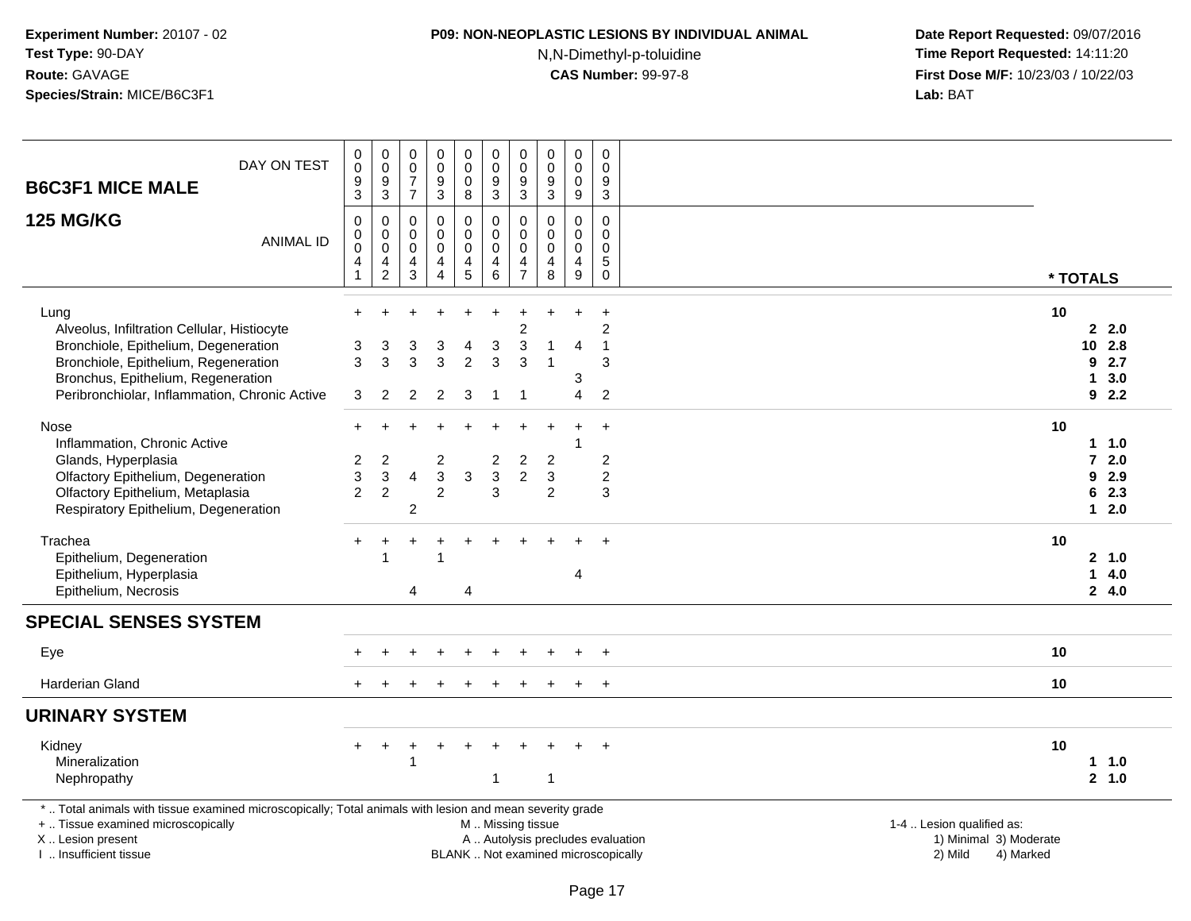**Experiment Number:** 20107 - 02
**Test Type:** 90-DAY
**Route:** GAVAGE
**Species/Strain:** MICE/B6C3F1

**P09: NON-NEOPLASTIC LESIONS BY INDIVIDUAL ANIMAL**
N,N-Dimethyl-p-toluidine
**CAS Number:** 99-97-8

**Date Report Requested:** 09/07/2016
**Time Report Requested:** 14:11:20
**First Dose M/F:** 10/23/03 / 10/22/03
**Lab:** BAT

## B6C3F1 MICE MALE
## 125 MG/KG

| DAY ON TEST | 0093 | 0093 | 0077 | 0093 | 0008 | 0093 | 0093 | 0093 | 0009 | 0093 | * TOTALS | |
|---|---|---|---|---|---|---|---|---|---|---|---|---|
| ANIMAL ID | 00041 | 00042 | 00043 | 00044 | 00045 | 00046 | 00047 | 00048 | 00049 | 00050 | | |
| Lung | + | + | + | + | + | + | + | + | + | + | 10 | |
| Alveolus, Infiltration Cellular, Histiocyte | | | | | | | 2 | | | 2 | 2 | 2.0 |
| Bronchiole, Epithelium, Degeneration | 3 | 3 | 3 | 3 | 4 | 3 | 3 | 1 | 4 | 1 | 10 | 2.8 |
| Bronchiole, Epithelium, Regeneration | 3 | 3 | 3 | 3 | 2 | 3 | 3 | 1 | | 3 | 9 | 2.7 |
| Bronchus, Epithelium, Regeneration | | | | | | | | | 3 | | 1 | 3.0 |
| Peribronchiolar, Inflammation, Chronic Active | 3 | 2 | 2 | 2 | 3 | 1 | 1 | | 4 | 2 | 9 | 2.2 |
| Nose | + | + | + | + | + | + | + | + | + | + | 10 | |
| Inflammation, Chronic Active | | | | | | | | | 1 | | 1 | 1.0 |
| Glands, Hyperplasia | 2 | 2 | | 2 | | 2 | 2 | 2 | | 2 | 7 | 2.0 |
| Olfactory Epithelium, Degeneration | 3 | 3 | 4 | 3 | 3 | 3 | 2 | 3 | | 2 | 9 | 2.9 |
| Olfactory Epithelium, Metaplasia | 2 | 2 | | 2 | | 3 | | 2 | | 3 | 6 | 2.3 |
| Respiratory Epithelium, Degeneration | | | 2 | | | | | | | | 1 | 2.0 |
| Trachea | + | + | + | + | + | + | + | + | + | + | 10 | |
| Epithelium, Degeneration | | 1 | | 1 | | | | | | | 2 | 1.0 |
| Epithelium, Hyperplasia | | | | | | | | | 4 | | 1 | 4.0 |
| Epithelium, Necrosis | | | 4 | | 4 | | | | | | 2 | 4.0 |
| **SPECIAL SENSES SYSTEM** | | | | | | | | | | | | |
| Eye | + | + | + | + | + | + | + | + | + | + | 10 | |
| Harderian Gland | + | + | + | + | + | + | + | + | + | + | 10 | |
| **URINARY SYSTEM** | | | | | | | | | | | | |
| Kidney | + | + | + | + | + | + | + | + | + | + | 10 | |
| Mineralization | | | 1 | | | | | | | | 1 | 1.0 |
| Nephropathy | | | | | | 1 | | 1 | | | 2 | 1.0 |

\* .. Total animals with tissue examined microscopically; Total animals with lesion and mean severity grade
+ .. Tissue examined microscopically
X .. Lesion present
I .. Insufficient tissue

M .. Missing tissue
A .. Autolysis precludes evaluation
BLANK .. Not examined microscopically

1-4 .. Lesion qualified as:
1) Minimal 3) Moderate
2) Mild 4) Marked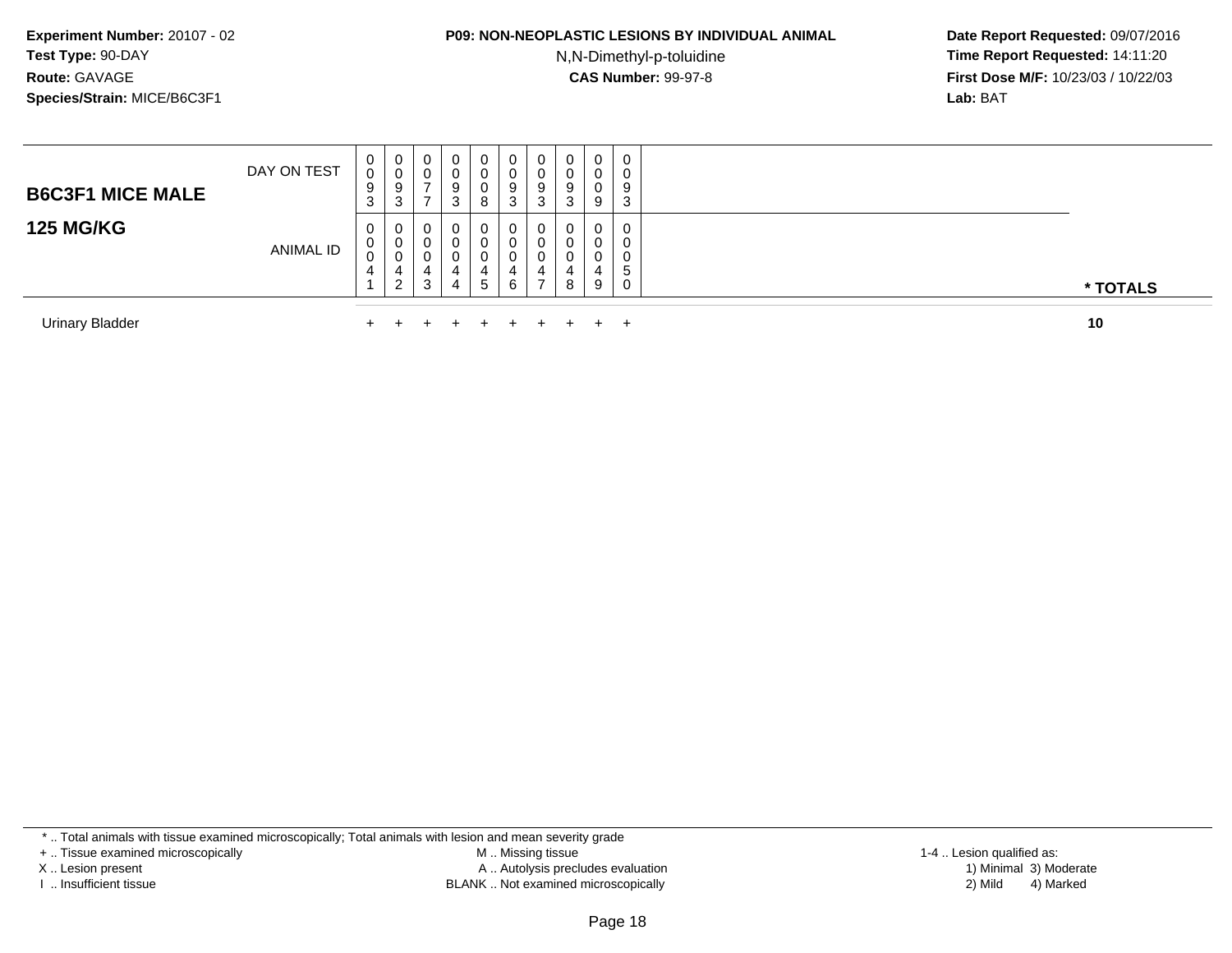**Experiment Number:** 20107 - 02
**Test Type:** 90-DAY
**Route:** GAVAGE
**Species/Strain:** MICE/B6C3F1

**P09: NON-NEOPLASTIC LESIONS BY INDIVIDUAL ANIMAL**
N,N-Dimethyl-p-toluidine
**CAS Number:** 99-97-8

**Date Report Requested:** 09/07/2016
**Time Report Requested:** 14:11:20
**First Dose M/F:** 10/23/03 / 10/22/03
**Lab:** BAT

| B6C3F1 MICE MALE 125 MG/KG | | | | | | | | | | | |
|---|---|---|---|---|---|---|---|---|---|---|---|
| DAY ON TEST | 0093 | 0093 | 0077 | 0093 | 0008 | 0093 | 0093 | 0093 | 0009 | 0093 | |
| ANIMAL ID | 00041 | 00042 | 00043 | 00044 | 00045 | 00046 | 00047 | 00048 | 00049 | 00050 | * TOTALS |
| Urinary Bladder | + | + | + | + | + | + | + | + | + | + | 10 |

* .. Total animals with tissue examined microscopically; Total animals with lesion and mean severity grade
+ .. Tissue examined microscopically
X .. Lesion present
I .. Insufficient tissue

M .. Missing tissue
A .. Autolysis precludes evaluation
BLANK .. Not examined microscopically

1-4 .. Lesion qualified as:
1) Minimal 3) Moderate
2) Mild 4) Marked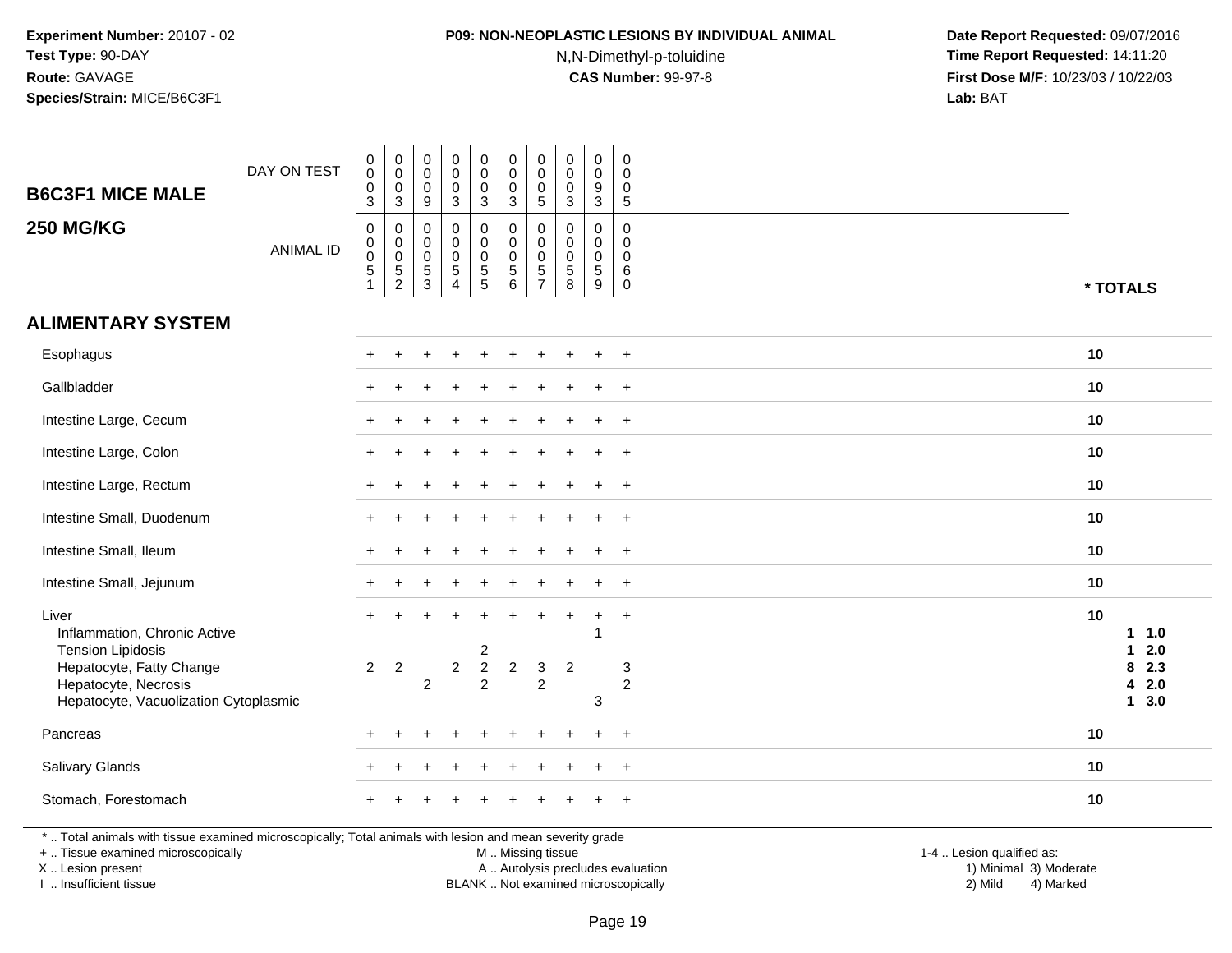**Experiment Number:** 20107 - 02
**Test Type:** 90-DAY
**Route:** GAVAGE
**Species/Strain:** MICE/B6C3F1

**P09: NON-NEOPLASTIC LESIONS BY INDIVIDUAL ANIMAL**
N,N-Dimethyl-p-toluidine
**CAS Number:** 99-97-8

**Date Report Requested:** 09/07/2016
**Time Report Requested:** 14:11:20
**First Dose M/F:** 10/23/03 / 10/22/03
**Lab:** BAT

**B6C3F1 MICE MALE**

**250 MG/KG**

| DAY ON TEST | 0003 | 0003 | 0009 | 0003 | 0003 | 0003 | 0005 | 0003 | 0093 | 0005 | |
|---|---|---|---|---|---|---|---|---|---|---|---|
| ANIMAL ID | 00051 | 00052 | 00053 | 00054 | 00055 | 00056 | 00057 | 00058 | 00059 | 00060 | * TOTALS |
| **ALIMENTARY SYSTEM** | | | | | | | | | | | |
| Esophagus | + | + | + | + | + | + | + | + | + | + | 10 |
| Gallbladder | + | + | + | + | + | + | + | + | + | + | 10 |
| Intestine Large, Cecum | + | + | + | + | + | + | + | + | + | + | 10 |
| Intestine Large, Colon | + | + | + | + | + | + | + | + | + | + | 10 |
| Intestine Large, Rectum | + | + | + | + | + | + | + | + | + | + | 10 |
| Intestine Small, Duodenum | + | + | + | + | + | + | + | + | + | + | 10 |
| Intestine Small, Ileum | + | + | + | + | + | + | + | + | + | + | 10 |
| Intestine Small, Jejunum | + | + | + | + | + | + | + | + | + | + | 10 |
| Liver | + | + | + | + | + | + | + | + | + | + | 10 |
| Inflammation, Chronic Active | | | | | | | | | 1 | | 1 1.0 |
| Tension Lipidosis | | | | | 2 | | | | | | 1 2.0 |
| Hepatocyte, Fatty Change | 2 | 2 | | 2 | 2 | 2 | 3 | 2 | | 3 | 8 2.3 |
| Hepatocyte, Necrosis | | | 2 | | 2 | | 2 | | | 2 | 4 2.0 |
| Hepatocyte, Vacuolization Cytoplasmic | | | | | | | | | 3 | | 1 3.0 |
| Pancreas | + | + | + | + | + | + | + | + | + | + | 10 |
| Salivary Glands | + | + | + | + | + | + | + | + | + | + | 10 |
| Stomach, Forestomach | + | + | + | + | + | + | + | + | + | + | 10 |

* .. Total animals with tissue examined microscopically; Total animals with lesion and mean severity grade
+ .. Tissue examined microscopically
X .. Lesion present
I .. Insufficient tissue

M .. Missing tissue
A .. Autolysis precludes evaluation
BLANK .. Not examined microscopically

1-4 .. Lesion qualified as:
1) Minimal 3) Moderate
2) Mild 4) Marked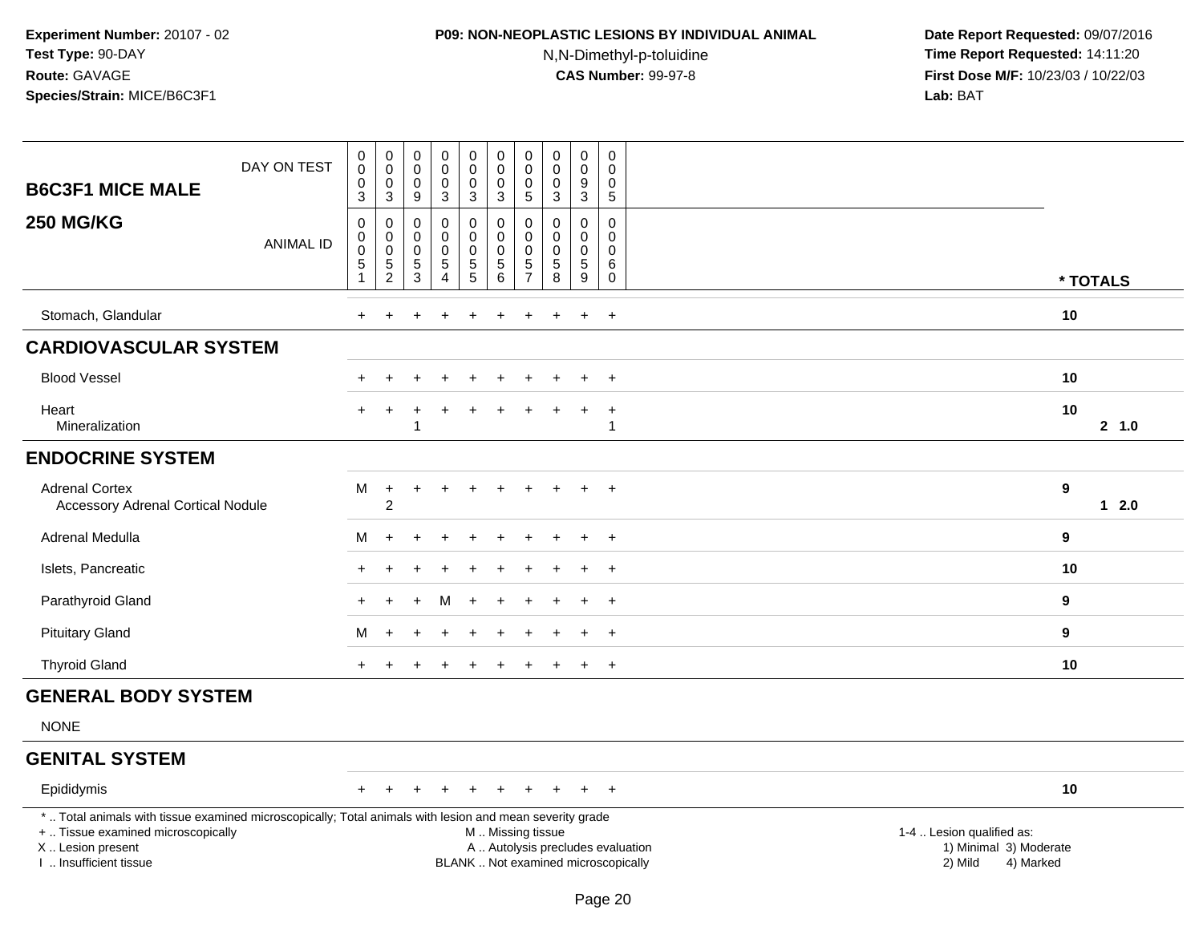**Experiment Number:** 20107 - 02
**Test Type:** 90-DAY
**Route:** GAVAGE
**Species/Strain:** MICE/B6C3F1

**P09: NON-NEOPLASTIC LESIONS BY INDIVIDUAL ANIMAL**
N,N-Dimethyl-p-toluidine
**CAS Number:** 99-97-8

**Date Report Requested:** 09/07/2016
**Time Report Requested:** 14:11:20
**First Dose M/F:** 10/23/03 / 10/22/03
**Lab:** BAT

| B6C3F1 MICE MALE — 250 MG/KG | | | | | | | | | | | |
|---|---|---|---|---|---|---|---|---|---|---|---|
| DAY ON TEST | 0003 | 0003 | 0009 | 0003 | 0003 | 0003 | 0005 | 0003 | 0093 | 0005 | |
| ANIMAL ID | 00051 | 00052 | 00053 | 00054 | 00055 | 00056 | 00057 | 00058 | 00059 | 00060 | * TOTALS |
| Stomach, Glandular | + | + | + | + | + | + | + | + | + | + | 10 |
| **CARDIOVASCULAR SYSTEM** | | | | | | | | | | | |
| Blood Vessel | + | + | + | + | + | + | + | + | + | + | 10 |
| Heart | + | + | + | + | + | + | + | + | + | + | 10 |
| Mineralization | | | 1 | | | | | | | 1 | 2 1.0 |
| **ENDOCRINE SYSTEM** | | | | | | | | | | | |
| Adrenal Cortex | M | + | + | + | + | + | + | + | + | + | 9 |
| Accessory Adrenal Cortical Nodule | | 2 | | | | | | | | | 1 2.0 |
| Adrenal Medulla | M | + | + | + | + | + | + | + | + | + | 9 |
| Islets, Pancreatic | + | + | + | + | + | + | + | + | + | + | 10 |
| Parathyroid Gland | + | + | + | M | + | + | + | + | + | + | 9 |
| Pituitary Gland | M | + | + | + | + | + | + | + | + | + | 9 |
| Thyroid Gland | + | + | + | + | + | + | + | + | + | + | 10 |
| **GENERAL BODY SYSTEM** | | | | | | | | | | | |
| NONE | | | | | | | | | | | |
| **GENITAL SYSTEM** | | | | | | | | | | | |
| Epididymis | + | + | + | + | + | + | + | + | + | + | 10 |

* .. Total animals with tissue examined microscopically; Total animals with lesion and mean severity grade
+ .. Tissue examined microscopically
X .. Lesion present
I .. Insufficient tissue
M .. Missing tissue
A .. Autolysis precludes evaluation
BLANK .. Not examined microscopically
1-4 .. Lesion qualified as: 1) Minimal 2) Mild 3) Moderate 4) Marked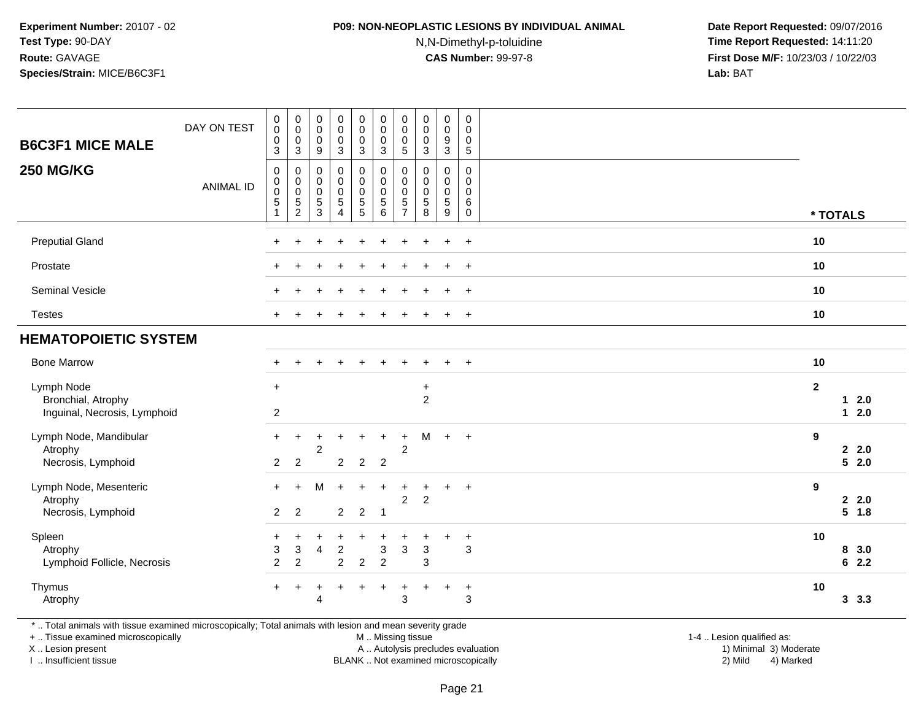**Experiment Number:** 20107 - 02
**Test Type:** 90-DAY
**Route:** GAVAGE
**Species/Strain:** MICE/B6C3F1

**P09: NON-NEOPLASTIC LESIONS BY INDIVIDUAL ANIMAL**
N,N-Dimethyl-p-toluidine
**CAS Number:** 99-97-8

**Date Report Requested:** 09/07/2016
**Time Report Requested:** 14:11:20
**First Dose M/F:** 10/23/03 / 10/22/03
**Lab:** BAT

**B6C3F1 MICE MALE**

**250 MG/KG**

| DAY ON TEST | 0003 | 0003 | 0009 | 0003 | 0003 | 0003 | 0005 | 0003 | 0093 | 0005 | |
|---|---|---|---|---|---|---|---|---|---|---|---|
| ANIMAL ID | 00051 | 00052 | 00053 | 00054 | 00055 | 00056 | 00057 | 00058 | 00059 | 00060 | * TOTALS |
| Preputial Gland | + | + | + | + | + | + | + | + | + | + | 10 |
| Prostate | + | + | + | + | + | + | + | + | + | + | 10 |
| Seminal Vesicle | + | + | + | + | + | + | + | + | + | + | 10 |
| Testes | + | + | + | + | + | + | + | + | + | + | 10 |
| **HEMATOPOIETIC SYSTEM** | | | | | | | | | | | |
| Bone Marrow | + | + | + | + | + | + | + | + | + | + | 10 |
| Lymph Node | + | | | | | | | + | | | 2 |
| Bronchial, Atrophy | | | | | | | | 2 | | | 1 2.0 |
| Inguinal, Necrosis, Lymphoid | 2 | | | | | | | | | | 1 2.0 |
| Lymph Node, Mandibular | + | + | + | + | + | + | + | M | + | + | 9 |
| Atrophy | | | 2 | | | | 2 | | | | 2 2.0 |
| Necrosis, Lymphoid | 2 | 2 | | 2 | 2 | 2 | | | | | 5 2.0 |
| Lymph Node, Mesenteric | + | + | M | + | + | + | + | + | + | + | 9 |
| Atrophy | | | | | | | 2 | 2 | | | 2 2.0 |
| Necrosis, Lymphoid | 2 | 2 | | 2 | 2 | 1 | | | | | 5 1.8 |
| Spleen | + | + | + | + | + | + | + | + | + | + | 10 |
| Atrophy | 3 | 3 | 4 | 2 | | 3 | 3 | 3 | | 3 | 8 3.0 |
| Lymphoid Follicle, Necrosis | 2 | 2 | | 2 | 2 | 2 | | 3 | | | 6 2.2 |
| Thymus | + | + | + | + | + | + | + | + | + | + | 10 |
| Atrophy | | | 4 | | | | 3 | | | 3 | 3 3.3 |

\* .. Total animals with tissue examined microscopically; Total animals with lesion and mean severity grade
+ .. Tissue examined microscopically
X .. Lesion present
I .. Insufficient tissue

M .. Missing tissue
A .. Autolysis precludes evaluation
BLANK .. Not examined microscopically

1-4 .. Lesion qualified as:
1) Minimal 3) Moderate
2) Mild 4) Marked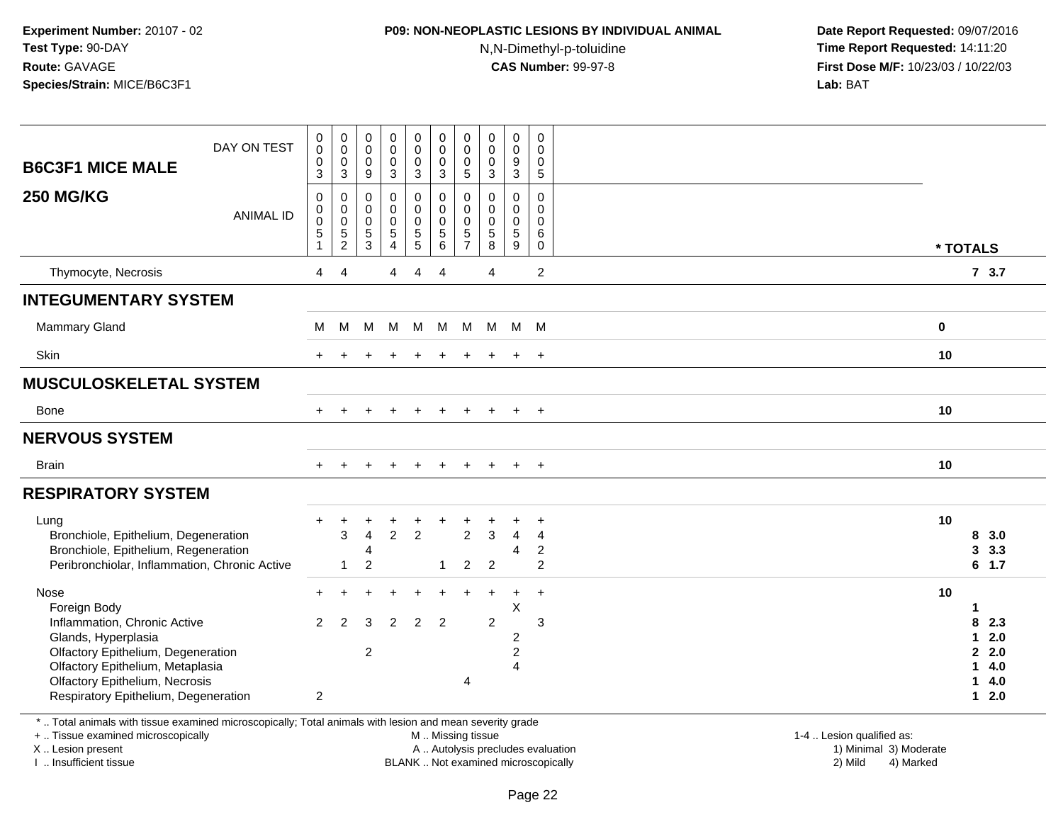**Experiment Number:** 20107 - 02
**Test Type:** 90-DAY
**Route:** GAVAGE
**Species/Strain:** MICE/B6C3F1

**P09: NON-NEOPLASTIC LESIONS BY INDIVIDUAL ANIMAL**
N,N-Dimethyl-p-toluidine
**CAS Number:** 99-97-8

**Date Report Requested:** 09/07/2016
**Time Report Requested:** 14:11:20
**First Dose M/F:** 10/23/03 / 10/22/03
**Lab:** BAT

| **B6C3F1 MICE MALE** DAY ON TEST | 0003 | 0003 | 0009 | 0003 | 0003 | 0003 | 0005 | 0003 | 0093 | 0005 | |
|---|---|---|---|---|---|---|---|---|---|---|---|
| **250 MG/KG** ANIMAL ID | 00051 | 00052 | 00053 | 00054 | 00055 | 00056 | 00057 | 00058 | 00059 | 00060 | *** TOTALS** |
| Thymocyte, Necrosis | 4 | 4 | | 4 | 4 | 4 | | 4 | | 2 | **7 3.7** |
| **INTEGUMENTARY SYSTEM** | | | | | | | | | | | |
| Mammary Gland | M | M | M | M | M | M | M | M | M | M | **0** |
| Skin | + | + | + | + | + | + | + | + | + | + | **10** |
| **MUSCULOSKELETAL SYSTEM** | | | | | | | | | | | |
| Bone | + | + | + | + | + | + | + | + | + | + | **10** |
| **NERVOUS SYSTEM** | | | | | | | | | | | |
| Brain | + | + | + | + | + | + | + | + | + | + | **10** |
| **RESPIRATORY SYSTEM** | | | | | | | | | | | |
| Lung | + | + | + | + | + | + | + | + | + | + | **10** |
| Bronchiole, Epithelium, Degeneration | | 3 | 4 | 2 | 2 | | 2 | 3 | 4 | 4 | **8 3.0** |
| Bronchiole, Epithelium, Regeneration | | | 4 | | | | | | 4 | 2 | **3 3.3** |
| Peribronchiolar, Inflammation, Chronic Active | | 1 | 2 | | | 1 | 2 | 2 | | 2 | **6 1.7** |
| Nose | + | + | + | + | + | + | + | + | + | + | **10** |
| Foreign Body | | | | | | | | | X | | **1** |
| Inflammation, Chronic Active | 2 | 2 | 3 | 2 | 2 | 2 | | 2 | | 3 | **8 2.3** |
| Glands, Hyperplasia | | | | | | | | | 2 | | **1 2.0** |
| Olfactory Epithelium, Degeneration | | | 2 | | | | | | 2 | | **2 2.0** |
| Olfactory Epithelium, Metaplasia | | | | | | | | | 4 | | **1 4.0** |
| Olfactory Epithelium, Necrosis | | | | | | | 4 | | | | **1 4.0** |
| Respiratory Epithelium, Degeneration | 2 | | | | | | | | | | **1 2.0** |

* .. Total animals with tissue examined microscopically; Total animals with lesion and mean severity grade
+ .. Tissue examined microscopically
X .. Lesion present
I .. Insufficient tissue

M .. Missing tissue
A .. Autolysis precludes evaluation
BLANK .. Not examined microscopically

1-4 .. Lesion qualified as:
1) Minimal 3) Moderate
2) Mild 4) Marked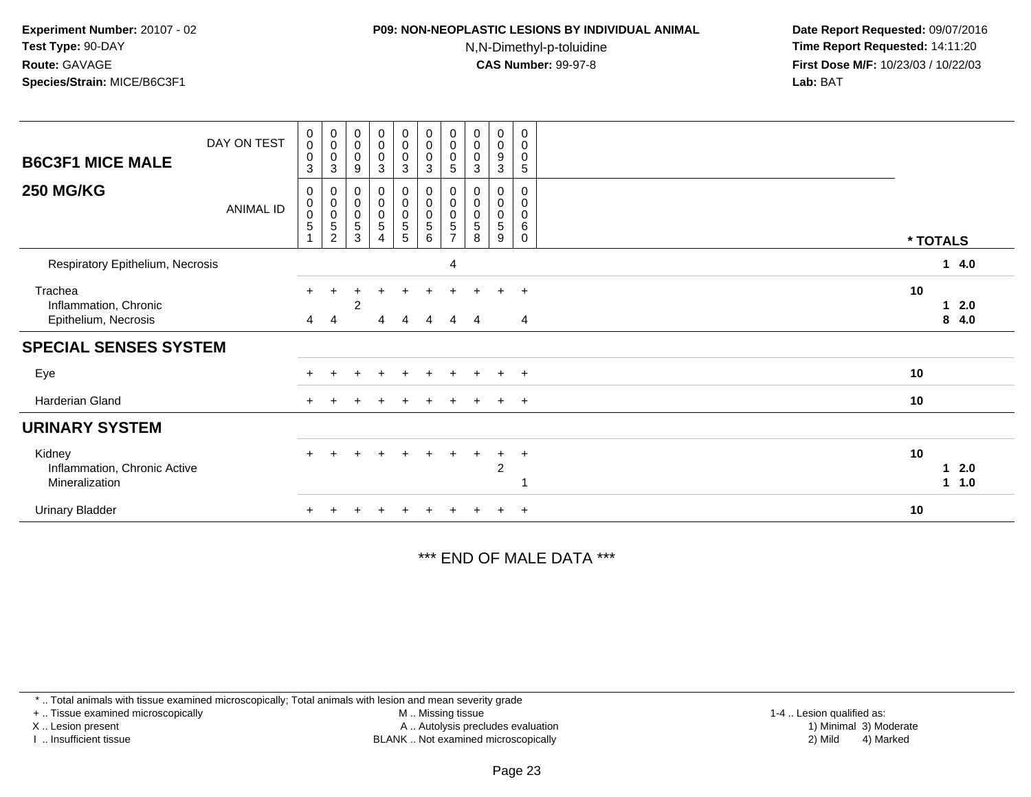**Experiment Number:** 20107 - 02
**Test Type:** 90-DAY
**Route:** GAVAGE
**Species/Strain:** MICE/B6C3F1

**P09: NON-NEOPLASTIC LESIONS BY INDIVIDUAL ANIMAL**
N,N-Dimethyl-p-toluidine
**CAS Number:** 99-97-8

**Date Report Requested:** 09/07/2016
**Time Report Requested:** 14:11:20
**First Dose M/F:** 10/23/03 / 10/22/03
**Lab:** BAT

| **B6C3F1 MICE MALE** DAY ON TEST | 0003 | 0003 | 0009 | 0003 | 0003 | 0003 | 0005 | 0003 | 0093 | 0005 | |
|---|---|---|---|---|---|---|---|---|---|---|---|
| **250 MG/KG** ANIMAL ID | 00051 | 00052 | 00053 | 00054 | 00055 | 00056 | 00057 | 00058 | 00059 | 00060 | *** TOTALS** |
| Respiratory Epithelium, Necrosis | | | | | | | 4 | | | | **1 4.0** |
| Trachea | + | + | + | + | + | + | + | + | + | + | **10** |
| Inflammation, Chronic | | | 2 | | | | | | | | **1 2.0** |
| Epithelium, Necrosis | 4 | 4 | | 4 | 4 | 4 | 4 | 4 | | 4 | **8 4.0** |
| **SPECIAL SENSES SYSTEM** | | | | | | | | | | | |
| Eye | + | + | + | + | + | + | + | + | + | + | **10** |
| Harderian Gland | + | + | + | + | + | + | + | + | + | + | **10** |
| **URINARY SYSTEM** | | | | | | | | | | | |
| Kidney | + | + | + | + | + | + | + | + | + | + | **10** |
| Inflammation, Chronic Active | | | | | | | | | 2 | | **1 2.0** |
| Mineralization | | | | | | | | | | 1 | **1 1.0** |
| Urinary Bladder | + | + | + | + | + | + | + | + | + | + | **10** |

*** END OF MALE DATA ***

\* .. Total animals with tissue examined microscopically; Total animals with lesion and mean severity grade
\+ .. Tissue examined microscopically
X .. Lesion present
I .. Insufficient tissue
M .. Missing tissue
A .. Autolysis precludes evaluation
BLANK .. Not examined microscopically
1-4 .. Lesion qualified as:
1) Minimal 3) Moderate
2) Mild 4) Marked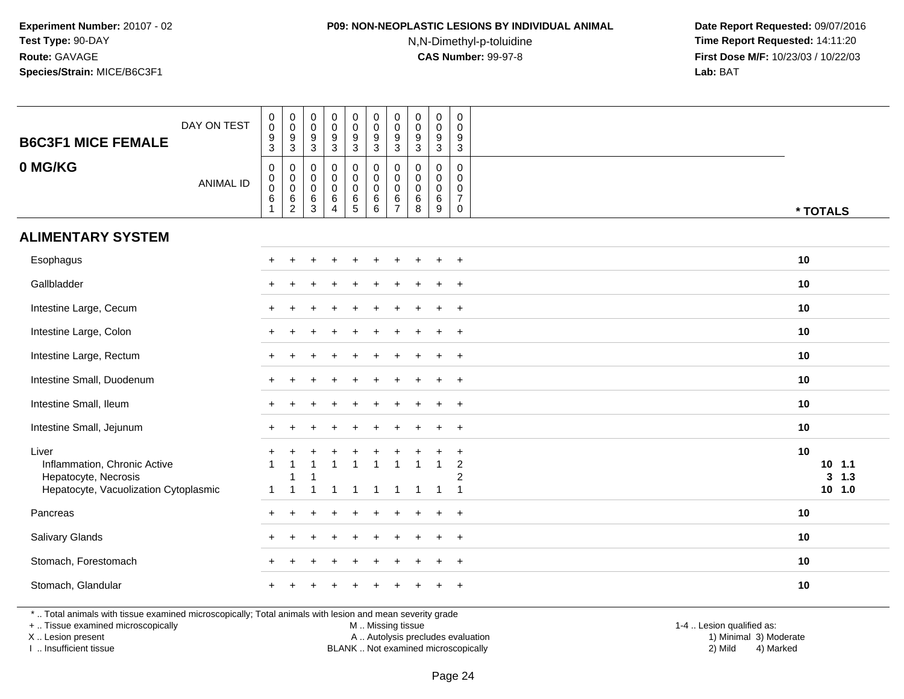Experiment Number: 20107 - 02
Test Type: 90-DAY
Route: GAVAGE
Species/Strain: MICE/B6C3F1

**P09: NON-NEOPLASTIC LESIONS BY INDIVIDUAL ANIMAL**
N,N-Dimethyl-p-toluidine
**CAS Number:** 99-97-8

Date Report Requested: 09/07/2016
Time Report Requested: 14:11:20
First Dose M/F: 10/23/03 / 10/22/03
Lab: BAT

## B6C3F1 MICE FEMALE
## 0 MG/KG

| DAY ON TEST | 0093 | 0093 | 0093 | 0093 | 0093 | 0093 | 0093 | 0093 | 0093 | 0093 | |
|---|---|---|---|---|---|---|---|---|---|---|---|
| ANIMAL ID | 00061 | 00062 | 00063 | 00064 | 00065 | 00066 | 00067 | 00068 | 00069 | 00070 | * TOTALS |
| **ALIMENTARY SYSTEM** | | | | | | | | | | | |
| Esophagus | + | + | + | + | + | + | + | + | + | + | 10 |
| Gallbladder | + | + | + | + | + | + | + | + | + | + | 10 |
| Intestine Large, Cecum | + | + | + | + | + | + | + | + | + | + | 10 |
| Intestine Large, Colon | + | + | + | + | + | + | + | + | + | + | 10 |
| Intestine Large, Rectum | + | + | + | + | + | + | + | + | + | + | 10 |
| Intestine Small, Duodenum | + | + | + | + | + | + | + | + | + | + | 10 |
| Intestine Small, Ileum | + | + | + | + | + | + | + | + | + | + | 10 |
| Intestine Small, Jejunum | + | + | + | + | + | + | + | + | + | + | 10 |
| Liver | + | + | + | + | + | + | + | + | + | + | 10 |
| Inflammation, Chronic Active | 1 | 1 | 1 | 1 | 1 | 1 | 1 | 1 | 1 | 2 | 10 1.1 |
| Hepatocyte, Necrosis | | 1 | 1 | | | | | | | 2 | 3 1.3 |
| Hepatocyte, Vacuolization Cytoplasmic | 1 | 1 | 1 | 1 | 1 | 1 | 1 | 1 | 1 | 1 | 10 1.0 |
| Pancreas | + | + | + | + | + | + | + | + | + | + | 10 |
| Salivary Glands | + | + | + | + | + | + | + | + | + | + | 10 |
| Stomach, Forestomach | + | + | + | + | + | + | + | + | + | + | 10 |
| Stomach, Glandular | + | + | + | + | + | + | + | + | + | + | 10 |

* .. Total animals with tissue examined microscopically; Total animals with lesion and mean severity grade
+ .. Tissue examined microscopically
X .. Lesion present
I .. Insufficient tissue

M .. Missing tissue
A .. Autolysis precludes evaluation
BLANK .. Not examined microscopically

1-4 .. Lesion qualified as:
1) Minimal 3) Moderate
2) Mild 4) Marked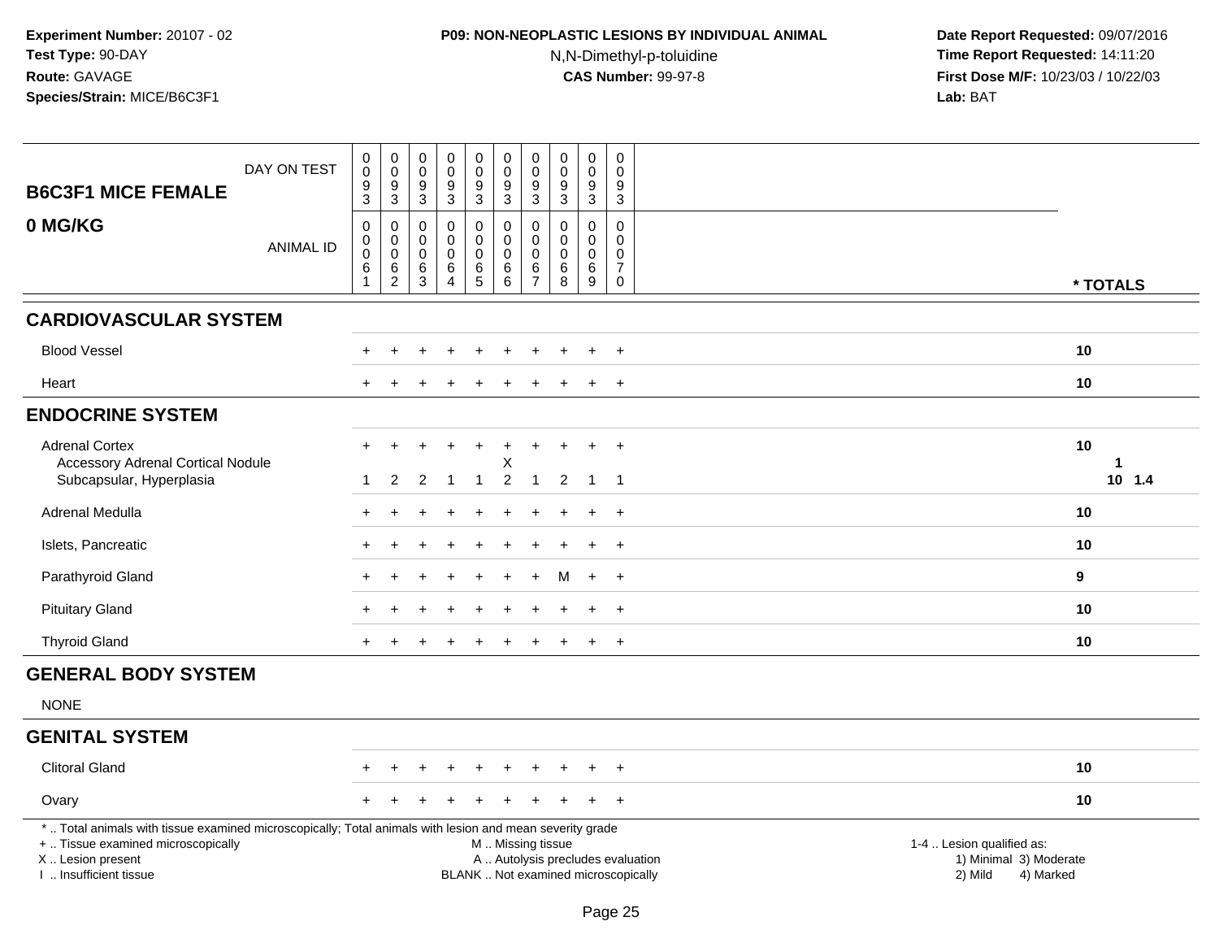**Experiment Number:** 20107 - 02
**Test Type:** 90-DAY
**Route:** GAVAGE
**Species/Strain:** MICE/B6C3F1

**P09: NON-NEOPLASTIC LESIONS BY INDIVIDUAL ANIMAL**
N,N-Dimethyl-p-toluidine
**CAS Number:** 99-97-8

**Date Report Requested:** 09/07/2016
**Time Report Requested:** 14:11:20
**First Dose M/F:** 10/23/03 / 10/22/03
**Lab:** BAT

| B6C3F1 MICE FEMALE — 0 MG/KG | | | | | | | | | | | |
|---|---|---|---|---|---|---|---|---|---|---|---|
| DAY ON TEST | 0093 | 0093 | 0093 | 0093 | 0093 | 0093 | 0093 | 0093 | 0093 | 0093 | |
| ANIMAL ID | 00061 | 00062 | 00063 | 00064 | 00065 | 00066 | 00067 | 00068 | 00069 | 00070 | * TOTALS |
| **CARDIOVASCULAR SYSTEM** | | | | | | | | | | | |
| Blood Vessel | + | + | + | + | + | + | + | + | + | + | 10 |
| Heart | + | + | + | + | + | + | + | + | + | + | 10 |
| **ENDOCRINE SYSTEM** | | | | | | | | | | | |
| Adrenal Cortex | + | + | + | + | + | + | + | + | + | + | 10 |
| Accessory Adrenal Cortical Nodule | | | | | | X | | | | | 1 |
| Subcapsular, Hyperplasia | 1 | 2 | 2 | 1 | 1 | 2 | 1 | 2 | 1 | 1 | 10 1.4 |
| Adrenal Medulla | + | + | + | + | + | + | + | + | + | + | 10 |
| Islets, Pancreatic | + | + | + | + | + | + | + | + | + | + | 10 |
| Parathyroid Gland | + | + | + | + | + | + | + | M | + | + | 9 |
| Pituitary Gland | + | + | + | + | + | + | + | + | + | + | 10 |
| Thyroid Gland | + | + | + | + | + | + | + | + | + | + | 10 |
| **GENERAL BODY SYSTEM** | | | | | | | | | | | |
| NONE | | | | | | | | | | | |
| **GENITAL SYSTEM** | | | | | | | | | | | |
| Clitoral Gland | + | + | + | + | + | + | + | + | + | + | 10 |
| Ovary | + | + | + | + | + | + | + | + | + | + | 10 |

* .. Total animals with tissue examined microscopically; Total animals with lesion and mean severity grade
+ .. Tissue examined microscopically
X .. Lesion present
I .. Insufficient tissue
M .. Missing tissue
A .. Autolysis precludes evaluation
BLANK .. Not examined microscopically
1-4 .. Lesion qualified as: 1) Minimal 2) Mild 3) Moderate 4) Marked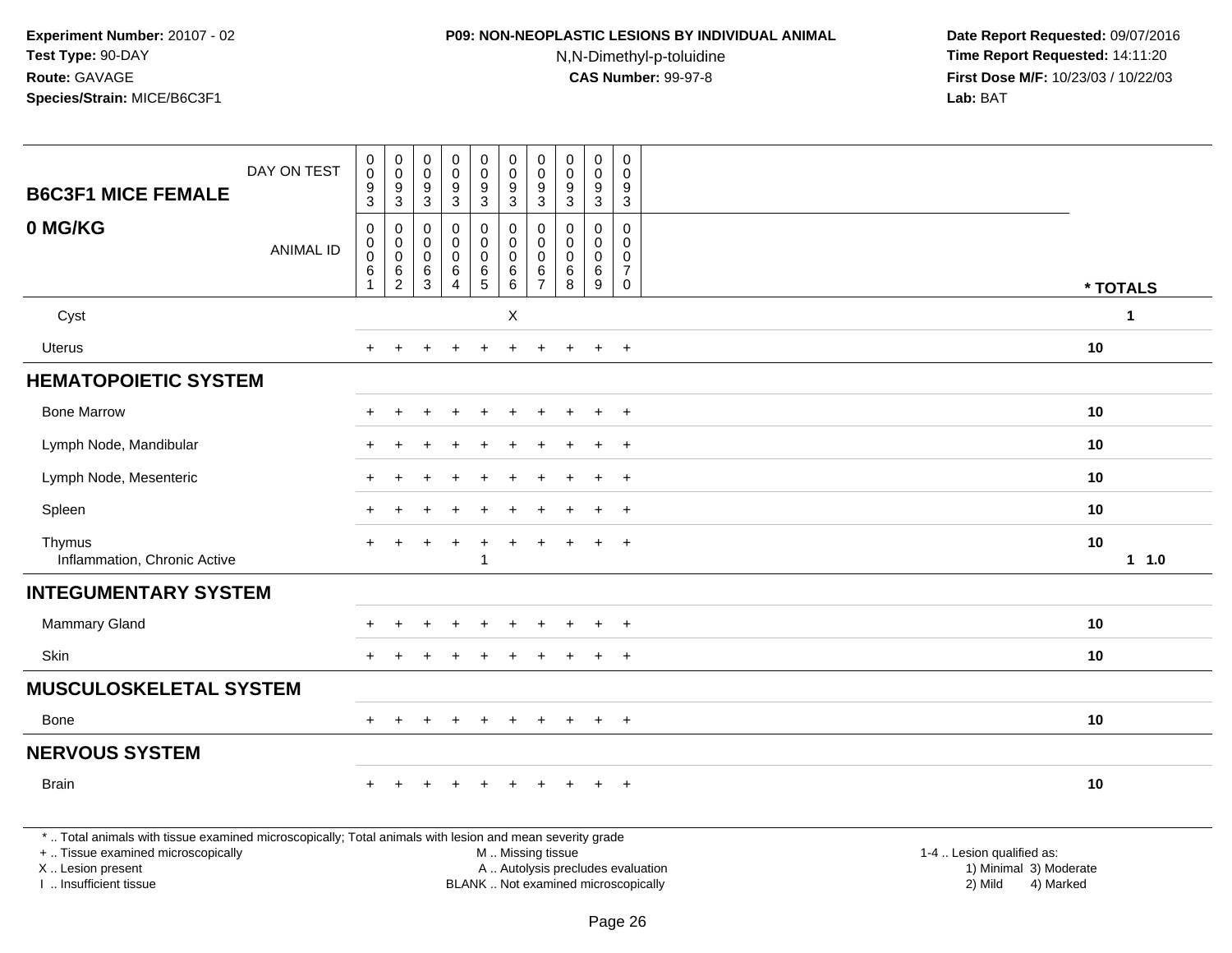Experiment Number: 20107 - 02
Test Type: 90-DAY
Route: GAVAGE
Species/Strain: MICE/B6C3F1

**P09: NON-NEOPLASTIC LESIONS BY INDIVIDUAL ANIMAL**
N,N-Dimethyl-p-toluidine
**CAS Number:** 99-97-8

Date Report Requested: 09/07/2016
Time Report Requested: 14:11:20
First Dose M/F: 10/23/03 / 10/22/03
Lab: BAT

| B6C3F1 MICE FEMALE 0 MG/KG | DAY ON TEST | 0093 | 0093 | 0093 | 0093 | 0093 | 0093 | 0093 | 0093 | 0093 | 0093 | |
|---|---|---|---|---|---|---|---|---|---|---|---|---|
| | ANIMAL ID | 00061 | 00062 | 00063 | 00064 | 00065 | 00066 | 00067 | 00068 | 00069 | 00070 | * TOTALS |
| Cyst | | | | | | | X | | | | | 1 |
| Uterus | | + | + | + | + | + | + | + | + | + | + | 10 |
| **HEMATOPOIETIC SYSTEM** | | | | | | | | | | | | |
| Bone Marrow | | + | + | + | + | + | + | + | + | + | + | 10 |
| Lymph Node, Mandibular | | + | + | + | + | + | + | + | + | + | + | 10 |
| Lymph Node, Mesenteric | | + | + | + | + | + | + | + | + | + | + | 10 |
| Spleen | | + | + | + | + | + | + | + | + | + | + | 10 |
| Thymus | | + | + | + | + | + | + | + | + | + | + | 10 |
| Inflammation, Chronic Active | | | | | | 1 | | | | | | 1 1.0 |
| **INTEGUMENTARY SYSTEM** | | | | | | | | | | | | |
| Mammary Gland | | + | + | + | + | + | + | + | + | + | + | 10 |
| Skin | | + | + | + | + | + | + | + | + | + | + | 10 |
| **MUSCULOSKELETAL SYSTEM** | | | | | | | | | | | | |
| Bone | | + | + | + | + | + | + | + | + | + | + | 10 |
| **NERVOUS SYSTEM** | | | | | | | | | | | | |
| Brain | | + | + | + | + | + | + | + | + | + | + | 10 |

* .. Total animals with tissue examined microscopically; Total animals with lesion and mean severity grade
+ .. Tissue examined microscopically
X .. Lesion present
I .. Insufficient tissue

M .. Missing tissue
A .. Autolysis precludes evaluation
BLANK .. Not examined microscopically

1-4 .. Lesion qualified as:
1) Minimal 3) Moderate
2) Mild 4) Marked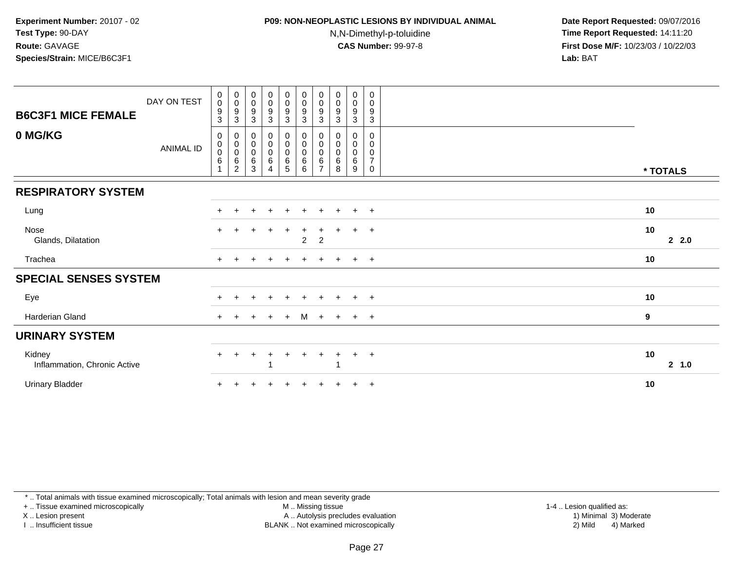**Experiment Number:** 20107 - 02
**Test Type:** 90-DAY
**Route:** GAVAGE
**Species/Strain:** MICE/B6C3F1

**P09: NON-NEOPLASTIC LESIONS BY INDIVIDUAL ANIMAL**
N,N-Dimethyl-p-toluidine
**CAS Number:** 99-97-8

**Date Report Requested:** 09/07/2016
**Time Report Requested:** 14:11:20
**First Dose M/F:** 10/23/03 / 10/22/03
**Lab:** BAT

## B6C3F1 MICE FEMALE
## 0 MG/KG

| DAY ON TEST | 0093 | 0093 | 0093 | 0093 | 0093 | 0093 | 0093 | 0093 | 0093 | 0093 | |
|---|---|---|---|---|---|---|---|---|---|---|---|
| ANIMAL ID | 00061 | 00062 | 00063 | 00064 | 00065 | 00066 | 00067 | 00068 | 00069 | 00070 | * TOTALS |
| **RESPIRATORY SYSTEM** | | | | | | | | | | | |
| Lung | + | + | + | + | + | + | + | + | + | + | 10 |
| Nose | + | + | + | + | + | + | + | + | + | + | 10 |
| Glands, Dilatation | | | | | | 2 | 2 | | | | 2 2.0 |
| Trachea | + | + | + | + | + | + | + | + | + | + | 10 |
| **SPECIAL SENSES SYSTEM** | | | | | | | | | | | |
| Eye | + | + | + | + | + | + | + | + | + | + | 10 |
| Harderian Gland | + | + | + | + | + | M | + | + | + | + | 9 |
| **URINARY SYSTEM** | | | | | | | | | | | |
| Kidney | + | + | + | + | + | + | + | + | + | + | 10 |
| Inflammation, Chronic Active | | | | 1 | | | | 1 | | | 2 1.0 |
| Urinary Bladder | + | + | + | + | + | + | + | + | + | + | 10 |

* .. Total animals with tissue examined microscopically; Total animals with lesion and mean severity grade
+ .. Tissue examined microscopically
X .. Lesion present
I .. Insufficient tissue
M .. Missing tissue
A .. Autolysis precludes evaluation
BLANK .. Not examined microscopically
1-4 .. Lesion qualified as: 1) Minimal 2) Mild 3) Moderate 4) Marked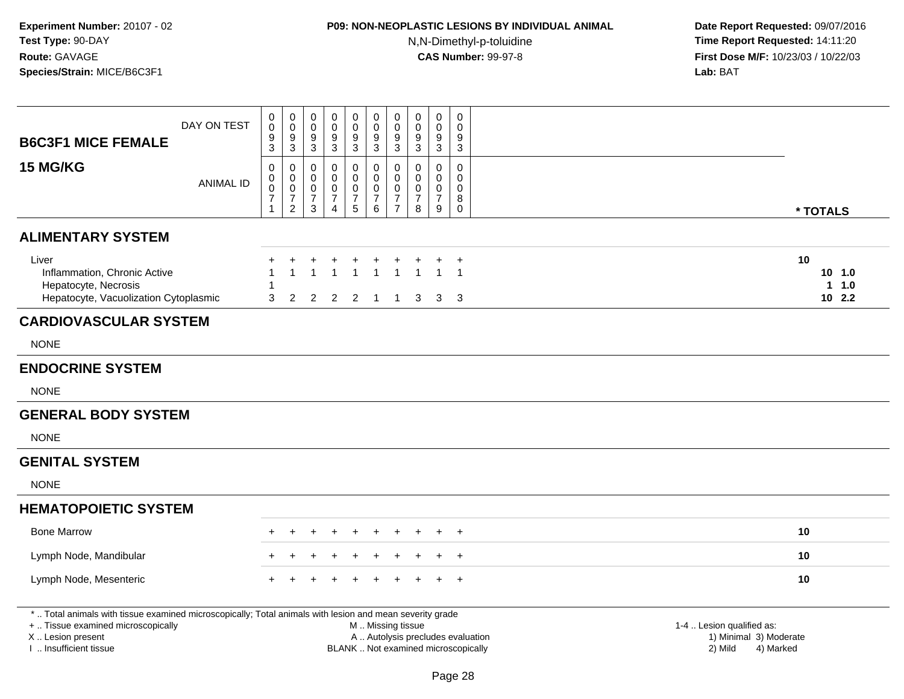**Experiment Number:** 20107 - 02
**Test Type:** 90-DAY
**Route:** GAVAGE
**Species/Strain:** MICE/B6C3F1

**P09: NON-NEOPLASTIC LESIONS BY INDIVIDUAL ANIMAL**
N,N-Dimethyl-p-toluidine
**CAS Number:** 99-97-8

**Date Report Requested:** 09/07/2016
**Time Report Requested:** 14:11:20
**First Dose M/F:** 10/23/03 / 10/22/03
**Lab:** BAT

| B6C3F1 MICE FEMALE 15 MG/KG | | | | | | | | | | | |
|---|---|---|---|---|---|---|---|---|---|---|---|
| DAY ON TEST | 0093 | 0093 | 0093 | 0093 | 0093 | 0093 | 0093 | 0093 | 0093 | 0093 | |
| ANIMAL ID | 00071 | 00072 | 00073 | 00074 | 00075 | 00076 | 00077 | 00078 | 00079 | 00080 | * TOTALS |
| **ALIMENTARY SYSTEM** | | | | | | | | | | | |
| Liver | + | + | + | + | + | + | + | + | + | + | 10 |
| Inflammation, Chronic Active | 1 | 1 | 1 | 1 | 1 | 1 | 1 | 1 | 1 | 1 | 10 1.0 |
| Hepatocyte, Necrosis | 1 | | | | | | | | | | 1 1.0 |
| Hepatocyte, Vacuolization Cytoplasmic | 3 | 2 | 2 | 2 | 2 | 1 | 1 | 3 | 3 | 3 | 10 2.2 |
| **CARDIOVASCULAR SYSTEM** | | | | | | | | | | | |
| NONE | | | | | | | | | | | |
| **ENDOCRINE SYSTEM** | | | | | | | | | | | |
| NONE | | | | | | | | | | | |
| **GENERAL BODY SYSTEM** | | | | | | | | | | | |
| NONE | | | | | | | | | | | |
| **GENITAL SYSTEM** | | | | | | | | | | | |
| NONE | | | | | | | | | | | |
| **HEMATOPOIETIC SYSTEM** | | | | | | | | | | | |
| Bone Marrow | + | + | + | + | + | + | + | + | + | + | 10 |
| Lymph Node, Mandibular | + | + | + | + | + | + | + | + | + | + | 10 |
| Lymph Node, Mesenteric | + | + | + | + | + | + | + | + | + | + | 10 |

* .. Total animals with tissue examined microscopically; Total animals with lesion and mean severity grade
+ .. Tissue examined microscopically
X .. Lesion present
I .. Insufficient tissue

M .. Missing tissue
A .. Autolysis precludes evaluation
BLANK .. Not examined microscopically

1-4 .. Lesion qualified as:
1) Minimal 3) Moderate
2) Mild 4) Marked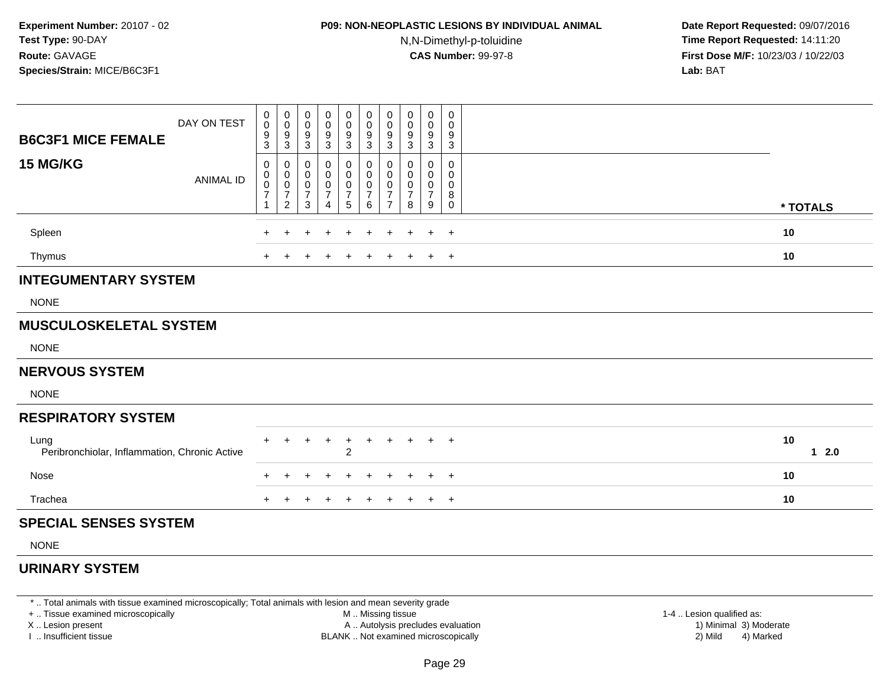**Experiment Number:** 20107 - 02
**Test Type:** 90-DAY
**Route:** GAVAGE
**Species/Strain:** MICE/B6C3F1

**P09: NON-NEOPLASTIC LESIONS BY INDIVIDUAL ANIMAL**
N,N-Dimethyl-p-toluidine
**CAS Number:** 99-97-8

**Date Report Requested:** 09/07/2016
**Time Report Requested:** 14:11:20
**First Dose M/F:** 10/23/03 / 10/22/03
**Lab:** BAT

| B6C3F1 MICE FEMALE 15 MG/KG | | | | | | | | | | | |
|---|---|---|---|---|---|---|---|---|---|---|---|
| DAY ON TEST | 0093 | 0093 | 0093 | 0093 | 0093 | 0093 | 0093 | 0093 | 0093 | 0093 | |
| ANIMAL ID | 00071 | 00072 | 00073 | 00074 | 00075 | 00076 | 00077 | 00078 | 00079 | 00080 | * TOTALS |
| Spleen | + | + | + | + | + | + | + | + | + | + | 10 |
| Thymus | + | + | + | + | + | + | + | + | + | + | 10 |
| **INTEGUMENTARY SYSTEM** | | | | | | | | | | | |
| NONE | | | | | | | | | | | |
| **MUSCULOSKELETAL SYSTEM** | | | | | | | | | | | |
| NONE | | | | | | | | | | | |
| **NERVOUS SYSTEM** | | | | | | | | | | | |
| NONE | | | | | | | | | | | |
| **RESPIRATORY SYSTEM** | | | | | | | | | | | |
| Lung | + | + | + | + | + | + | + | + | + | + | 10 |
| Peribronchiolar, Inflammation, Chronic Active | | | | | 2 | | | | | | 1 2.0 |
| Nose | + | + | + | + | + | + | + | + | + | + | 10 |
| Trachea | + | + | + | + | + | + | + | + | + | + | 10 |
| **SPECIAL SENSES SYSTEM** | | | | | | | | | | | |
| NONE | | | | | | | | | | | |
| **URINARY SYSTEM** | | | | | | | | | | | |

* .. Total animals with tissue examined microscopically; Total animals with lesion and mean severity grade
+ .. Tissue examined microscopically
X .. Lesion present
I .. Insufficient tissue
M .. Missing tissue
A .. Autolysis precludes evaluation
BLANK .. Not examined microscopically
1-4 .. Lesion qualified as:
1) Minimal 3) Moderate
2) Mild 4) Marked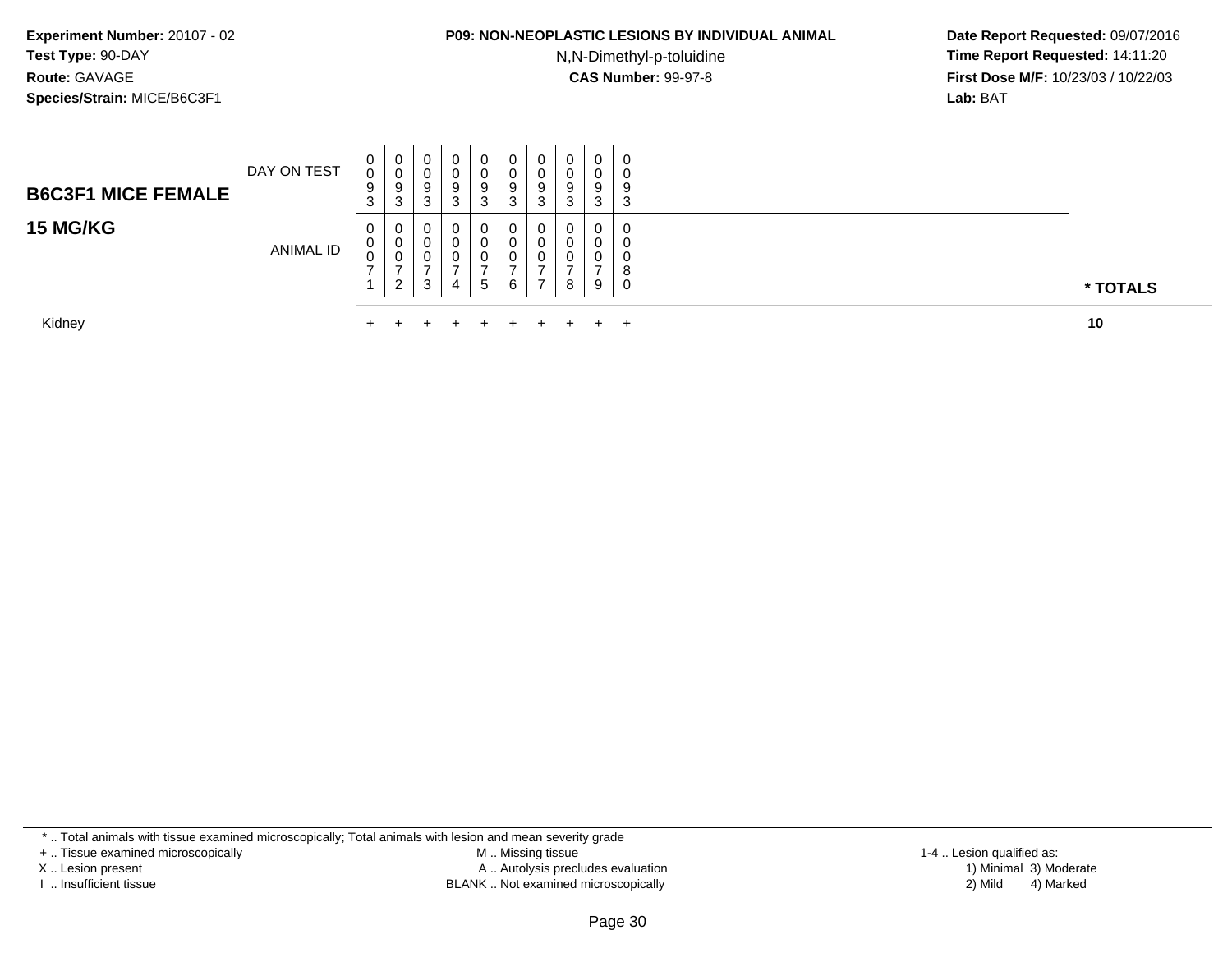**Experiment Number:** 20107 - 02
**Test Type:** 90-DAY
**Route:** GAVAGE
**Species/Strain:** MICE/B6C3F1

**P09: NON-NEOPLASTIC LESIONS BY INDIVIDUAL ANIMAL**
N,N-Dimethyl-p-toluidine
**CAS Number:** 99-97-8

**Date Report Requested:** 09/07/2016
**Time Report Requested:** 14:11:20
**First Dose M/F:** 10/23/03 / 10/22/03
**Lab:** BAT

| **B6C3F1 MICE FEMALE** / **15 MG/KG** | | | | | | | | | | | |
|---|---|---|---|---|---|---|---|---|---|---|---|
| DAY ON TEST | 0093 | 0093 | 0093 | 0093 | 0093 | 0093 | 0093 | 0093 | 0093 | 0093 | |
| ANIMAL ID | 00071 | 00072 | 00073 | 00074 | 00075 | 00076 | 00077 | 00078 | 00079 | 00080 | *** TOTALS** |
| Kidney | + | + | + | + | + | + | + | + | + | + | **10** |

* .. Total animals with tissue examined microscopically; Total animals with lesion and mean severity grade
+ .. Tissue examined microscopically
X .. Lesion present
I .. Insufficient tissue

M .. Missing tissue
A .. Autolysis precludes evaluation
BLANK .. Not examined microscopically

1-4 .. Lesion qualified as:
1) Minimal 3) Moderate
2) Mild 4) Marked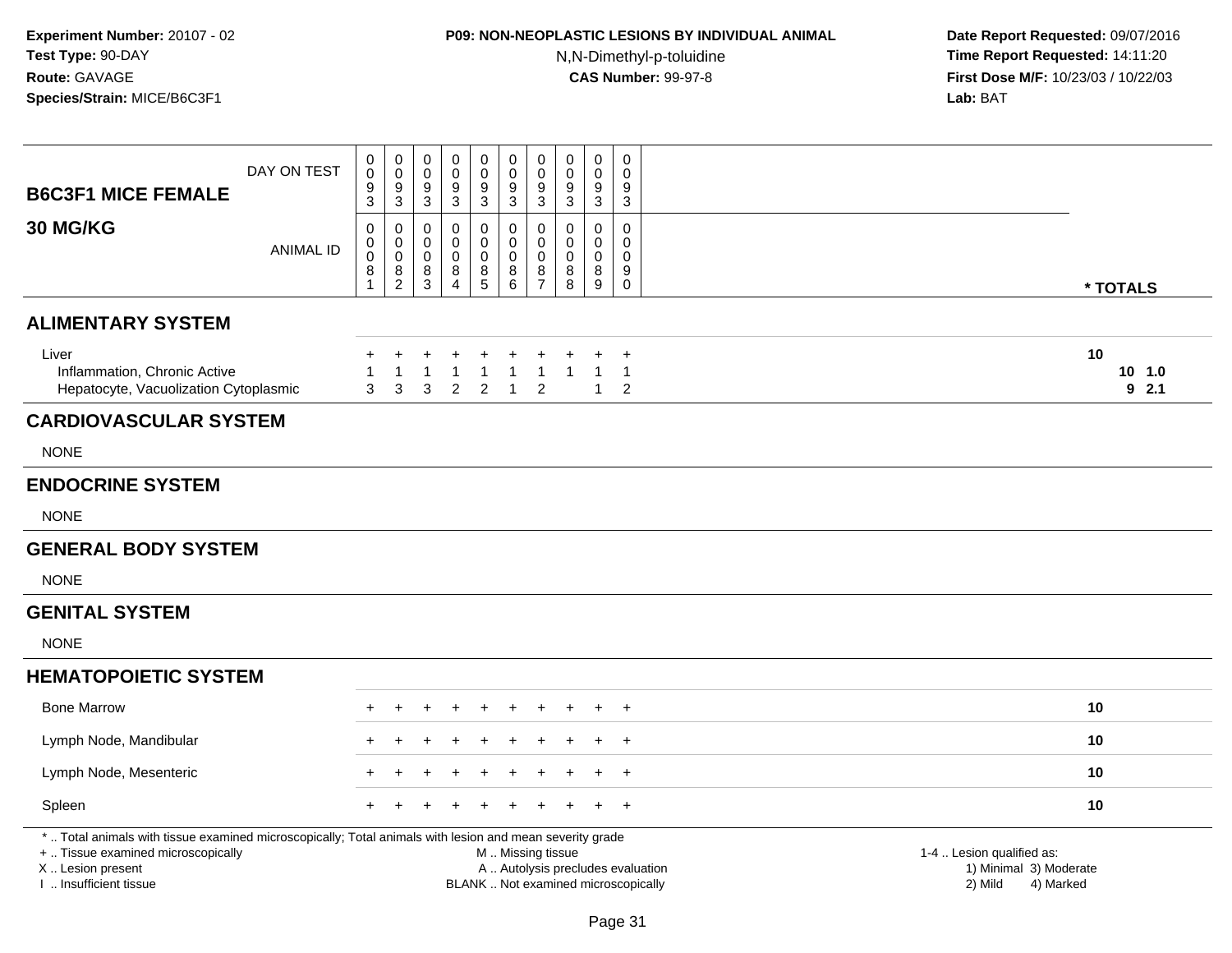**Experiment Number:** 20107 - 02
**Test Type:** 90-DAY
**Route:** GAVAGE
**Species/Strain:** MICE/B6C3F1

**P09: NON-NEOPLASTIC LESIONS BY INDIVIDUAL ANIMAL**
N,N-Dimethyl-p-toluidine
**CAS Number:** 99-97-8

**Date Report Requested:** 09/07/2016
**Time Report Requested:** 14:11:20
**First Dose M/F:** 10/23/03 / 10/22/03
**Lab:** BAT

| **B6C3F1 MICE FEMALE** DAY ON TEST | 0093 | 0093 | 0093 | 0093 | 0093 | 0093 | 0093 | 0093 | 0093 | 0093 | |
|---|---|---|---|---|---|---|---|---|---|---|---|
| **30 MG/KG** ANIMAL ID | 00081 | 00082 | 00083 | 00084 | 00085 | 00086 | 00087 | 00088 | 00089 | 00090 | *** TOTALS** |
| **ALIMENTARY SYSTEM** | | | | | | | | | | | |
| Liver | + | + | + | + | + | + | + | + | + | + | **10** |
| Inflammation, Chronic Active | 1 | 1 | 1 | 1 | 1 | 1 | 1 | 1 | 1 | 1 | **10 1.0** |
| Hepatocyte, Vacuolization Cytoplasmic | 3 | 3 | 3 | 2 | 2 | 1 | 2 | | 1 | 2 | **9 2.1** |
| **CARDIOVASCULAR SYSTEM** | | | | | | | | | | | |
| NONE | | | | | | | | | | | |
| **ENDOCRINE SYSTEM** | | | | | | | | | | | |
| NONE | | | | | | | | | | | |
| **GENERAL BODY SYSTEM** | | | | | | | | | | | |
| NONE | | | | | | | | | | | |
| **GENITAL SYSTEM** | | | | | | | | | | | |
| NONE | | | | | | | | | | | |
| **HEMATOPOIETIC SYSTEM** | | | | | | | | | | | |
| Bone Marrow | + | + | + | + | + | + | + | + | + | + | **10** |
| Lymph Node, Mandibular | + | + | + | + | + | + | + | + | + | + | **10** |
| Lymph Node, Mesenteric | + | + | + | + | + | + | + | + | + | + | **10** |
| Spleen | + | + | + | + | + | + | + | + | + | + | **10** |

* .. Total animals with tissue examined microscopically; Total animals with lesion and mean severity grade
+ .. Tissue examined microscopically
X .. Lesion present
I .. Insufficient tissue

M .. Missing tissue
A .. Autolysis precludes evaluation
BLANK .. Not examined microscopically

1-4 .. Lesion qualified as:
1) Minimal 3) Moderate
2) Mild 4) Marked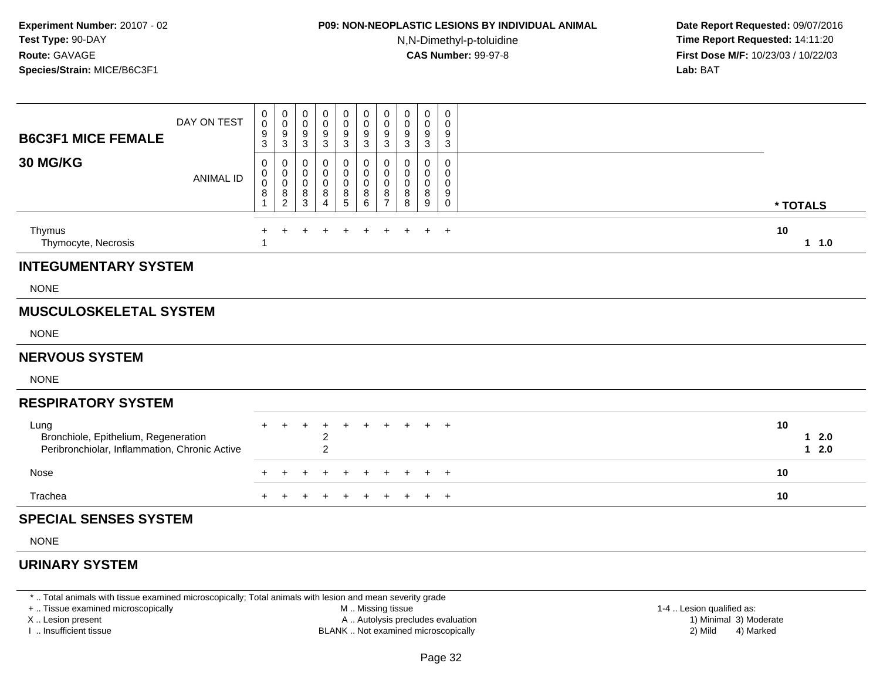Experiment Number: 20107 - 02
Test Type: 90-DAY
Route: GAVAGE
Species/Strain: MICE/B6C3F1

**P09: NON-NEOPLASTIC LESIONS BY INDIVIDUAL ANIMAL**
N,N-Dimethyl-p-toluidine
**CAS Number:** 99-97-8

Date Report Requested: 09/07/2016
Time Report Requested: 14:11:20
First Dose M/F: 10/23/03 / 10/22/03
Lab: BAT

| B6C3F1 MICE FEMALE 30 MG/KG | DAY ON TEST | 0093 | 0093 | 0093 | 0093 | 0093 | 0093 | 0093 | 0093 | 0093 | 0093 | |
|---|---|---|---|---|---|---|---|---|---|---|---|---|
| | ANIMAL ID | 00081 | 00082 | 00083 | 00084 | 00085 | 00086 | 00087 | 00088 | 00089 | 00090 | * TOTALS |
| Thymus | | + | + | + | + | + | + | + | + | + | + | 10 |
| Thymocyte, Necrosis | | 1 | | | | | | | | | | 1 1.0 |
| **INTEGUMENTARY SYSTEM** | | | | | | | | | | | | |
| NONE | | | | | | | | | | | | |
| **MUSCULOSKELETAL SYSTEM** | | | | | | | | | | | | |
| NONE | | | | | | | | | | | | |
| **NERVOUS SYSTEM** | | | | | | | | | | | | |
| NONE | | | | | | | | | | | | |
| **RESPIRATORY SYSTEM** | | | | | | | | | | | | |
| Lung | | + | + | + | + | + | + | + | + | + | + | 10 |
| Bronchiole, Epithelium, Regeneration | | | | | 2 | | | | | | | 1 2.0 |
| Peribronchiolar, Inflammation, Chronic Active | | | | | 2 | | | | | | | 1 2.0 |
| Nose | | + | + | + | + | + | + | + | + | + | + | 10 |
| Trachea | | + | + | + | + | + | + | + | + | + | + | 10 |
| **SPECIAL SENSES SYSTEM** | | | | | | | | | | | | |
| NONE | | | | | | | | | | | | |
| **URINARY SYSTEM** | | | | | | | | | | | | |

* .. Total animals with tissue examined microscopically; Total animals with lesion and mean severity grade
+ .. Tissue examined microscopically
X .. Lesion present
I .. Insufficient tissue
M .. Missing tissue
A .. Autolysis precludes evaluation
BLANK .. Not examined microscopically
1-4 .. Lesion qualified as:
1) Minimal 3) Moderate
2) Mild 4) Marked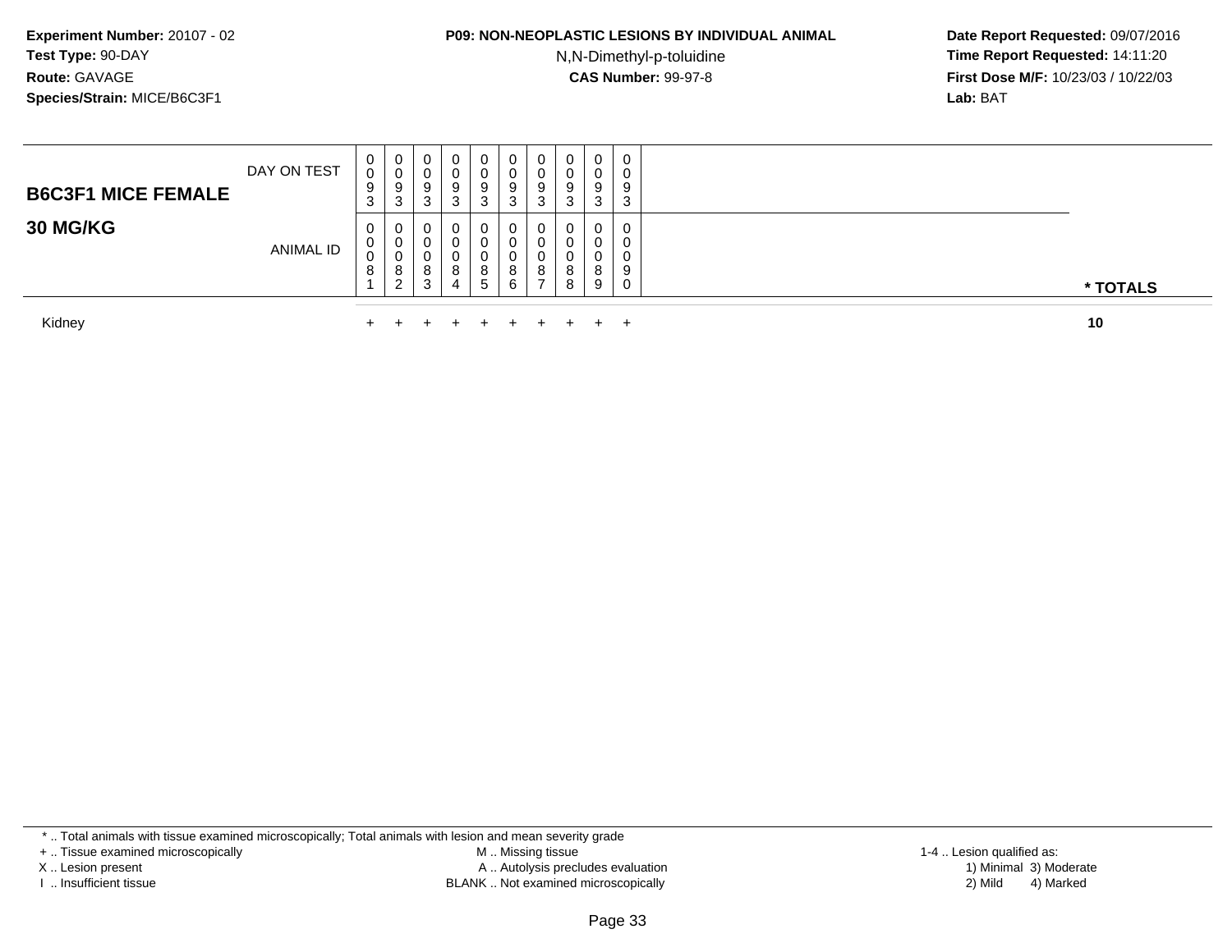**Experiment Number:** 20107 - 02
**Test Type:** 90-DAY
**Route:** GAVAGE
**Species/Strain:** MICE/B6C3F1

**P09: NON-NEOPLASTIC LESIONS BY INDIVIDUAL ANIMAL**
N,N-Dimethyl-p-toluidine
**CAS Number:** 99-97-8

**Date Report Requested:** 09/07/2016
**Time Report Requested:** 14:11:20
**First Dose M/F:** 10/23/03 / 10/22/03
**Lab:** BAT

| **B6C3F1 MICE FEMALE** | | | | | | | | | | | |
|---|---|---|---|---|---|---|---|---|---|---|---|
| DAY ON TEST | 0093 | 0093 | 0093 | 0093 | 0093 | 0093 | 0093 | 0093 | 0093 | 0093 | |
| **30 MG/KG** ANIMAL ID | 00081 | 00082 | 00083 | 00084 | 00085 | 00086 | 00087 | 00088 | 00089 | 00090 | *** TOTALS** |
| Kidney | + | + | + | + | + | + | + | + | + | + | **10** |

* .. Total animals with tissue examined microscopically; Total animals with lesion and mean severity grade
+ .. Tissue examined microscopically
X .. Lesion present
I .. Insufficient tissue

M .. Missing tissue
A .. Autolysis precludes evaluation
BLANK .. Not examined microscopically

1-4 .. Lesion qualified as:
1) Minimal 3) Moderate
2) Mild 4) Marked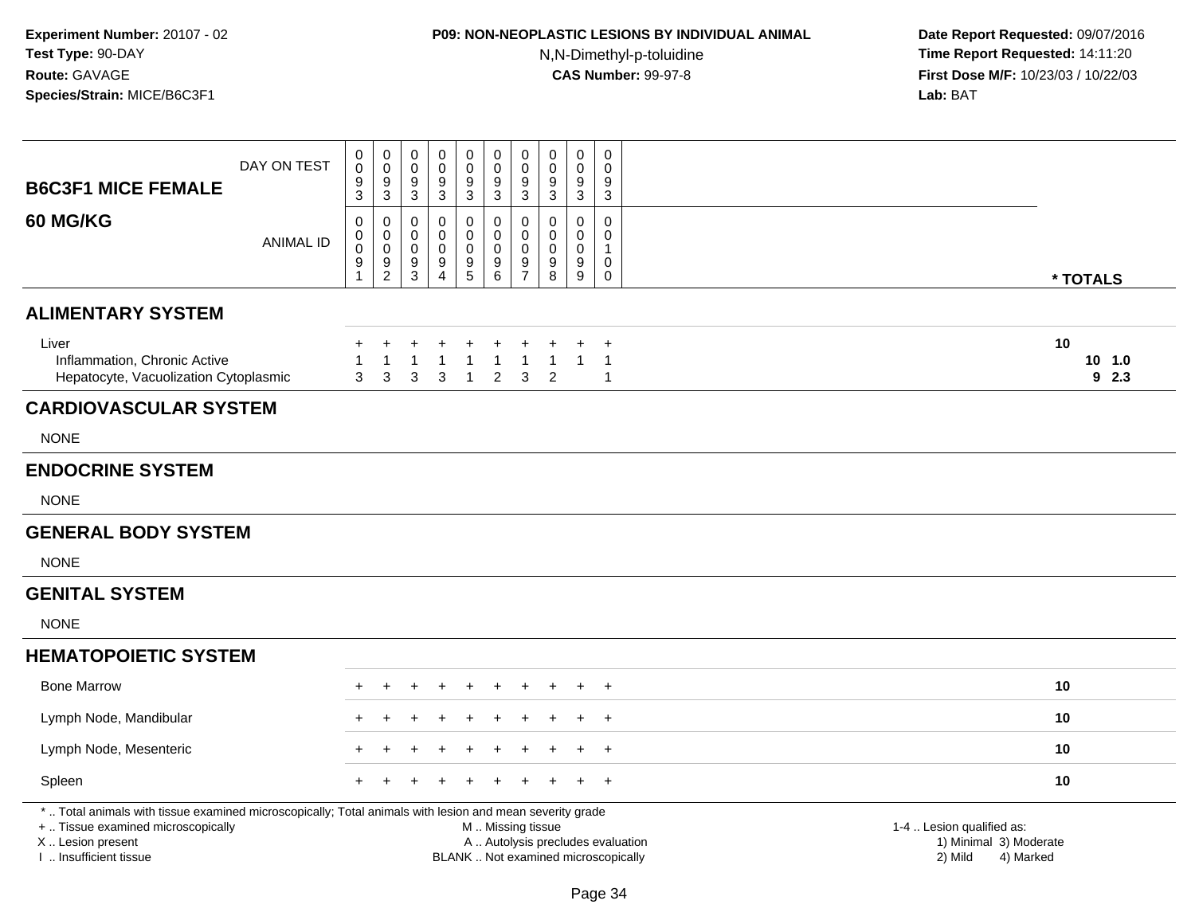**Experiment Number:** 20107 - 02
**Test Type:** 90-DAY
**Route:** GAVAGE
**Species/Strain:** MICE/B6C3F1

**P09: NON-NEOPLASTIC LESIONS BY INDIVIDUAL ANIMAL**
N,N-Dimethyl-p-toluidine
**CAS Number:** 99-97-8

**Date Report Requested:** 09/07/2016
**Time Report Requested:** 14:11:20
**First Dose M/F:** 10/23/03 / 10/22/03
**Lab:** BAT

| B6C3F1 MICE FEMALE 60 MG/KG | | | | | | | | | | | |
|---|---|---|---|---|---|---|---|---|---|---|---|
| DAY ON TEST | 0093 | 0093 | 0093 | 0093 | 0093 | 0093 | 0093 | 0093 | 0093 | 0093 | |
| ANIMAL ID | 00091 | 00092 | 00093 | 00094 | 00095 | 00096 | 00097 | 00098 | 00099 | 00100 | * TOTALS |
| **ALIMENTARY SYSTEM** | | | | | | | | | | | |
| Liver | + | + | + | + | + | + | + | + | + | + | 10 |
| Inflammation, Chronic Active | 1 | 1 | 1 | 1 | 1 | 1 | 1 | 1 | 1 | 1 | 10 1.0 |
| Hepatocyte, Vacuolization Cytoplasmic | 3 | 3 | 3 | 3 | 1 | 2 | 3 | 2 | | 1 | 9 2.3 |
| **CARDIOVASCULAR SYSTEM** | | | | | | | | | | | |
| NONE | | | | | | | | | | | |
| **ENDOCRINE SYSTEM** | | | | | | | | | | | |
| NONE | | | | | | | | | | | |
| **GENERAL BODY SYSTEM** | | | | | | | | | | | |
| NONE | | | | | | | | | | | |
| **GENITAL SYSTEM** | | | | | | | | | | | |
| NONE | | | | | | | | | | | |
| **HEMATOPOIETIC SYSTEM** | | | | | | | | | | | |
| Bone Marrow | + | + | + | + | + | + | + | + | + | + | 10 |
| Lymph Node, Mandibular | + | + | + | + | + | + | + | + | + | + | 10 |
| Lymph Node, Mesenteric | + | + | + | + | + | + | + | + | + | + | 10 |
| Spleen | + | + | + | + | + | + | + | + | + | + | 10 |

* .. Total animals with tissue examined microscopically; Total animals with lesion and mean severity grade
+ .. Tissue examined microscopically
X .. Lesion present
I .. Insufficient tissue

M .. Missing tissue
A .. Autolysis precludes evaluation
BLANK .. Not examined microscopically

1-4 .. Lesion qualified as:
1) Minimal 3) Moderate
2) Mild 4) Marked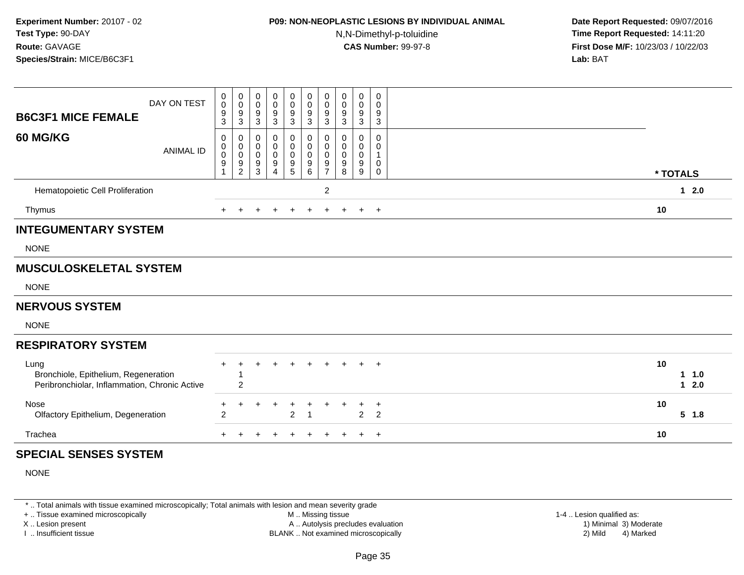**Experiment Number:** 20107 - 02
**Test Type:** 90-DAY
**Route:** GAVAGE
**Species/Strain:** MICE/B6C3F1

**P09: NON-NEOPLASTIC LESIONS BY INDIVIDUAL ANIMAL**
N,N-Dimethyl-p-toluidine
**CAS Number:** 99-97-8

**Date Report Requested:** 09/07/2016
**Time Report Requested:** 14:11:20
**First Dose M/F:** 10/23/03 / 10/22/03
**Lab:** BAT

| B6C3F1 MICE FEMALE 60 MG/KG | | | | | | | | | | | | |
|---|---|---|---|---|---|---|---|---|---|---|---|---|
| DAY ON TEST | 0093 | 0093 | 0093 | 0093 | 0093 | 0093 | 0093 | 0093 | 0093 | 0093 | | |
| ANIMAL ID | 00091 | 00092 | 00093 | 00094 | 00095 | 00096 | 00097 | 00098 | 00099 | 00100 | * TOTALS | |
| Hematopoietic Cell Proliferation | | | | | | | 2 | | | | 1 | 2.0 |
| Thymus | + | + | + | + | + | + | + | + | + | + | 10 | |
| **INTEGUMENTARY SYSTEM** | | | | | | | | | | | | |
| NONE | | | | | | | | | | | | |
| **MUSCULOSKELETAL SYSTEM** | | | | | | | | | | | | |
| NONE | | | | | | | | | | | | |
| **NERVOUS SYSTEM** | | | | | | | | | | | | |
| NONE | | | | | | | | | | | | |
| **RESPIRATORY SYSTEM** | | | | | | | | | | | | |
| Lung | + | + | + | + | + | + | + | + | + | + | 10 | |
| Bronchiole, Epithelium, Regeneration | | 1 | | | | | | | | | 1 | 1.0 |
| Peribronchiolar, Inflammation, Chronic Active | | 2 | | | | | | | | | 1 | 2.0 |
| Nose | + | + | + | + | + | + | + | + | + | + | 10 | |
| Olfactory Epithelium, Degeneration | 2 | | | | 2 | 1 | | | 2 | 2 | 5 | 1.8 |
| Trachea | + | + | + | + | + | + | + | + | + | + | 10 | |
| **SPECIAL SENSES SYSTEM** | | | | | | | | | | | | |
| NONE | | | | | | | | | | | | |

* .. Total animals with tissue examined microscopically; Total animals with lesion and mean severity grade
+ .. Tissue examined microscopically
X .. Lesion present
I .. Insufficient tissue
M .. Missing tissue
A .. Autolysis precludes evaluation
BLANK .. Not examined microscopically
1-4 .. Lesion qualified as:
1) Minimal 3) Moderate
2) Mild 4) Marked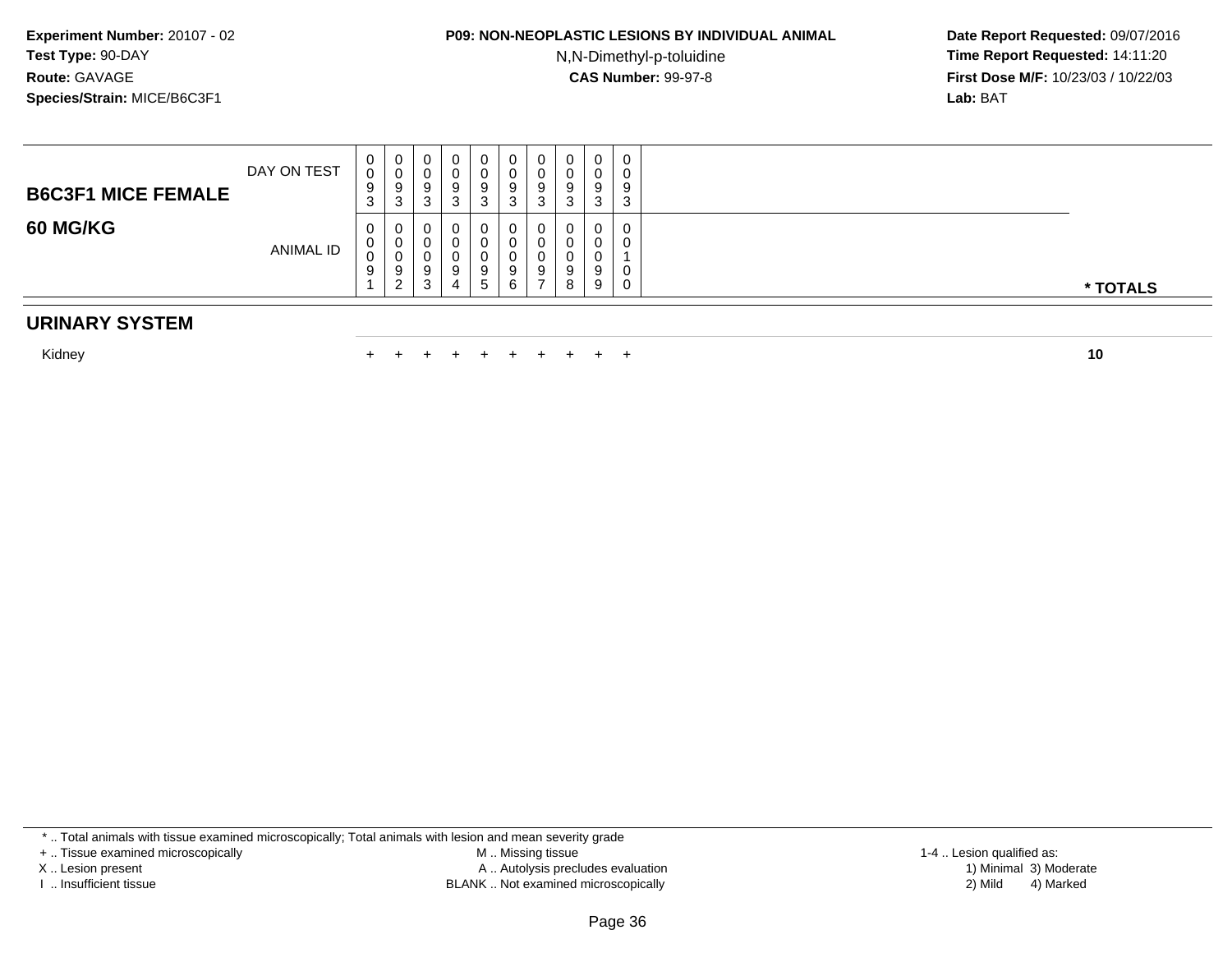**Experiment Number:** 20107 - 02
**Test Type:** 90-DAY
**Route:** GAVAGE
**Species/Strain:** MICE/B6C3F1

**P09: NON-NEOPLASTIC LESIONS BY INDIVIDUAL ANIMAL**
N,N-Dimethyl-p-toluidine
**CAS Number:** 99-97-8

**Date Report Requested:** 09/07/2016
**Time Report Requested:** 14:11:20
**First Dose M/F:** 10/23/03 / 10/22/03
**Lab:** BAT

| **B6C3F1 MICE FEMALE** / **60 MG/KG** | | | | | | | | | | | |
|---|---|---|---|---|---|---|---|---|---|---|---|
| DAY ON TEST | 0093 | 0093 | 0093 | 0093 | 0093 | 0093 | 0093 | 0093 | 0093 | 0093 | |
| ANIMAL ID | 00091 | 00092 | 00093 | 00094 | 00095 | 00096 | 00097 | 00098 | 00099 | 00100 | * TOTALS |
| **URINARY SYSTEM** | | | | | | | | | | | |
| Kidney | + | + | + | + | + | + | + | + | + | + | **10** |

* .. Total animals with tissue examined microscopically; Total animals with lesion and mean severity grade
+ .. Tissue examined microscopically
X .. Lesion present
I .. Insufficient tissue
M .. Missing tissue
A .. Autolysis precludes evaluation
BLANK .. Not examined microscopically
1-4 .. Lesion qualified as:
1) Minimal 3) Moderate
2) Mild 4) Marked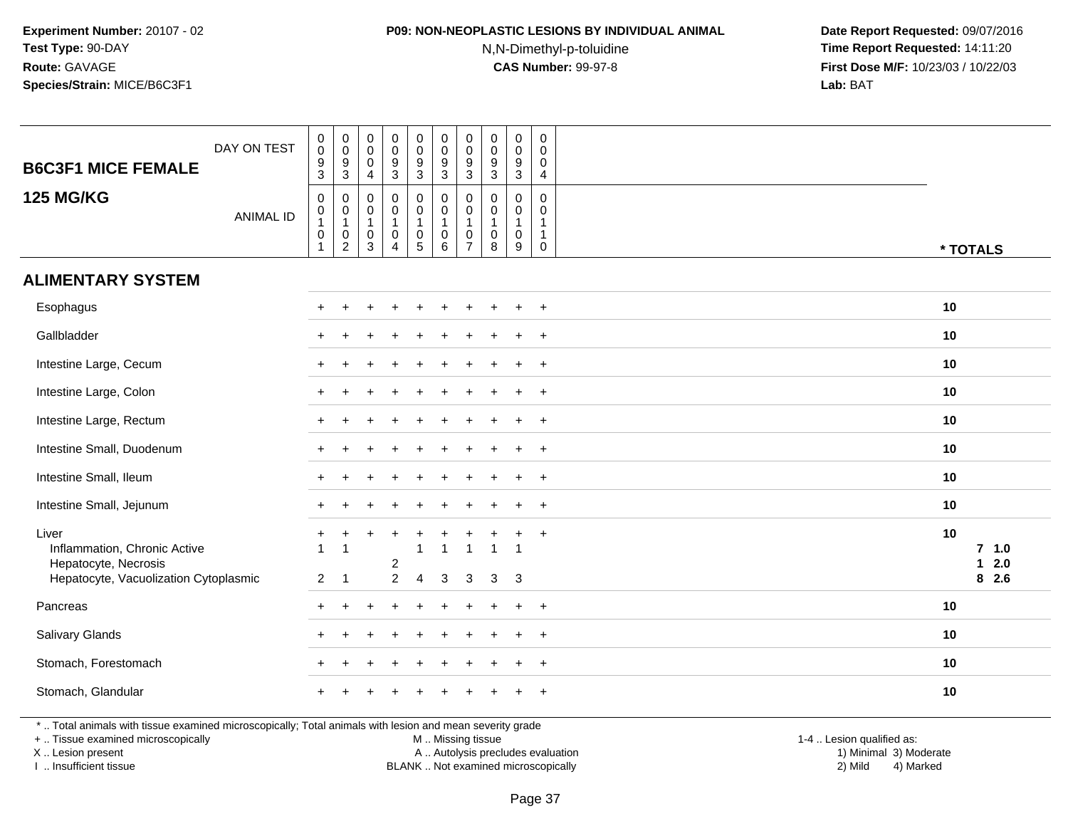**Experiment Number:** 20107 - 02
**Test Type:** 90-DAY
**Route:** GAVAGE
**Species/Strain:** MICE/B6C3F1

**P09: NON-NEOPLASTIC LESIONS BY INDIVIDUAL ANIMAL**
N,N-Dimethyl-p-toluidine
**CAS Number:** 99-97-8

**Date Report Requested:** 09/07/2016
**Time Report Requested:** 14:11:20
**First Dose M/F:** 10/23/03 / 10/22/03
**Lab:** BAT

## B6C3F1 MICE FEMALE
## 125 MG/KG

| DAY ON TEST | 0093 | 0093 | 0004 | 0093 | 0093 | 0093 | 0093 | 0093 | 0093 | 0004 | |
|---|---|---|---|---|---|---|---|---|---|---|---|
| **ANIMAL ID** | 00101 | 00102 | 00103 | 00104 | 00105 | 00106 | 00107 | 00108 | 00109 | 00110 | *** TOTALS** |
| **ALIMENTARY SYSTEM** | | | | | | | | | | | |
| Esophagus | + | + | + | + | + | + | + | + | + | + | 10 |
| Gallbladder | + | + | + | + | + | + | + | + | + | + | 10 |
| Intestine Large, Cecum | + | + | + | + | + | + | + | + | + | + | 10 |
| Intestine Large, Colon | + | + | + | + | + | + | + | + | + | + | 10 |
| Intestine Large, Rectum | + | + | + | + | + | + | + | + | + | + | 10 |
| Intestine Small, Duodenum | + | + | + | + | + | + | + | + | + | + | 10 |
| Intestine Small, Ileum | + | + | + | + | + | + | + | + | + | + | 10 |
| Intestine Small, Jejunum | + | + | + | + | + | + | + | + | + | + | 10 |
| Liver | + | + | + | + | + | + | + | + | + | + | 10 |
| Inflammation, Chronic Active | 1 | 1 | | | 1 | 1 | 1 | 1 | 1 | | 7 1.0 |
| Hepatocyte, Necrosis | | | | 2 | | | | | | | 1 2.0 |
| Hepatocyte, Vacuolization Cytoplasmic | 2 | 1 | | 2 | 4 | 3 | 3 | 3 | 3 | | 8 2.6 |
| Pancreas | + | + | + | + | + | + | + | + | + | + | 10 |
| Salivary Glands | + | + | + | + | + | + | + | + | + | + | 10 |
| Stomach, Forestomach | + | + | + | + | + | + | + | + | + | + | 10 |
| Stomach, Glandular | + | + | + | + | + | + | + | + | + | + | 10 |

* .. Total animals with tissue examined microscopically; Total animals with lesion and mean severity grade
+ .. Tissue examined microscopically
X .. Lesion present
I .. Insufficient tissue

M .. Missing tissue
A .. Autolysis precludes evaluation
BLANK .. Not examined microscopically

1-4 .. Lesion qualified as:
1) Minimal 3) Moderate
2) Mild 4) Marked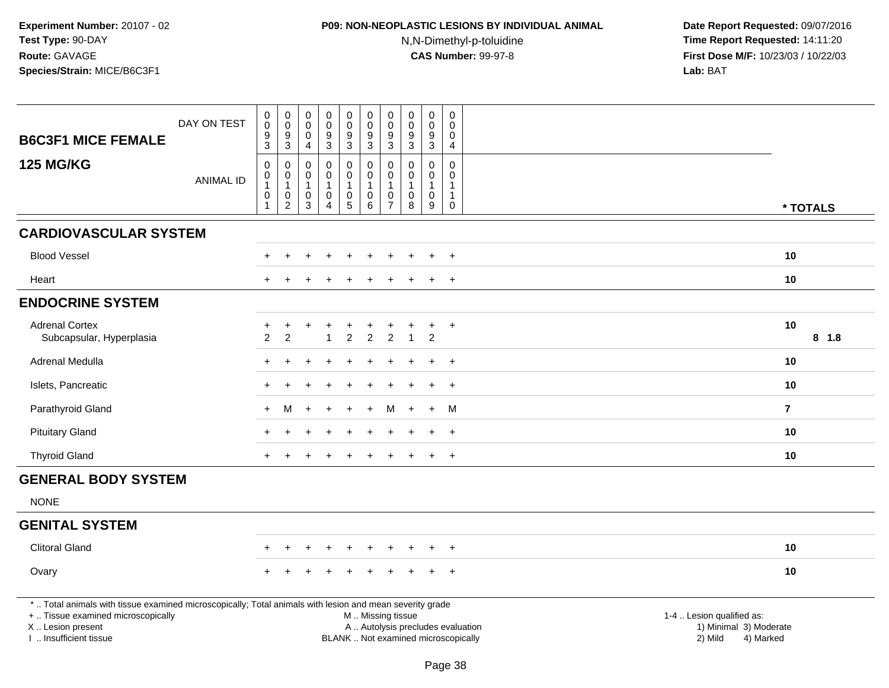**Experiment Number:** 20107 - 02
**Test Type:** 90-DAY
**Route:** GAVAGE
**Species/Strain:** MICE/B6C3F1

**P09: NON-NEOPLASTIC LESIONS BY INDIVIDUAL ANIMAL**
N,N-Dimethyl-p-toluidine
**CAS Number:** 99-97-8

**Date Report Requested:** 09/07/2016
**Time Report Requested:** 14:11:20
**First Dose M/F:** 10/23/03 / 10/22/03
**Lab:** BAT

| B6C3F1 MICE FEMALE 125 MG/KG | | | | | | | | | | | |
|---|---|---|---|---|---|---|---|---|---|---|---|
| DAY ON TEST | 0093 | 0093 | 0004 | 0093 | 0093 | 0093 | 0093 | 0093 | 0093 | 0004 | |
| ANIMAL ID | 00101 | 00102 | 00103 | 00104 | 00105 | 00106 | 00107 | 00108 | 00109 | 00110 | * TOTALS |
| **CARDIOVASCULAR SYSTEM** | | | | | | | | | | | |
| Blood Vessel | + | + | + | + | + | + | + | + | + | + | 10 |
| Heart | + | + | + | + | + | + | + | + | + | + | 10 |
| **ENDOCRINE SYSTEM** | | | | | | | | | | | |
| Adrenal Cortex | + | + | + | + | + | + | + | + | + | + | 10 |
| Subcapsular, Hyperplasia | 2 | 2 | | 1 | 2 | 2 | 2 | 1 | 2 | | 8 1.8 |
| Adrenal Medulla | + | + | + | + | + | + | + | + | + | + | 10 |
| Islets, Pancreatic | + | + | + | + | + | + | + | + | + | + | 10 |
| Parathyroid Gland | + | M | + | + | + | + | M | + | + | M | 7 |
| Pituitary Gland | + | + | + | + | + | + | + | + | + | + | 10 |
| Thyroid Gland | + | + | + | + | + | + | + | + | + | + | 10 |
| **GENERAL BODY SYSTEM** | | | | | | | | | | | |
| NONE | | | | | | | | | | | |
| **GENITAL SYSTEM** | | | | | | | | | | | |
| Clitoral Gland | + | + | + | + | + | + | + | + | + | + | 10 |
| Ovary | + | + | + | + | + | + | + | + | + | + | 10 |

* .. Total animals with tissue examined microscopically; Total animals with lesion and mean severity grade
+ .. Tissue examined microscopically
X .. Lesion present
I .. Insufficient tissue

M .. Missing tissue
A .. Autolysis precludes evaluation
BLANK .. Not examined microscopically

1-4 .. Lesion qualified as:
1) Minimal 3) Moderate
2) Mild 4) Marked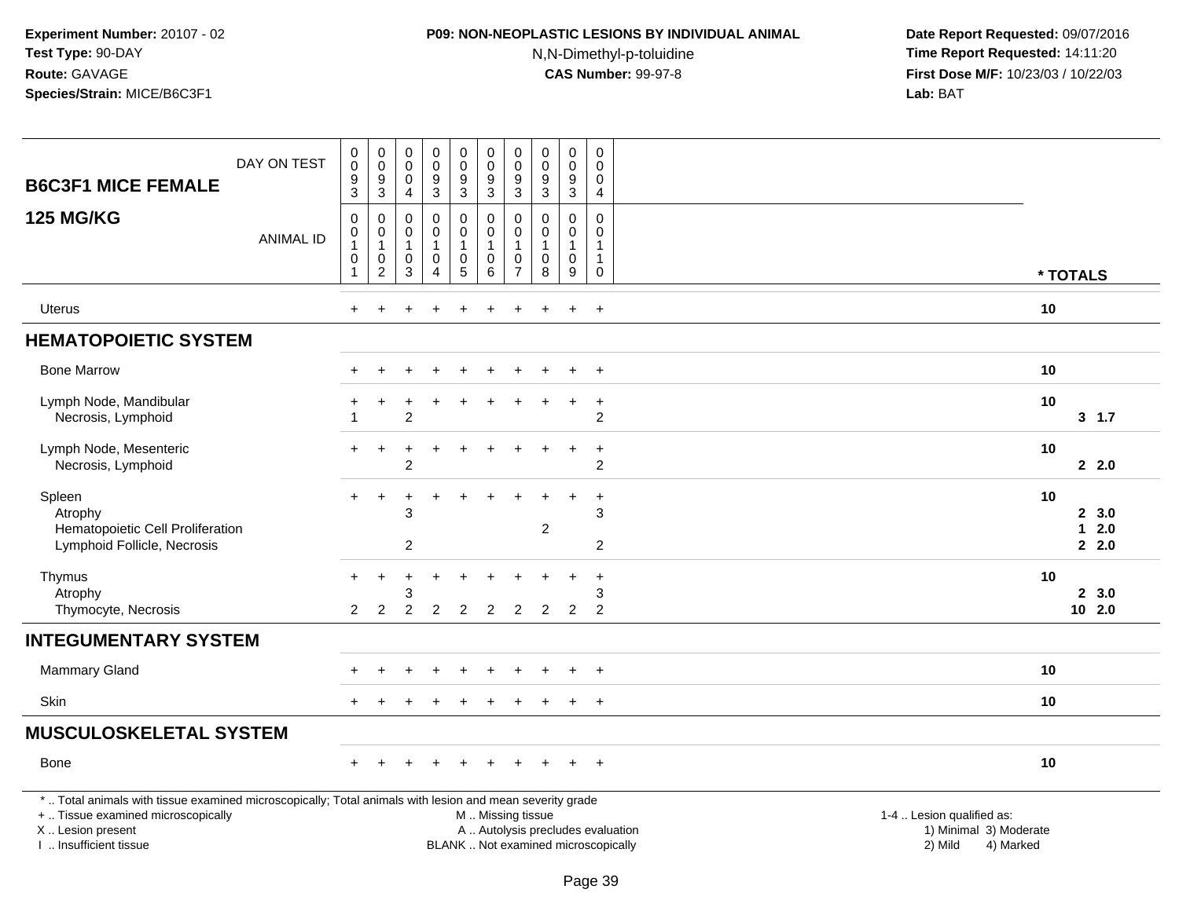**Experiment Number:** 20107 - 02
**Test Type:** 90-DAY
**Route:** GAVAGE
**Species/Strain:** MICE/B6C3F1

**P09: NON-NEOPLASTIC LESIONS BY INDIVIDUAL ANIMAL**
N,N-Dimethyl-p-toluidine
**CAS Number:** 99-97-8

**Date Report Requested:** 09/07/2016
**Time Report Requested:** 14:11:20
**First Dose M/F:** 10/23/03 / 10/22/03
**Lab:** BAT

| B6C3F1 MICE FEMALE 125 MG/KG | | | | | | | | | | | | |
|---|---|---|---|---|---|---|---|---|---|---|---|---|
| DAY ON TEST | 0093 | 0093 | 0004 | 0093 | 0093 | 0093 | 0093 | 0093 | 0093 | 0004 | | |
| ANIMAL ID | 00101 | 00102 | 00103 | 00104 | 00105 | 00106 | 00107 | 00108 | 00109 | 00110 | * TOTALS | |
| Uterus | + | + | + | + | + | + | + | + | + | + | 10 | |
| **HEMATOPOIETIC SYSTEM** | | | | | | | | | | | | |
| Bone Marrow | + | + | + | + | + | + | + | + | + | + | 10 | |
| Lymph Node, Mandibular | + | + | + | + | + | + | + | + | + | + | 10 | |
| Necrosis, Lymphoid | 1 | | 2 | | | | | | | 2 | 3 | 1.7 |
| Lymph Node, Mesenteric | + | + | + | + | + | + | + | + | + | + | 10 | |
| Necrosis, Lymphoid | | | 2 | | | | | | | 2 | 2 | 2.0 |
| Spleen | + | + | + | + | + | + | + | + | + | + | 10 | |
| Atrophy | | | 3 | | | | | | | 3 | 2 | 3.0 |
| Hematopoietic Cell Proliferation | | | | | | | | 2 | | | 1 | 2.0 |
| Lymphoid Follicle, Necrosis | | | 2 | | | | | | | 2 | 2 | 2.0 |
| Thymus | + | + | + | + | + | + | + | + | + | + | 10 | |
| Atrophy | | | 3 | | | | | | | 3 | 2 | 3.0 |
| Thymocyte, Necrosis | 2 | 2 | 2 | 2 | 2 | 2 | 2 | 2 | 2 | 2 | 10 | 2.0 |
| **INTEGUMENTARY SYSTEM** | | | | | | | | | | | | |
| Mammary Gland | + | + | + | + | + | + | + | + | + | + | 10 | |
| Skin | + | + | + | + | + | + | + | + | + | + | 10 | |
| **MUSCULOSKELETAL SYSTEM** | | | | | | | | | | | | |
| Bone | + | + | + | + | + | + | + | + | + | + | 10 | |

* .. Total animals with tissue examined microscopically; Total animals with lesion and mean severity grade
+ .. Tissue examined microscopically
X .. Lesion present
I .. Insufficient tissue

M .. Missing tissue
A .. Autolysis precludes evaluation
BLANK .. Not examined microscopically

1-4 .. Lesion qualified as:
1) Minimal 3) Moderate
2) Mild 4) Marked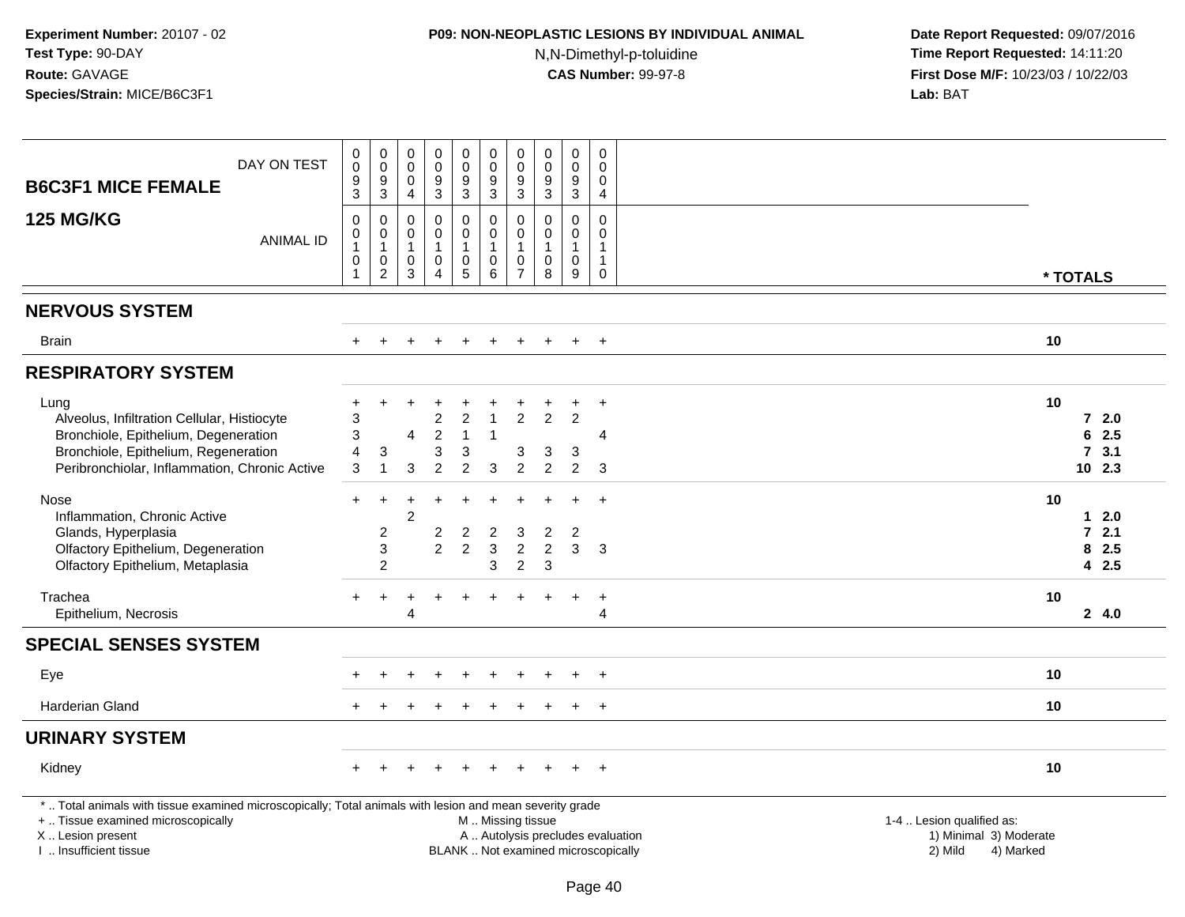**Experiment Number:** 20107 - 02
**Test Type:** 90-DAY
**Route:** GAVAGE
**Species/Strain:** MICE/B6C3F1

**P09: NON-NEOPLASTIC LESIONS BY INDIVIDUAL ANIMAL**
N,N-Dimethyl-p-toluidine
**CAS Number:** 99-97-8

**Date Report Requested:** 09/07/2016
**Time Report Requested:** 14:11:20
**First Dose M/F:** 10/23/03 / 10/22/03
**Lab:** BAT

**B6C3F1 MICE FEMALE**
**125 MG/KG**

| DAY ON TEST | 0093 | 0093 | 0004 | 0093 | 0093 | 0093 | 0093 | 0093 | 0093 | 0004 | * TOTALS | |
|---|---|---|---|---|---|---|---|---|---|---|---|---|
| ANIMAL ID | 00101 | 00102 | 00103 | 00104 | 00105 | 00106 | 00107 | 00108 | 00109 | 00110 | | |
| **NERVOUS SYSTEM** | | | | | | | | | | | | |
| Brain | + | + | + | + | + | + | + | + | + | + | 10 | |
| **RESPIRATORY SYSTEM** | | | | | | | | | | | | |
| Lung | + | + | + | + | + | + | + | + | + | + | 10 | |
| Alveolus, Infiltration Cellular, Histiocyte | 3 | | | 2 | 2 | 1 | 2 | 2 | 2 | | 7 | 2.0 |
| Bronchiole, Epithelium, Degeneration | 3 | | 4 | 2 | 1 | 1 | | | | 4 | 6 | 2.5 |
| Bronchiole, Epithelium, Regeneration | 4 | 3 | | 3 | 3 | | 3 | 3 | 3 | | 7 | 3.1 |
| Peribronchiolar, Inflammation, Chronic Active | 3 | 1 | 3 | 2 | 2 | 3 | 2 | 2 | 2 | 3 | 10 | 2.3 |
| Nose | + | + | + | + | + | + | + | + | + | + | 10 | |
| Inflammation, Chronic Active | | | 2 | | | | | | | | 1 | 2.0 |
| Glands, Hyperplasia | | 2 | | 2 | 2 | 2 | 3 | 2 | 2 | | 7 | 2.1 |
| Olfactory Epithelium, Degeneration | | 3 | | 2 | 2 | 3 | 2 | 2 | 3 | 3 | 8 | 2.5 |
| Olfactory Epithelium, Metaplasia | | 2 | | | | 3 | 2 | 3 | | | 4 | 2.5 |
| Trachea | + | + | + | + | + | + | + | + | + | + | 10 | |
| Epithelium, Necrosis | | | 4 | | | | | | | 4 | 2 | 4.0 |
| **SPECIAL SENSES SYSTEM** | | | | | | | | | | | | |
| Eye | + | + | + | + | + | + | + | + | + | + | 10 | |
| Harderian Gland | + | + | + | + | + | + | + | + | + | + | 10 | |
| **URINARY SYSTEM** | | | | | | | | | | | | |
| Kidney | + | + | + | + | + | + | + | + | + | + | 10 | |

\* .. Total animals with tissue examined microscopically; Total animals with lesion and mean severity grade
\+ .. Tissue examined microscopically
X .. Lesion present
I .. Insufficient tissue
M .. Missing tissue
A .. Autolysis precludes evaluation
BLANK .. Not examined microscopically
1-4 .. Lesion qualified as: 1) Minimal 2) Mild 3) Moderate 4) Marked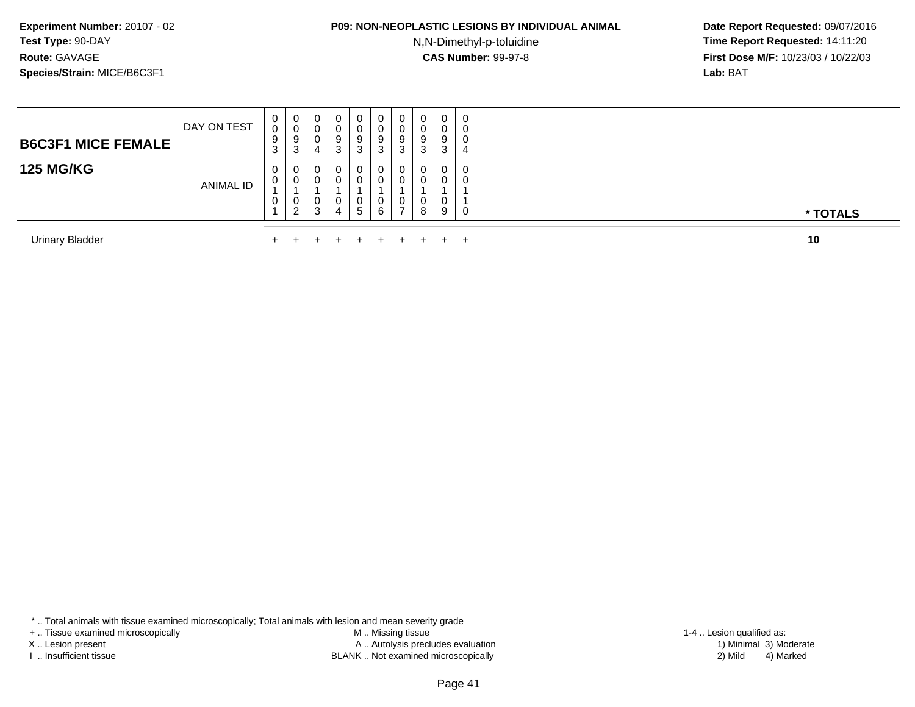**Experiment Number:** 20107 - 02
**Test Type:** 90-DAY
**Route:** GAVAGE
**Species/Strain:** MICE/B6C3F1

**P09: NON-NEOPLASTIC LESIONS BY INDIVIDUAL ANIMAL**
N,N-Dimethyl-p-toluidine
**CAS Number:** 99-97-8

**Date Report Requested:** 09/07/2016
**Time Report Requested:** 14:11:20
**First Dose M/F:** 10/23/03 / 10/22/03
**Lab:** BAT

| **B6C3F1 MICE FEMALE** DAY ON TEST | 0093 | 0093 | 0004 | 0093 | 0093 | 0093 | 0093 | 0093 | 0093 | 0004 | |
|---|---|---|---|---|---|---|---|---|---|---|---|
| **125 MG/KG** ANIMAL ID | 00101 | 00102 | 00103 | 00104 | 00105 | 00106 | 00107 | 00108 | 00109 | 00110 | *** TOTALS** |
| Urinary Bladder | + | + | + | + | + | + | + | + | + | + | **10** |

* .. Total animals with tissue examined microscopically; Total animals with lesion and mean severity grade
+ .. Tissue examined microscopically
X .. Lesion present
I .. Insufficient tissue

M .. Missing tissue
A .. Autolysis precludes evaluation
BLANK .. Not examined microscopically

1-4 .. Lesion qualified as:
1) Minimal 3) Moderate
2) Mild 4) Marked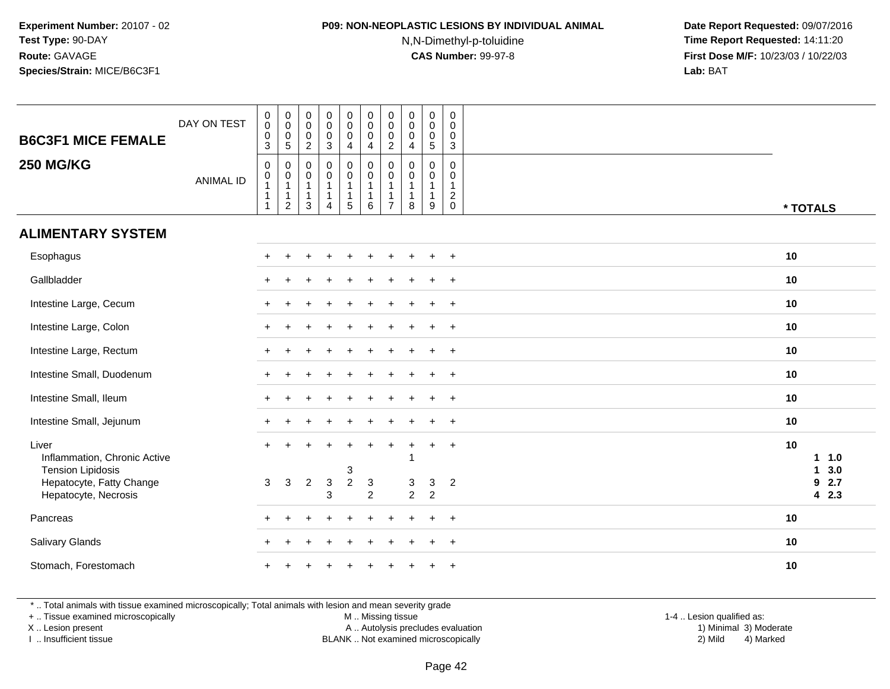**Experiment Number:** 20107 - 02
**Test Type:** 90-DAY
**Route:** GAVAGE
**Species/Strain:** MICE/B6C3F1

**P09: NON-NEOPLASTIC LESIONS BY INDIVIDUAL ANIMAL**
N,N-Dimethyl-p-toluidine
**CAS Number:** 99-97-8

**Date Report Requested:** 09/07/2016
**Time Report Requested:** 14:11:20
**First Dose M/F:** 10/23/03 / 10/22/03
**Lab:** BAT

| B6C3F1 MICE FEMALE 250 MG/KG | | | | | | | | | | | * TOTALS |
|---|---|---|---|---|---|---|---|---|---|---|---|
| DAY ON TEST | 0003 | 0005 | 0002 | 0003 | 0004 | 0004 | 0002 | 0004 | 0005 | 0003 | |
| ANIMAL ID | 00111 | 00112 | 00113 | 00114 | 00115 | 00116 | 00117 | 00118 | 00119 | 00120 | |
| **ALIMENTARY SYSTEM** | | | | | | | | | | | |
| Esophagus | + | + | + | + | + | + | + | + | + | + | 10 |
| Gallbladder | + | + | + | + | + | + | + | + | + | + | 10 |
| Intestine Large, Cecum | + | + | + | + | + | + | + | + | + | + | 10 |
| Intestine Large, Colon | + | + | + | + | + | + | + | + | + | + | 10 |
| Intestine Large, Rectum | + | + | + | + | + | + | + | + | + | + | 10 |
| Intestine Small, Duodenum | + | + | + | + | + | + | + | + | + | + | 10 |
| Intestine Small, Ileum | + | + | + | + | + | + | + | + | + | + | 10 |
| Intestine Small, Jejunum | + | + | + | + | + | + | + | + | + | + | 10 |
| Liver | + | + | + | + | + | + | + | + | + | + | 10 |
| Inflammation, Chronic Active | | | | | | | | 1 | | | 1 1.0 |
| Tension Lipidosis | | | | | 3 | | | | | | 1 3.0 |
| Hepatocyte, Fatty Change | 3 | 3 | 2 | 3 | 2 | 3 | | 3 | 3 | 2 | 9 2.7 |
| Hepatocyte, Necrosis | | | | 3 | | 2 | | 2 | 2 | | 4 2.3 |
| Pancreas | + | + | + | + | + | + | + | + | + | + | 10 |
| Salivary Glands | + | + | + | + | + | + | + | + | + | + | 10 |
| Stomach, Forestomach | + | + | + | + | + | + | + | + | + | + | 10 |

* .. Total animals with tissue examined microscopically; Total animals with lesion and mean severity grade
+ .. Tissue examined microscopically
X .. Lesion present
I .. Insufficient tissue
M .. Missing tissue
A .. Autolysis precludes evaluation
BLANK .. Not examined microscopically
1-4 .. Lesion qualified as:
1) Minimal 3) Moderate
2) Mild 4) Marked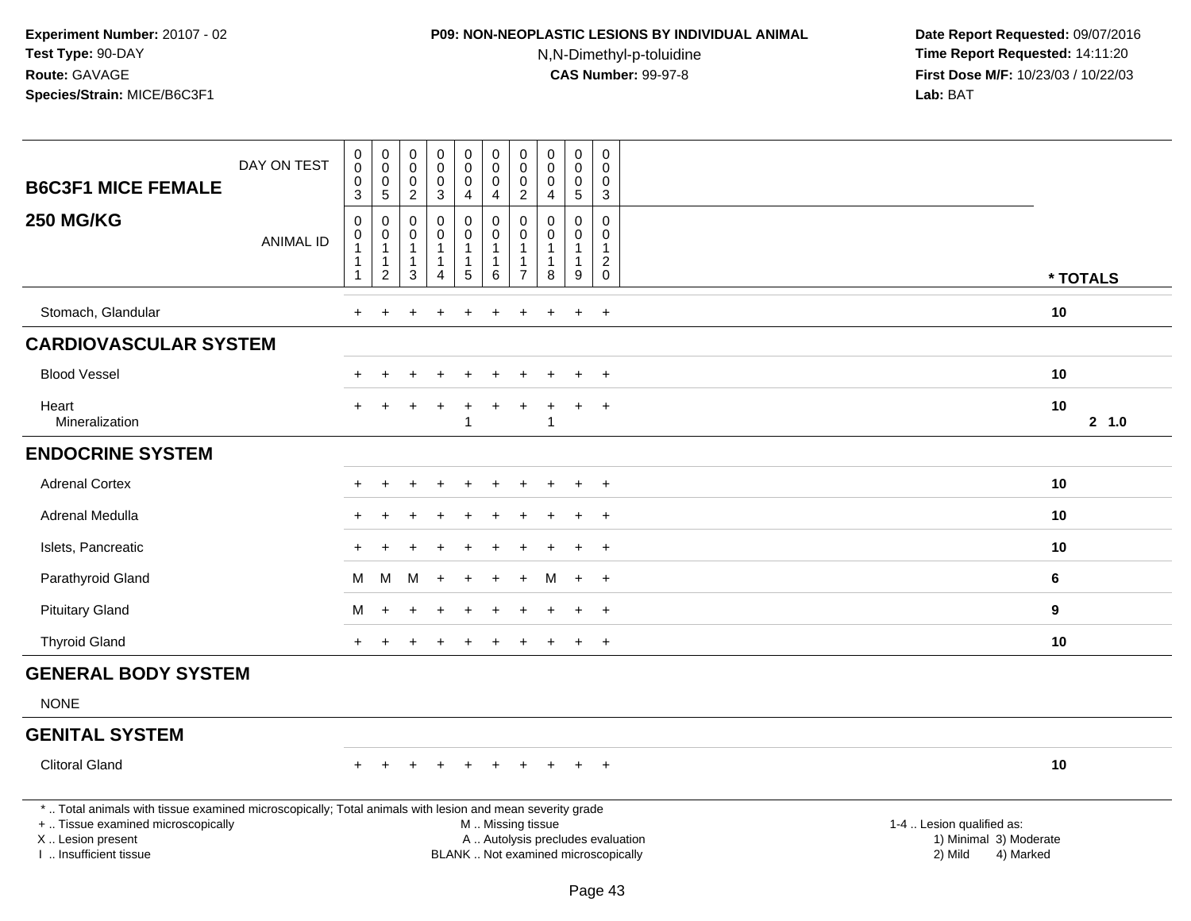**Experiment Number:** 20107 - 02
**Test Type:** 90-DAY
**Route:** GAVAGE
**Species/Strain:** MICE/B6C3F1

**P09: NON-NEOPLASTIC LESIONS BY INDIVIDUAL ANIMAL**
N,N-Dimethyl-p-toluidine
**CAS Number:** 99-97-8

**Date Report Requested:** 09/07/2016
**Time Report Requested:** 14:11:20
**First Dose M/F:** 10/23/03 / 10/22/03
**Lab:** BAT

| B6C3F1 MICE FEMALE 250 MG/KG | | | | | | | | | | | |
|---|---|---|---|---|---|---|---|---|---|---|---|
| DAY ON TEST | 0003 | 0005 | 0002 | 0003 | 0004 | 0004 | 0002 | 0004 | 0005 | 0003 | |
| ANIMAL ID | 00111 | 00112 | 00113 | 00114 | 00115 | 00116 | 00117 | 00118 | 00119 | 00120 | * TOTALS |
| Stomach, Glandular | + | + | + | + | + | + | + | + | + | + | 10 |
| **CARDIOVASCULAR SYSTEM** | | | | | | | | | | | |
| Blood Vessel | + | + | + | + | + | + | + | + | + | + | 10 |
| Heart | + | + | + | + | + | + | + | + | + | + | 10 |
| Mineralization | | | | | 1 | | | 1 | | | 2 1.0 |
| **ENDOCRINE SYSTEM** | | | | | | | | | | | |
| Adrenal Cortex | + | + | + | + | + | + | + | + | + | + | 10 |
| Adrenal Medulla | + | + | + | + | + | + | + | + | + | + | 10 |
| Islets, Pancreatic | + | + | + | + | + | + | + | + | + | + | 10 |
| Parathyroid Gland | M | M | M | + | + | + | + | M | + | + | 6 |
| Pituitary Gland | M | + | + | + | + | + | + | + | + | + | 9 |
| Thyroid Gland | + | + | + | + | + | + | + | + | + | + | 10 |
| **GENERAL BODY SYSTEM** | | | | | | | | | | | |
| NONE | | | | | | | | | | | |
| **GENITAL SYSTEM** | | | | | | | | | | | |
| Clitoral Gland | + | + | + | + | + | + | + | + | + | + | 10 |

* .. Total animals with tissue examined microscopically; Total animals with lesion and mean severity grade
+ .. Tissue examined microscopically
X .. Lesion present
I .. Insufficient tissue
M .. Missing tissue
A .. Autolysis precludes evaluation
BLANK .. Not examined microscopically
1-4 .. Lesion qualified as: 1) Minimal 2) Mild 3) Moderate 4) Marked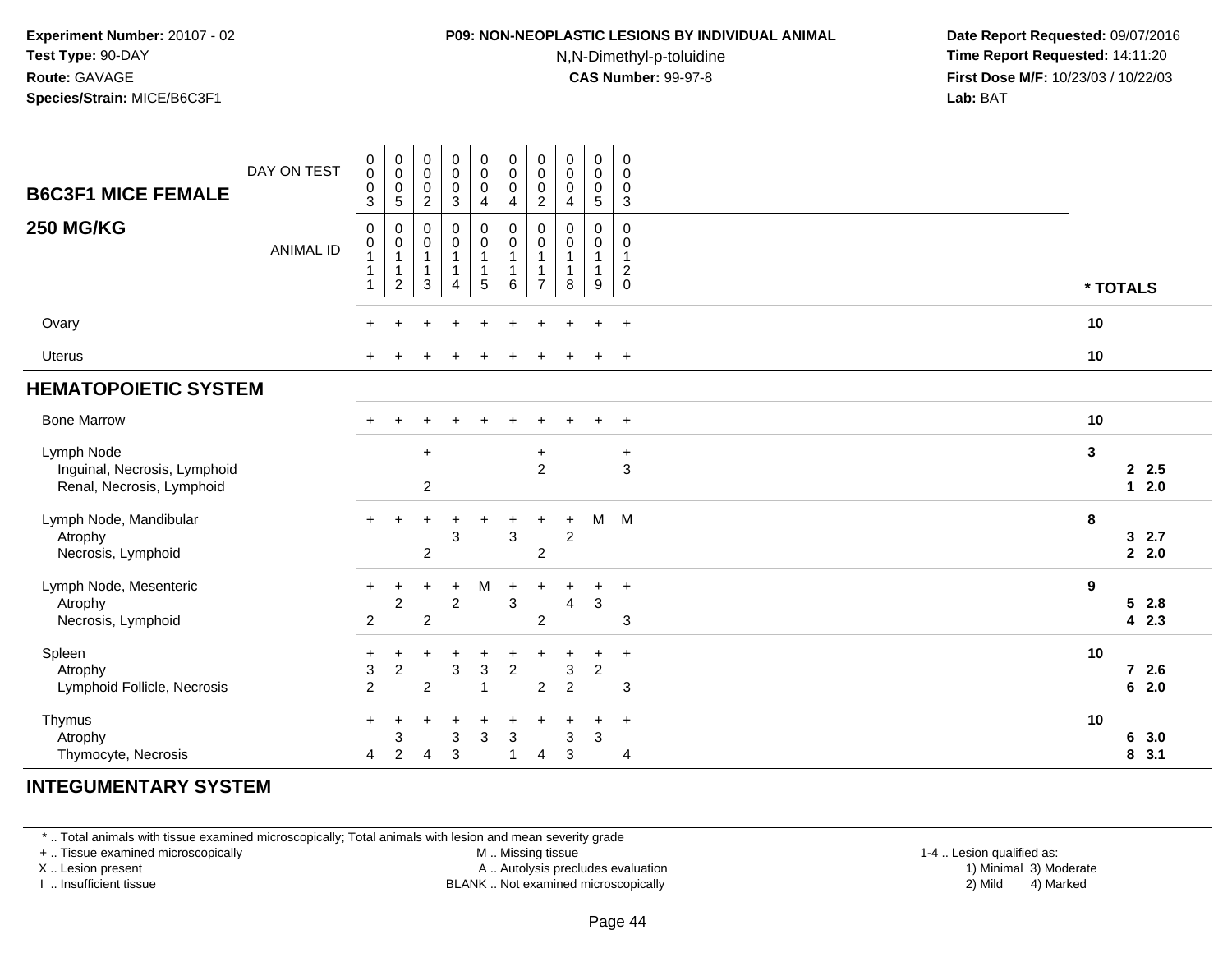**Experiment Number:** 20107 - 02
**Test Type:** 90-DAY
**Route:** GAVAGE
**Species/Strain:** MICE/B6C3F1

**P09: NON-NEOPLASTIC LESIONS BY INDIVIDUAL ANIMAL**
N,N-Dimethyl-p-toluidine
**CAS Number:** 99-97-8

**Date Report Requested:** 09/07/2016
**Time Report Requested:** 14:11:20
**First Dose M/F:** 10/23/03 / 10/22/03
**Lab:** BAT

| B6C3F1 MICE FEMALE 250 MG/KG | | | | | | | | | | | * TOTALS | |
|---|---|---|---|---|---|---|---|---|---|---|---|---|
| DAY ON TEST | 0003 | 0005 | 0002 | 0003 | 0004 | 0004 | 0002 | 0004 | 0005 | 0003 | | |
| ANIMAL ID | 00111 | 00112 | 00113 | 00114 | 00115 | 00116 | 00117 | 00118 | 00119 | 00120 | | |
| Ovary | + | + | + | + | + | + | + | + | + | + | 10 | |
| Uterus | + | + | + | + | + | + | + | + | + | + | 10 | |
| **HEMATOPOIETIC SYSTEM** | | | | | | | | | | | | |
| Bone Marrow | + | + | + | + | + | + | + | + | + | + | 10 | |
| Lymph Node | | | + | | | | + | | | + | 3 | |
| Inguinal, Necrosis, Lymphoid | | | | | | | 2 | | | 3 | | 2 2.5 |
| Renal, Necrosis, Lymphoid | | | 2 | | | | | | | | | 1 2.0 |
| Lymph Node, Mandibular | + | + | + | + | + | + | + | + | M | M | 8 | |
| Atrophy | | | | 3 | | 3 | | 2 | | | | 3 2.7 |
| Necrosis, Lymphoid | | | 2 | | | | 2 | | | | | 2 2.0 |
| Lymph Node, Mesenteric | + | + | + | + | M | + | + | + | + | + | 9 | |
| Atrophy | | 2 | | 2 | | 3 | | 4 | 3 | | | 5 2.8 |
| Necrosis, Lymphoid | 2 | | 2 | | | | 2 | | | 3 | | 4 2.3 |
| Spleen | + | + | + | + | + | + | + | + | + | + | 10 | |
| Atrophy | 3 | 2 | | 3 | 3 | 2 | | 3 | 2 | | | 7 2.6 |
| Lymphoid Follicle, Necrosis | 2 | | 2 | | 1 | | 2 | 2 | | 3 | | 6 2.0 |
| Thymus | + | + | + | + | + | + | + | + | + | + | 10 | |
| Atrophy | | 3 | | 3 | 3 | 3 | | 3 | 3 | | | 6 3.0 |
| Thymocyte, Necrosis | 4 | 2 | 4 | 3 | | 1 | 4 | 3 | | 4 | | 8 3.1 |

**INTEGUMENTARY SYSTEM**

\* .. Total animals with tissue examined microscopically; Total animals with lesion and mean severity grade
+ .. Tissue examined microscopically
X .. Lesion present
I .. Insufficient tissue
M .. Missing tissue
A .. Autolysis precludes evaluation
BLANK .. Not examined microscopically
1-4 .. Lesion qualified as:
1) Minimal 3) Moderate
2) Mild 4) Marked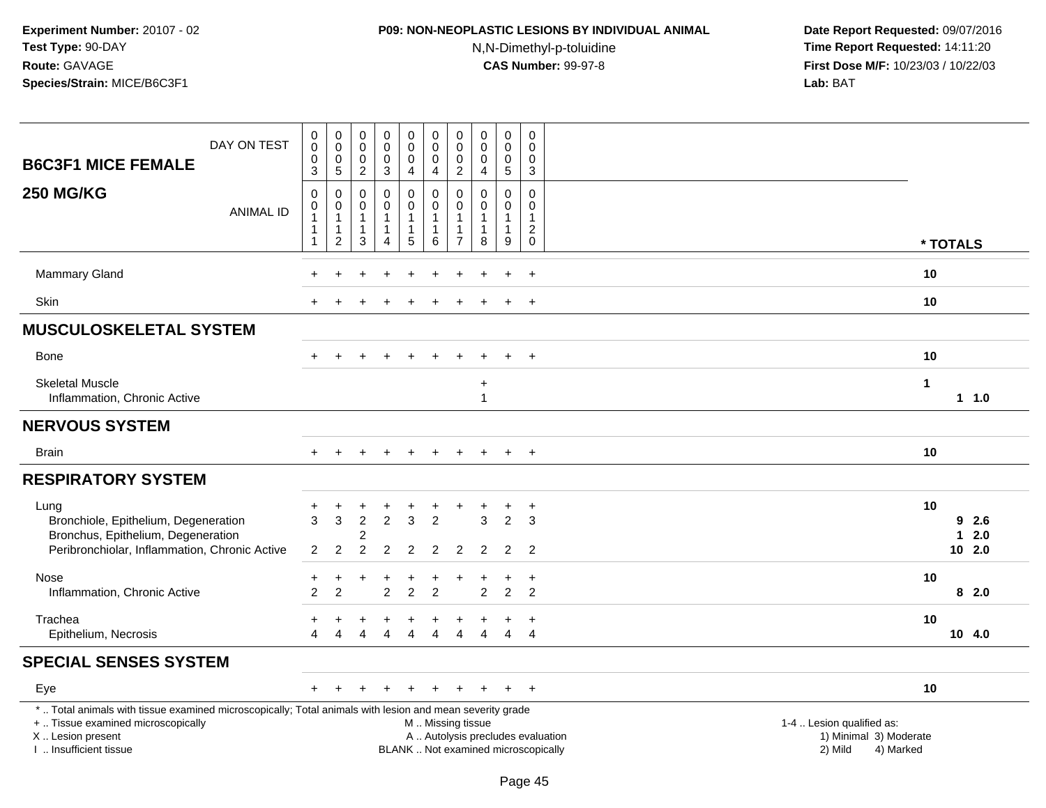**Experiment Number:** 20107 - 02
**Test Type:** 90-DAY
**Route:** GAVAGE
**Species/Strain:** MICE/B6C3F1

**P09: NON-NEOPLASTIC LESIONS BY INDIVIDUAL ANIMAL**
N,N-Dimethyl-p-toluidine
**CAS Number:** 99-97-8

**Date Report Requested:** 09/07/2016
**Time Report Requested:** 14:11:20
**First Dose M/F:** 10/23/03 / 10/22/03
**Lab:** BAT

| B6C3F1 MICE FEMALE 250 MG/KG | | | | | | | | | | | |
|---|---|---|---|---|---|---|---|---|---|---|---|
| DAY ON TEST | 0003 | 0005 | 0002 | 0003 | 0004 | 0004 | 0002 | 0004 | 0005 | 0003 | |
| ANIMAL ID | 00111 | 00112 | 00113 | 00114 | 00115 | 00116 | 00117 | 00118 | 00119 | 00120 | * TOTALS |
| Mammary Gland | + | + | + | + | + | + | + | + | + | + | 10 |
| Skin | + | + | + | + | + | + | + | + | + | + | 10 |
| **MUSCULOSKELETAL SYSTEM** | | | | | | | | | | | |
| Bone | + | + | + | + | + | + | + | + | + | + | 10 |
| Skeletal Muscle | | | | | | | | + | | | 1 |
| Inflammation, Chronic Active | | | | | | | | 1 | | | 1 1.0 |
| **NERVOUS SYSTEM** | | | | | | | | | | | |
| Brain | + | + | + | + | + | + | + | + | + | + | 10 |
| **RESPIRATORY SYSTEM** | | | | | | | | | | | |
| Lung | + | + | + | + | + | + | + | + | + | + | 10 |
| Bronchiole, Epithelium, Degeneration | 3 | 3 | 2 | 2 | 3 | 2 | | 3 | 2 | 3 | 9 2.6 |
| Bronchus, Epithelium, Degeneration | | | 2 | | | | | | | | 1 2.0 |
| Peribronchiolar, Inflammation, Chronic Active | 2 | 2 | 2 | 2 | 2 | 2 | 2 | 2 | 2 | 2 | 10 2.0 |
| Nose | + | + | + | + | + | + | + | + | + | + | 10 |
| Inflammation, Chronic Active | 2 | 2 | | 2 | 2 | 2 | | 2 | 2 | 2 | 8 2.0 |
| Trachea | + | + | + | + | + | + | + | + | + | + | 10 |
| Epithelium, Necrosis | 4 | 4 | 4 | 4 | 4 | 4 | 4 | 4 | 4 | 4 | 10 4.0 |
| **SPECIAL SENSES SYSTEM** | | | | | | | | | | | |
| Eye | + | + | + | + | + | + | + | + | + | + | 10 |

* .. Total animals with tissue examined microscopically; Total animals with lesion and mean severity grade
+ .. Tissue examined microscopically
X .. Lesion present
I .. Insufficient tissue

M .. Missing tissue
A .. Autolysis precludes evaluation
BLANK .. Not examined microscopically

1-4 .. Lesion qualified as:
1) Minimal 3) Moderate
2) Mild 4) Marked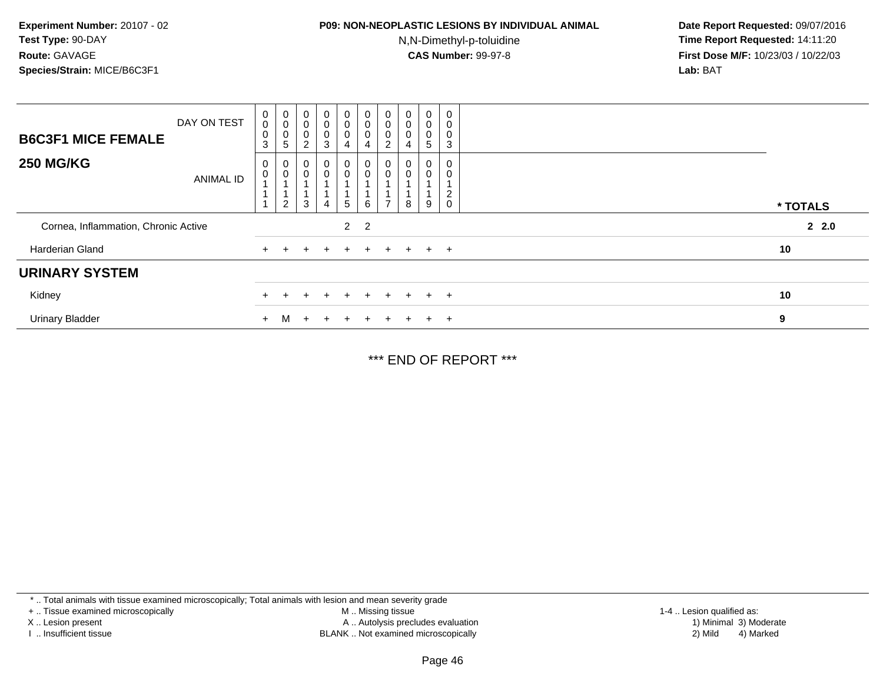**Experiment Number:** 20107 - 02
**Test Type:** 90-DAY
**Route:** GAVAGE
**Species/Strain:** MICE/B6C3F1

**P09: NON-NEOPLASTIC LESIONS BY INDIVIDUAL ANIMAL**
N,N-Dimethyl-p-toluidine
**CAS Number:** 99-97-8

**Date Report Requested:** 09/07/2016
**Time Report Requested:** 14:11:20
**First Dose M/F:** 10/23/03 / 10/22/03
**Lab:** BAT

| **B6C3F1 MICE FEMALE** DAY ON TEST | 0003 | 0005 | 0002 | 0003 | 0004 | 0004 | 0002 | 0004 | 0005 | 0003 | |
|---|---|---|---|---|---|---|---|---|---|---|---|
| **250 MG/KG** ANIMAL ID | 00111 | 00112 | 00113 | 00114 | 00115 | 00116 | 00117 | 00118 | 00119 | 00120 | *** TOTALS** |
| Cornea, Inflammation, Chronic Active | | | | | 2 | 2 | | | | | **2 2.0** |
| Harderian Gland | + | + | + | + | + | + | + | + | + | + | **10** |
| **URINARY SYSTEM** | | | | | | | | | | | |
| Kidney | + | + | + | + | + | + | + | + | + | + | **10** |
| Urinary Bladder | + | M | + | + | + | + | + | + | + | + | **9** |

*** END OF REPORT ***

* .. Total animals with tissue examined microscopically; Total animals with lesion and mean severity grade
+ .. Tissue examined microscopically
X .. Lesion present
I .. Insufficient tissue

M .. Missing tissue
A .. Autolysis precludes evaluation
BLANK .. Not examined microscopically

1-4 .. Lesion qualified as:
1) Minimal 3) Moderate
2) Mild 4) Marked